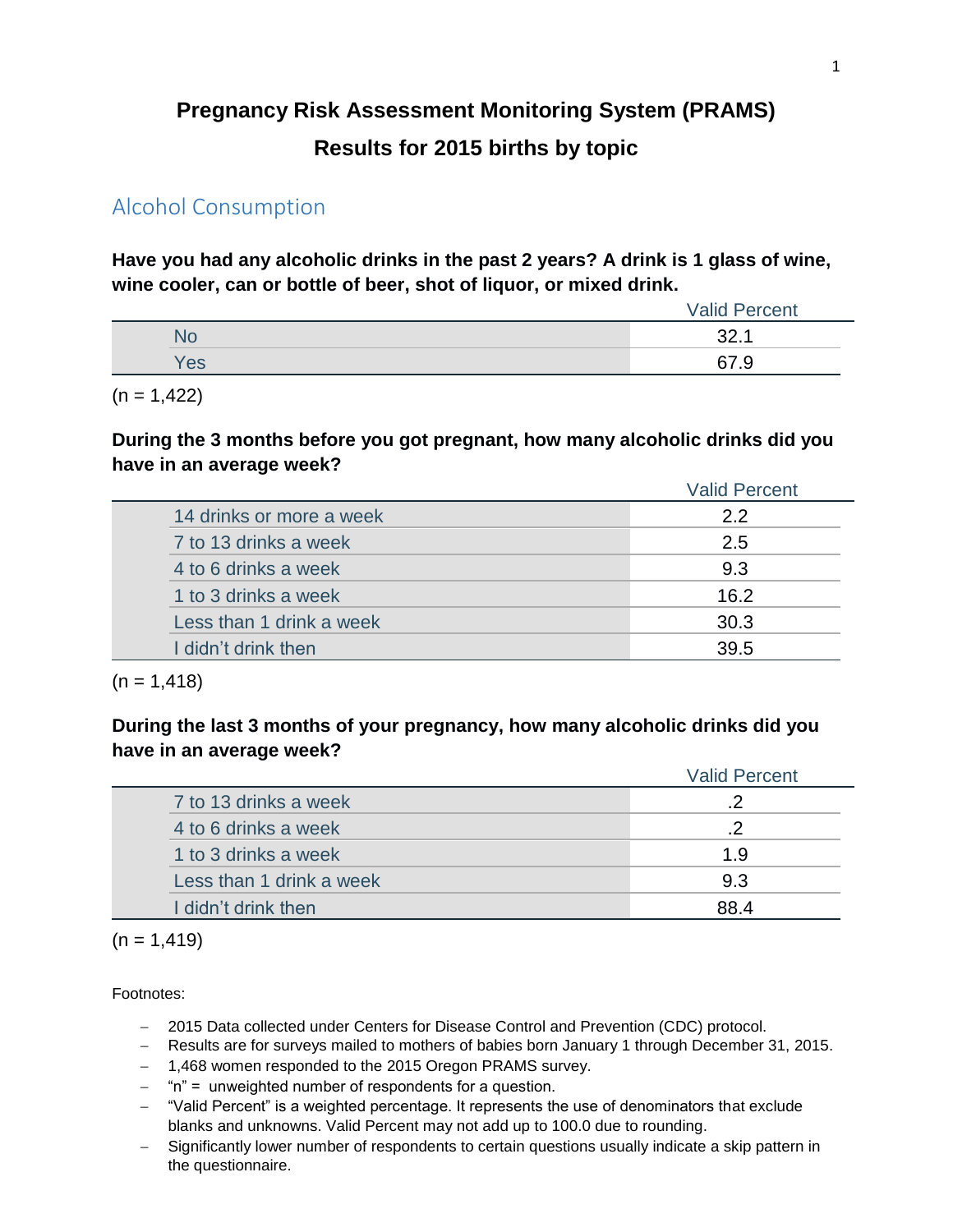# Pregnancy Risk Assessment Monitoring System (PRAMS)

# Results for 2015 births by topic

## Alcohol Consumption

**Have you had any alcoholic drinks in the past 2 years? A drink is 1 glass of wine, wine cooler, can or bottle of beer, shot of liquor, or mixed drink.**

| | Valid Percent |
|---|---|
| No | 32.1 |
| Yes | 67.9 |

(n = 1,422)

**During the 3 months before you got pregnant, how many alcoholic drinks did you have in an average week?**

| | Valid Percent |
|---|---|
| 14 drinks or more a week | 2.2 |
| 7 to 13 drinks a week | 2.5 |
| 4 to 6 drinks a week | 9.3 |
| 1 to 3 drinks a week | 16.2 |
| Less than 1 drink a week | 30.3 |
| I didn't drink then | 39.5 |

(n = 1,418)

**During the last 3 months of your pregnancy, how many alcoholic drinks did you have in an average week?**

| | Valid Percent |
|---|---|
| 7 to 13 drinks a week | .2 |
| 4 to 6 drinks a week | .2 |
| 1 to 3 drinks a week | 1.9 |
| Less than 1 drink a week | 9.3 |
| I didn't drink then | 88.4 |

(n = 1,419)

Footnotes:

- 2015 Data collected under Centers for Disease Control and Prevention (CDC) protocol.
- Results are for surveys mailed to mothers of babies born January 1 through December 31, 2015.
- 1,468 women responded to the 2015 Oregon PRAMS survey.
- "n" = unweighted number of respondents for a question.
- "Valid Percent" is a weighted percentage. It represents the use of denominators that exclude blanks and unknowns. Valid Percent may not add up to 100.0 due to rounding.
- Significantly lower number of respondents to certain questions usually indicate a skip pattern in the questionnaire.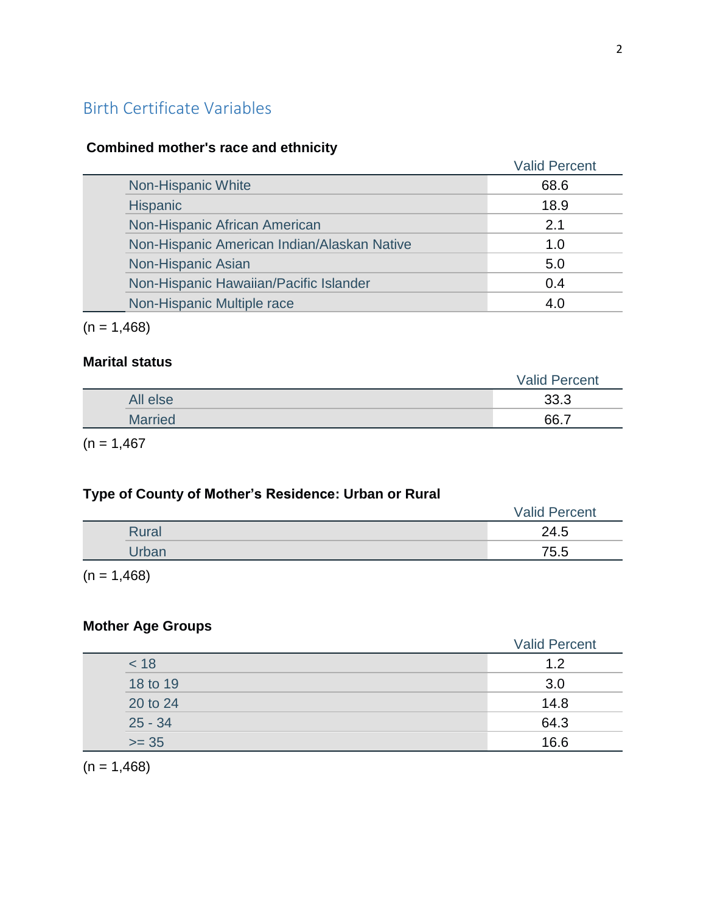## Birth Certificate Variables

**Combined mother's race and ethnicity**

| | Valid Percent |
|---|---|
| Non-Hispanic White | 68.6 |
| Hispanic | 18.9 |
| Non-Hispanic African American | 2.1 |
| Non-Hispanic American Indian/Alaskan Native | 1.0 |
| Non-Hispanic Asian | 5.0 |
| Non-Hispanic Hawaiian/Pacific Islander | 0.4 |
| Non-Hispanic Multiple race | 4.0 |

(n = 1,468)

**Marital status**

| | Valid Percent |
|---|---|
| All else | 33.3 |
| Married | 66.7 |

(n = 1,467

**Type of County of Mother's Residence: Urban or Rural**

| | Valid Percent |
|---|---|
| Rural | 24.5 |
| Urban | 75.5 |

(n = 1,468)

**Mother Age Groups**

| | Valid Percent |
|---|---|
| < 18 | 1.2 |
| 18 to 19 | 3.0 |
| 20 to 24 | 14.8 |
| 25 - 34 | 64.3 |
| >= 35 | 16.6 |

(n = 1,468)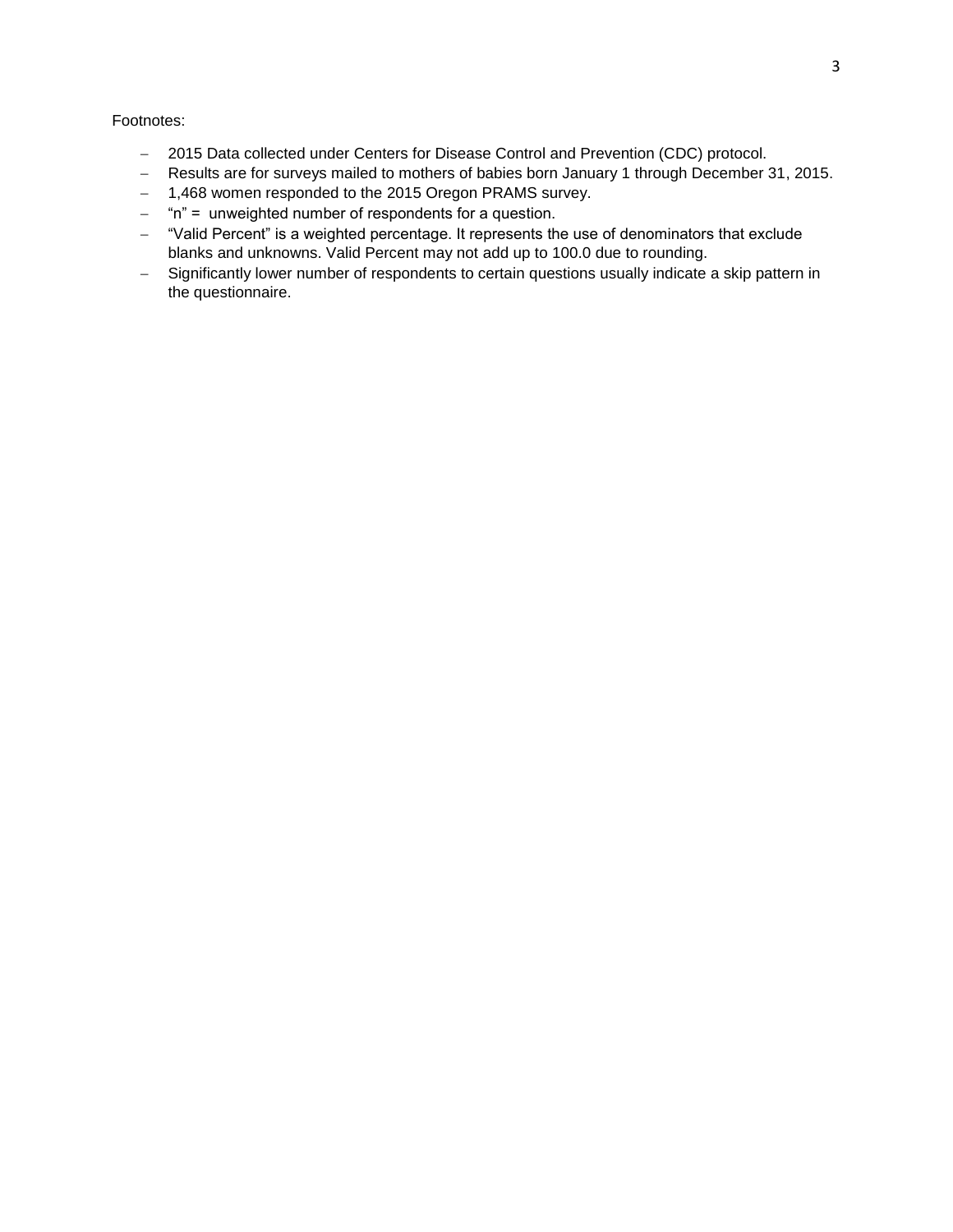Footnotes:

- 2015 Data collected under Centers for Disease Control and Prevention (CDC) protocol.
- Results are for surveys mailed to mothers of babies born January 1 through December 31, 2015.
- 1,468 women responded to the 2015 Oregon PRAMS survey.
- "n" = unweighted number of respondents for a question.
- "Valid Percent" is a weighted percentage. It represents the use of denominators that exclude blanks and unknowns. Valid Percent may not add up to 100.0 due to rounding.
- Significantly lower number of respondents to certain questions usually indicate a skip pattern in the questionnaire.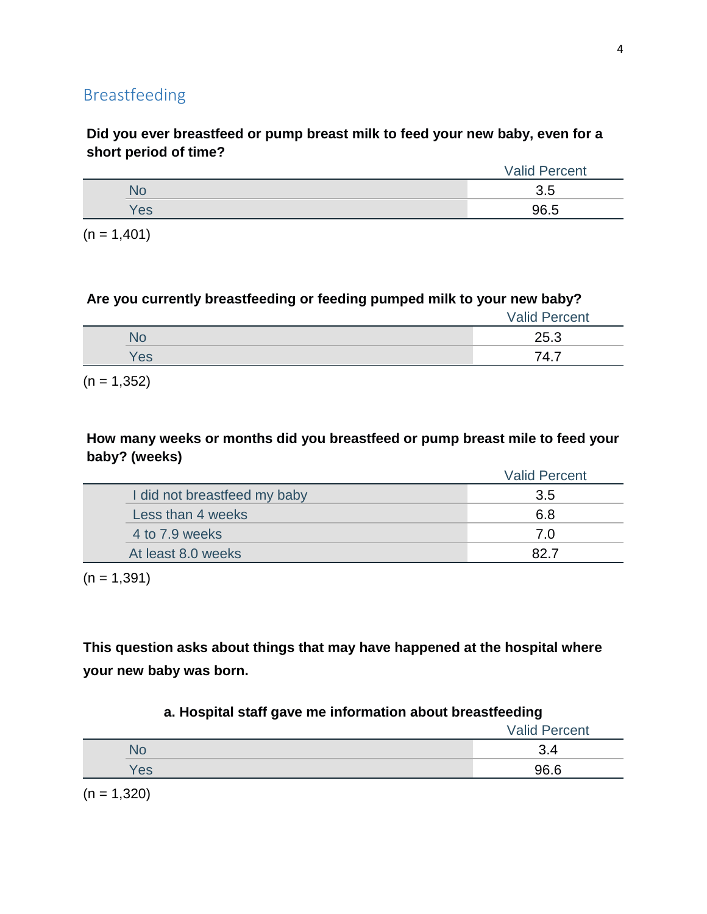## Breastfeeding

**Did you ever breastfeed or pump breast milk to feed your new baby, even for a short period of time?**

| | Valid Percent |
|---|---|
| No | 3.5 |
| Yes | 96.5 |

(n = 1,401)

**Are you currently breastfeeding or feeding pumped milk to your new baby?**

| | Valid Percent |
|---|---|
| No | 25.3 |
| Yes | 74.7 |

(n = 1,352)

**How many weeks or months did you breastfeed or pump breast mile to feed your baby? (weeks)**

| | Valid Percent |
|---|---|
| I did not breastfeed my baby | 3.5 |
| Less than 4 weeks | 6.8 |
| 4 to 7.9 weeks | 7.0 |
| At least 8.0 weeks | 82.7 |

(n = 1,391)

**This question asks about things that may have happened at the hospital where your new baby was born.**

**a. Hospital staff gave me information about breastfeeding**

| | Valid Percent |
|---|---|
| No | 3.4 |
| Yes | 96.6 |

(n = 1,320)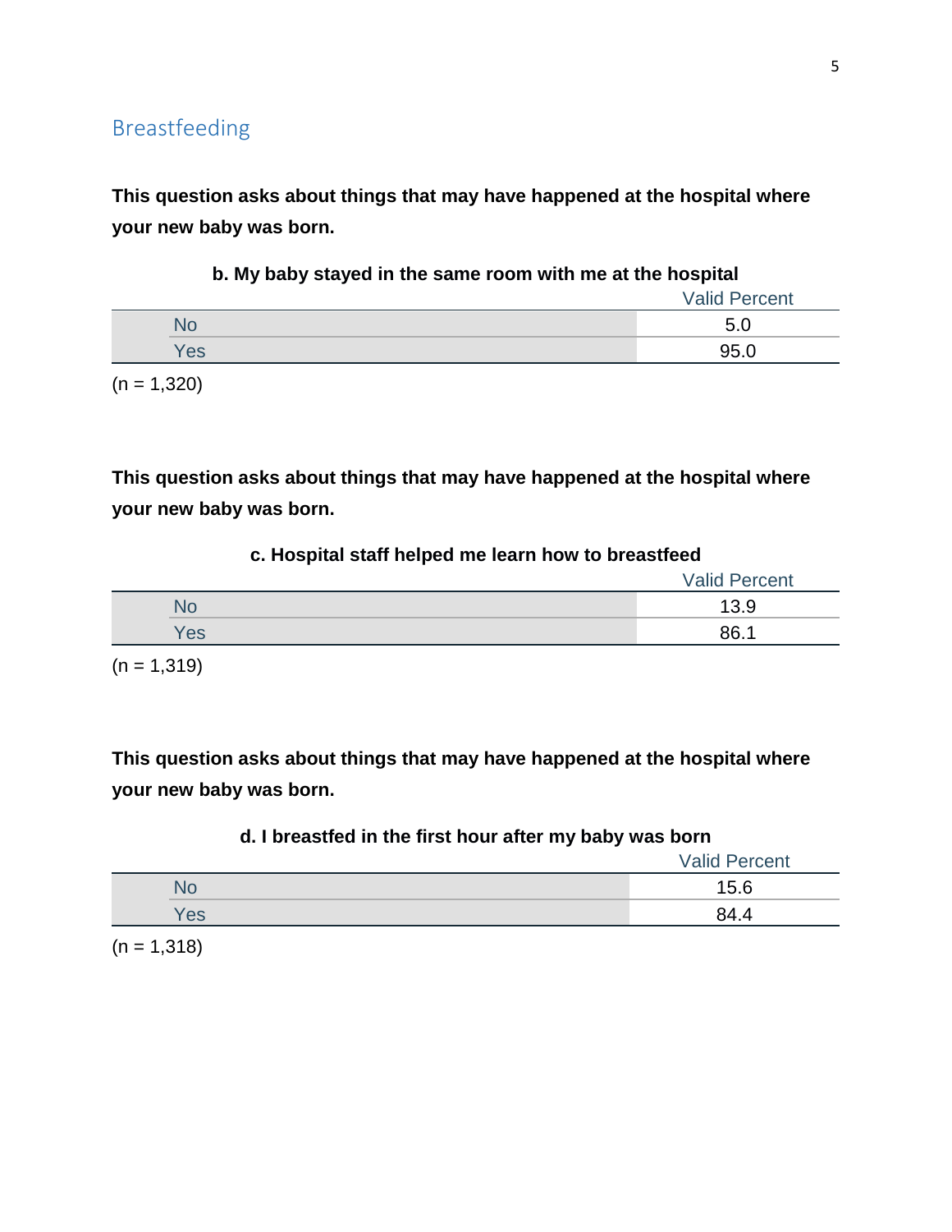## Breastfeeding

**This question asks about things that may have happened at the hospital where your new baby was born.**

**b. My baby stayed in the same room with me at the hospital**

| | Valid Percent |
|---|---|
| No | 5.0 |
| Yes | 95.0 |

(n = 1,320)

**This question asks about things that may have happened at the hospital where your new baby was born.**

**c. Hospital staff helped me learn how to breastfeed**

| | Valid Percent |
|---|---|
| No | 13.9 |
| Yes | 86.1 |

(n = 1,319)

**This question asks about things that may have happened at the hospital where your new baby was born.**

**d. I breastfed in the first hour after my baby was born**

| | Valid Percent |
|---|---|
| No | 15.6 |
| Yes | 84.4 |

(n = 1,318)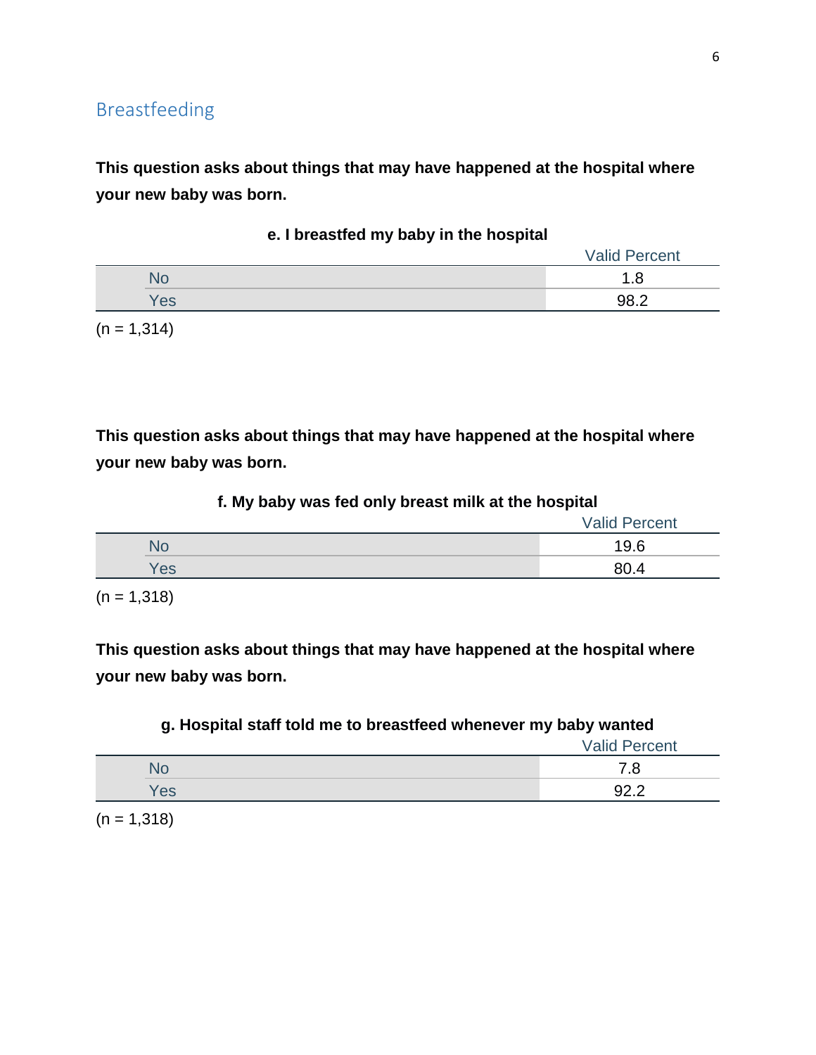## Breastfeeding

**This question asks about things that may have happened at the hospital where your new baby was born.**

**e. I breastfed my baby in the hospital**

| | Valid Percent |
|---|---|
| No | 1.8 |
| Yes | 98.2 |

(n = 1,314)

**This question asks about things that may have happened at the hospital where your new baby was born.**

**f. My baby was fed only breast milk at the hospital**

| | Valid Percent |
|---|---|
| No | 19.6 |
| Yes | 80.4 |

(n = 1,318)

**This question asks about things that may have happened at the hospital where your new baby was born.**

**g. Hospital staff told me to breastfeed whenever my baby wanted**

| | Valid Percent |
|---|---|
| No | 7.8 |
| Yes | 92.2 |

(n = 1,318)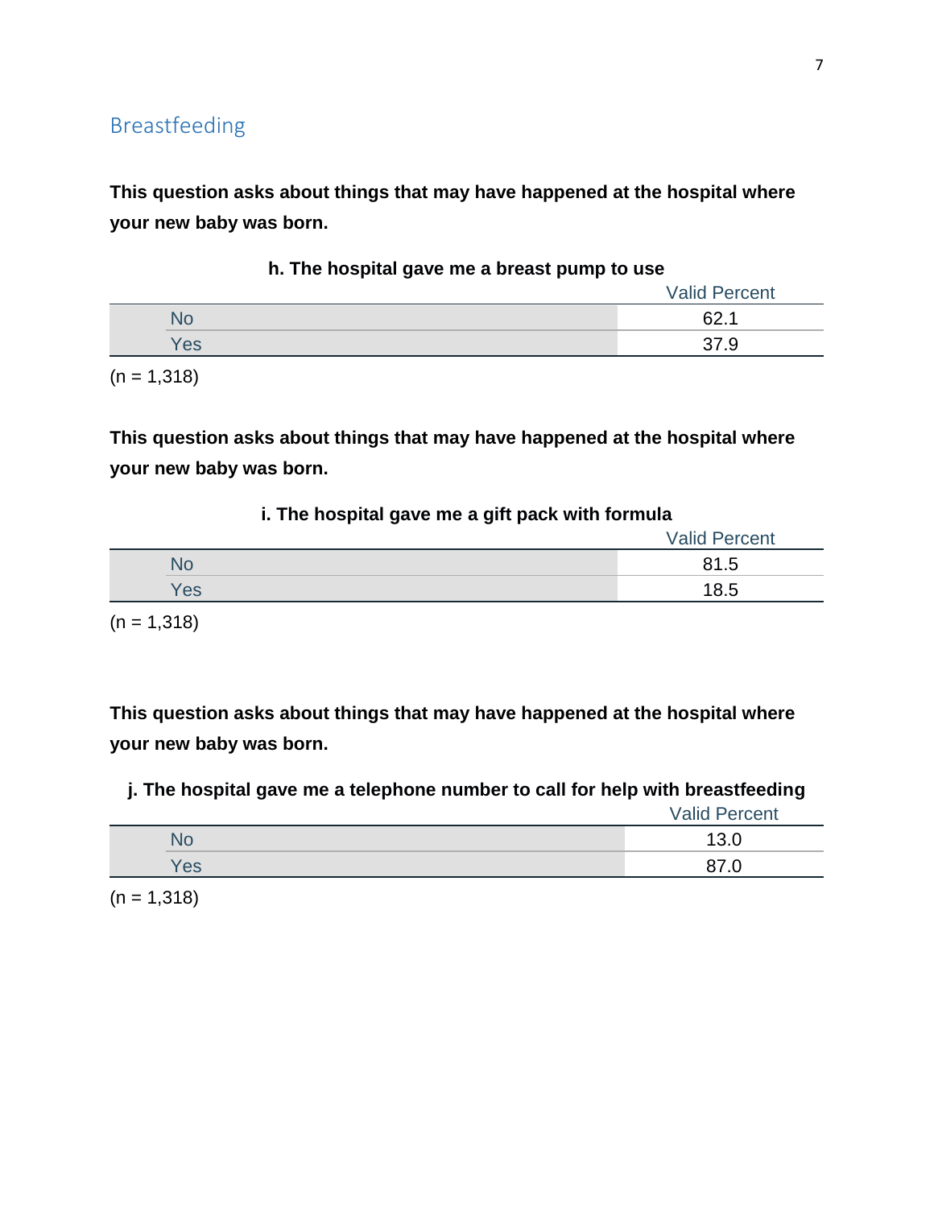## Breastfeeding

**This question asks about things that may have happened at the hospital where your new baby was born.**

**h. The hospital gave me a breast pump to use**

| | Valid Percent |
|---|---|
| No | 62.1 |
| Yes | 37.9 |

(n = 1,318)

**This question asks about things that may have happened at the hospital where your new baby was born.**

**i. The hospital gave me a gift pack with formula**

| | Valid Percent |
|---|---|
| No | 81.5 |
| Yes | 18.5 |

(n = 1,318)

**This question asks about things that may have happened at the hospital where your new baby was born.**

**j. The hospital gave me a telephone number to call for help with breastfeeding**

| | Valid Percent |
|---|---|
| No | 13.0 |
| Yes | 87.0 |

(n = 1,318)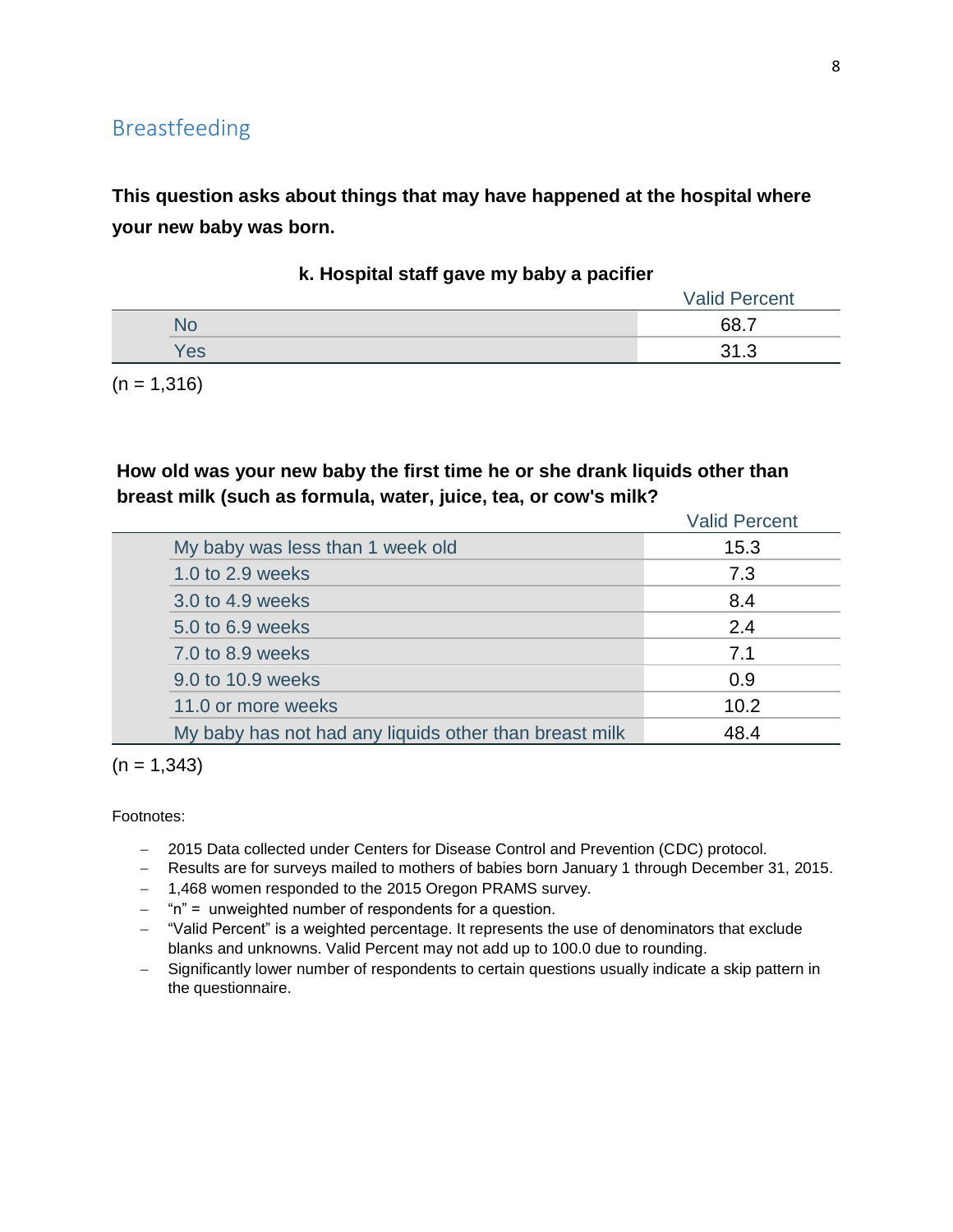## Breastfeeding

**This question asks about things that may have happened at the hospital where your new baby was born.**

**k. Hospital staff gave my baby a pacifier**

| | Valid Percent |
|---|---|
| No | 68.7 |
| Yes | 31.3 |

(n = 1,316)

**How old was your new baby the first time he or she drank liquids other than breast milk (such as formula, water, juice, tea, or cow's milk?**

| | Valid Percent |
|---|---|
| My baby was less than 1 week old | 15.3 |
| 1.0 to 2.9 weeks | 7.3 |
| 3.0 to 4.9 weeks | 8.4 |
| 5.0 to 6.9 weeks | 2.4 |
| 7.0 to 8.9 weeks | 7.1 |
| 9.0 to 10.9 weeks | 0.9 |
| 11.0 or more weeks | 10.2 |
| My baby has not had any liquids other than breast milk | 48.4 |

(n = 1,343)

Footnotes:

- 2015 Data collected under Centers for Disease Control and Prevention (CDC) protocol.
- Results are for surveys mailed to mothers of babies born January 1 through December 31, 2015.
- 1,468 women responded to the 2015 Oregon PRAMS survey.
- "n" = unweighted number of respondents for a question.
- "Valid Percent" is a weighted percentage. It represents the use of denominators that exclude blanks and unknowns. Valid Percent may not add up to 100.0 due to rounding.
- Significantly lower number of respondents to certain questions usually indicate a skip pattern in the questionnaire.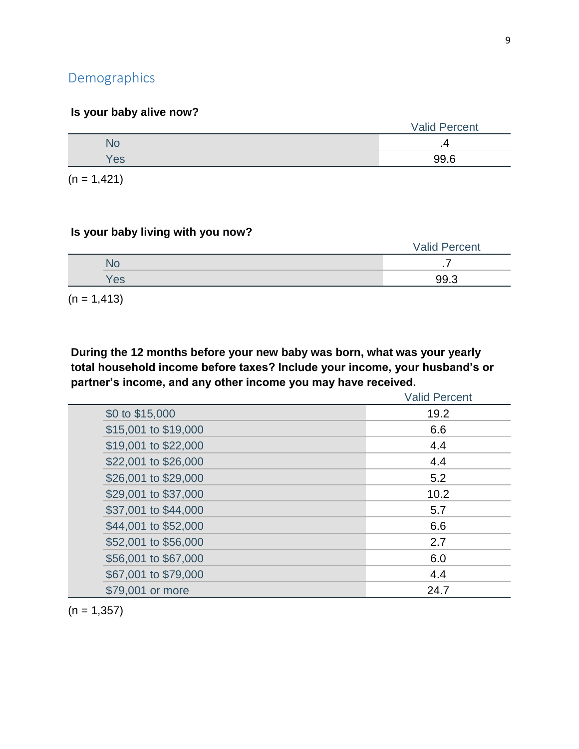## Demographics

**Is your baby alive now?**

| | Valid Percent |
|---|---|
| No | .4 |
| Yes | 99.6 |

(n = 1,421)

**Is your baby living with you now?**

| | Valid Percent |
|---|---|
| No | .7 |
| Yes | 99.3 |

(n = 1,413)

**During the 12 months before your new baby was born, what was your yearly total household income before taxes? Include your income, your husband's or partner's income, and any other income you may have received.**

| | Valid Percent |
|---|---|
| $0 to $15,000 | 19.2 |
| $15,001 to $19,000 | 6.6 |
| $19,001 to $22,000 | 4.4 |
| $22,001 to $26,000 | 4.4 |
| $26,001 to $29,000 | 5.2 |
| $29,001 to $37,000 | 10.2 |
| $37,001 to $44,000 | 5.7 |
| $44,001 to $52,000 | 6.6 |
| $52,001 to $56,000 | 2.7 |
| $56,001 to $67,000 | 6.0 |
| $67,001 to $79,000 | 4.4 |
| $79,001 or more | 24.7 |

(n = 1,357)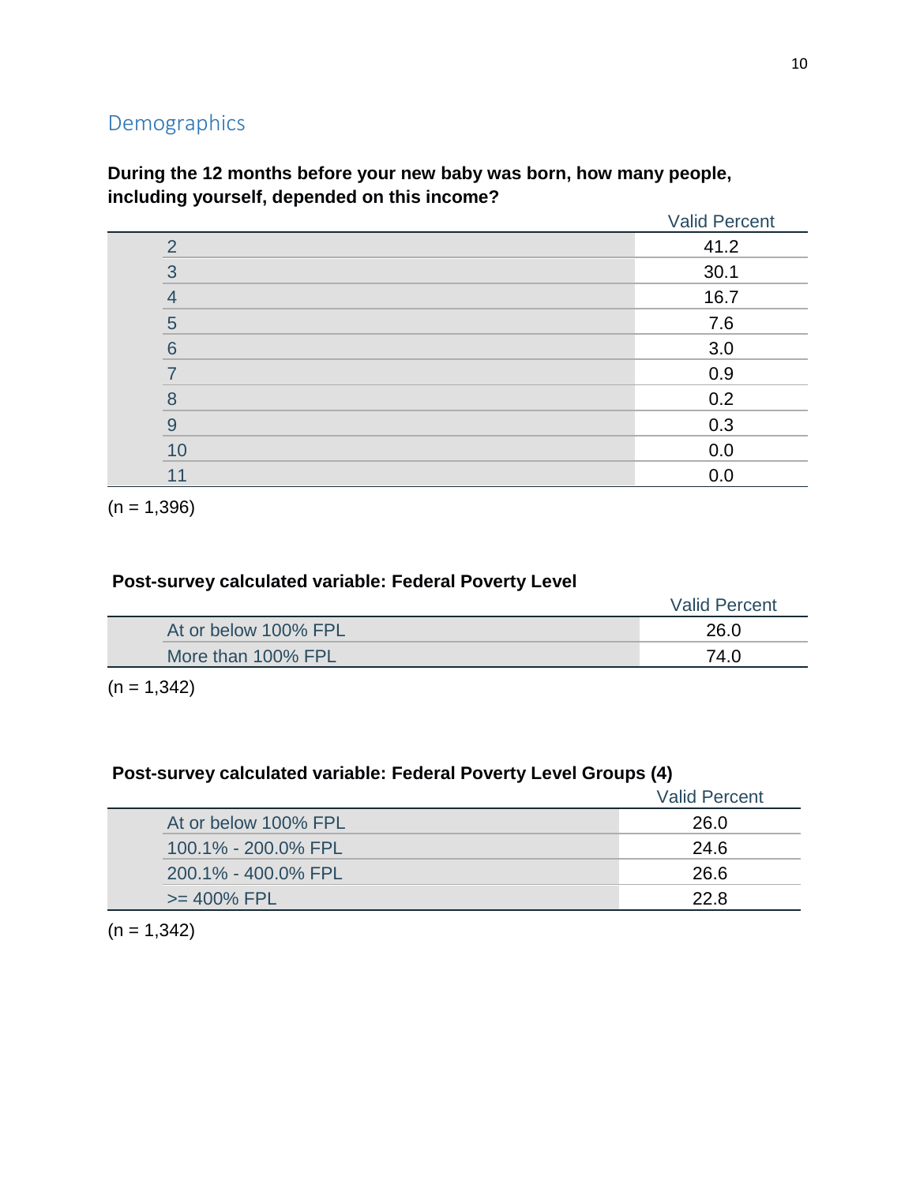## Demographics

**During the 12 months before your new baby was born, how many people, including yourself, depended on this income?**

| | Valid Percent |
|---|---|
| 2 | 41.2 |
| 3 | 30.1 |
| 4 | 16.7 |
| 5 | 7.6 |
| 6 | 3.0 |
| 7 | 0.9 |
| 8 | 0.2 |
| 9 | 0.3 |
| 10 | 0.0 |
| 11 | 0.0 |

(n = 1,396)

**Post-survey calculated variable: Federal Poverty Level**

| | Valid Percent |
|---|---|
| At or below 100% FPL | 26.0 |
| More than 100% FPL | 74.0 |

(n = 1,342)

**Post-survey calculated variable: Federal Poverty Level Groups (4)**

| | Valid Percent |
|---|---|
| At or below 100% FPL | 26.0 |
| 100.1% - 200.0% FPL | 24.6 |
| 200.1% - 400.0% FPL | 26.6 |
| >= 400% FPL | 22.8 |

(n = 1,342)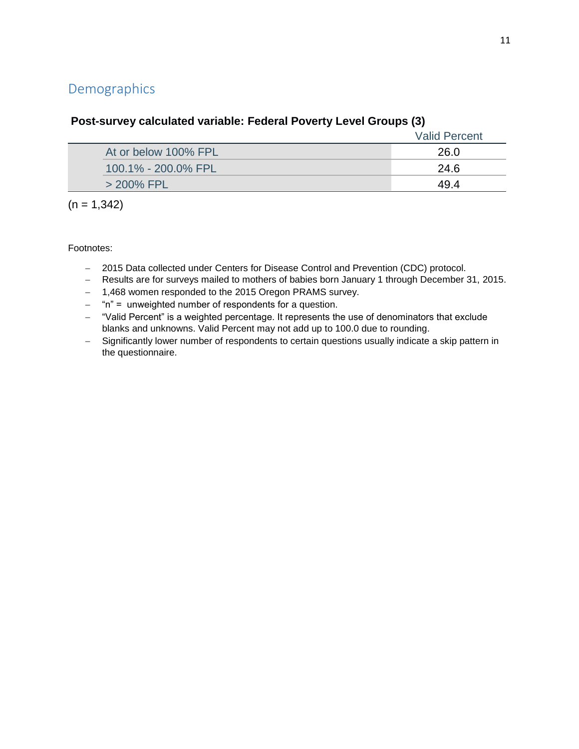## Demographics

**Post-survey calculated variable: Federal Poverty Level Groups (3)**

| | Valid Percent |
|---|---|
| At or below 100% FPL | 26.0 |
| 100.1% - 200.0% FPL | 24.6 |
| > 200% FPL | 49.4 |

(n = 1,342)

Footnotes:

- 2015 Data collected under Centers for Disease Control and Prevention (CDC) protocol.
- Results are for surveys mailed to mothers of babies born January 1 through December 31, 2015.
- 1,468 women responded to the 2015 Oregon PRAMS survey.
- "n" = unweighted number of respondents for a question.
- "Valid Percent" is a weighted percentage. It represents the use of denominators that exclude blanks and unknowns. Valid Percent may not add up to 100.0 due to rounding.
- Significantly lower number of respondents to certain questions usually indicate a skip pattern in the questionnaire.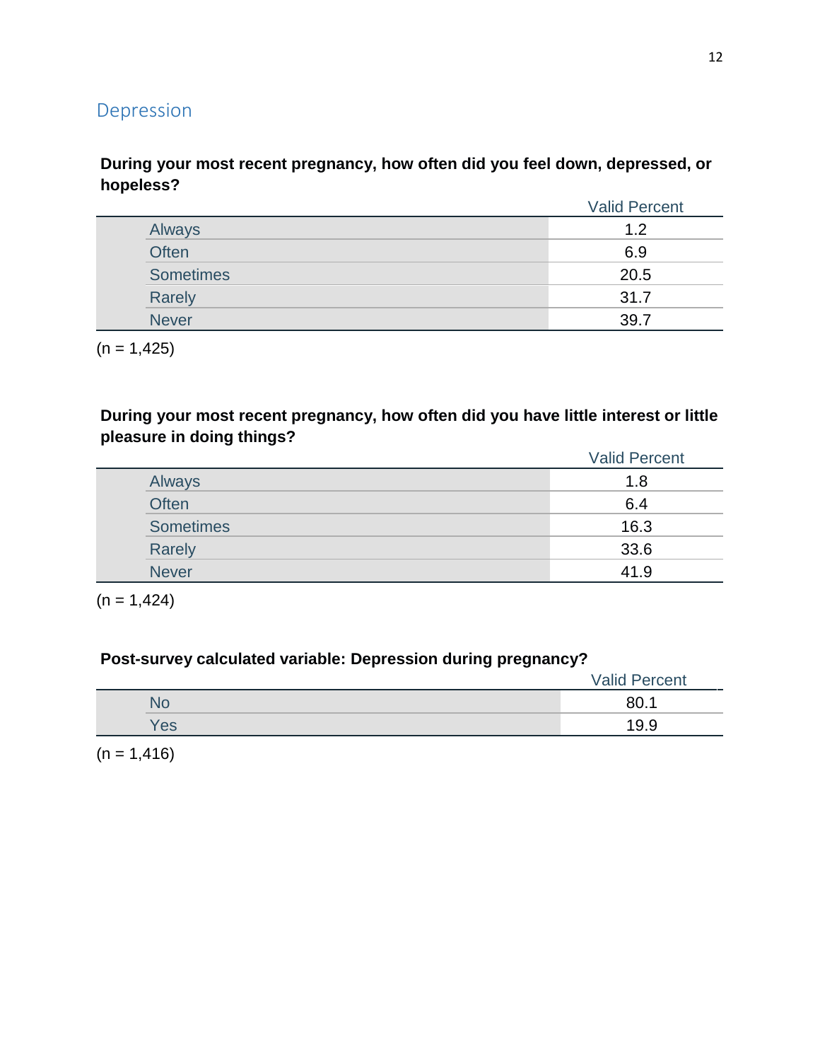## Depression

**During your most recent pregnancy, how often did you feel down, depressed, or hopeless?**

| | Valid Percent |
|---|---|
| Always | 1.2 |
| Often | 6.9 |
| Sometimes | 20.5 |
| Rarely | 31.7 |
| Never | 39.7 |

(n = 1,425)

**During your most recent pregnancy, how often did you have little interest or little pleasure in doing things?**

| | Valid Percent |
|---|---|
| Always | 1.8 |
| Often | 6.4 |
| Sometimes | 16.3 |
| Rarely | 33.6 |
| Never | 41.9 |

(n = 1,424)

**Post-survey calculated variable: Depression during pregnancy?**

| | Valid Percent |
|---|---|
| No | 80.1 |
| Yes | 19.9 |

(n = 1,416)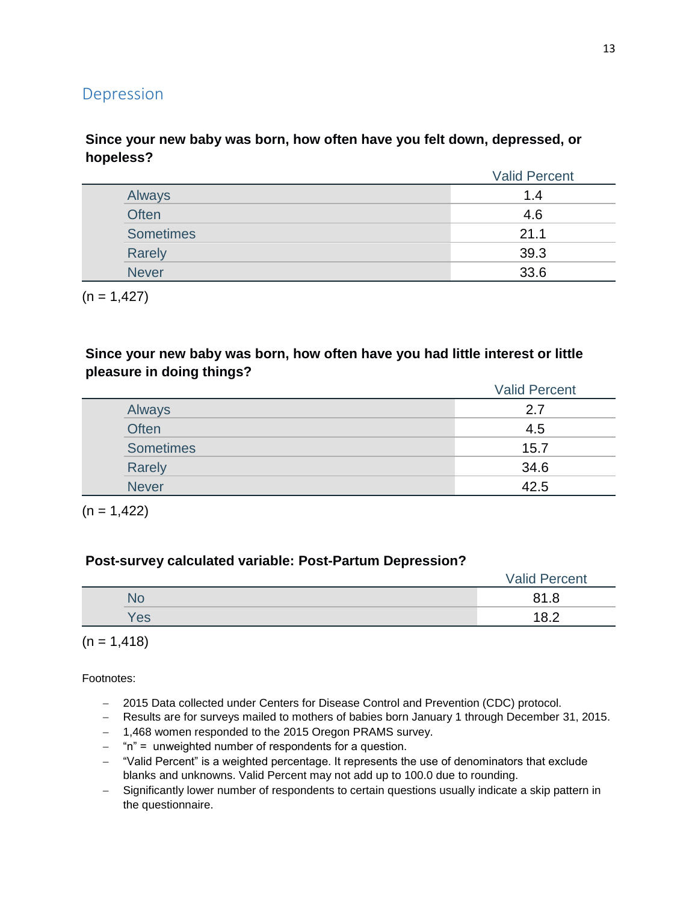## Depression

**Since your new baby was born, how often have you felt down, depressed, or hopeless?**

| | Valid Percent |
|---|---|
| Always | 1.4 |
| Often | 4.6 |
| Sometimes | 21.1 |
| Rarely | 39.3 |
| Never | 33.6 |

(n = 1,427)

**Since your new baby was born, how often have you had little interest or little pleasure in doing things?**

| | Valid Percent |
|---|---|
| Always | 2.7 |
| Often | 4.5 |
| Sometimes | 15.7 |
| Rarely | 34.6 |
| Never | 42.5 |

(n = 1,422)

**Post-survey calculated variable: Post-Partum Depression?**

| | Valid Percent |
|---|---|
| No | 81.8 |
| Yes | 18.2 |

(n = 1,418)

Footnotes:

- 2015 Data collected under Centers for Disease Control and Prevention (CDC) protocol.
- Results are for surveys mailed to mothers of babies born January 1 through December 31, 2015.
- 1,468 women responded to the 2015 Oregon PRAMS survey.
- "n" = unweighted number of respondents for a question.
- "Valid Percent" is a weighted percentage. It represents the use of denominators that exclude blanks and unknowns. Valid Percent may not add up to 100.0 due to rounding.
- Significantly lower number of respondents to certain questions usually indicate a skip pattern in the questionnaire.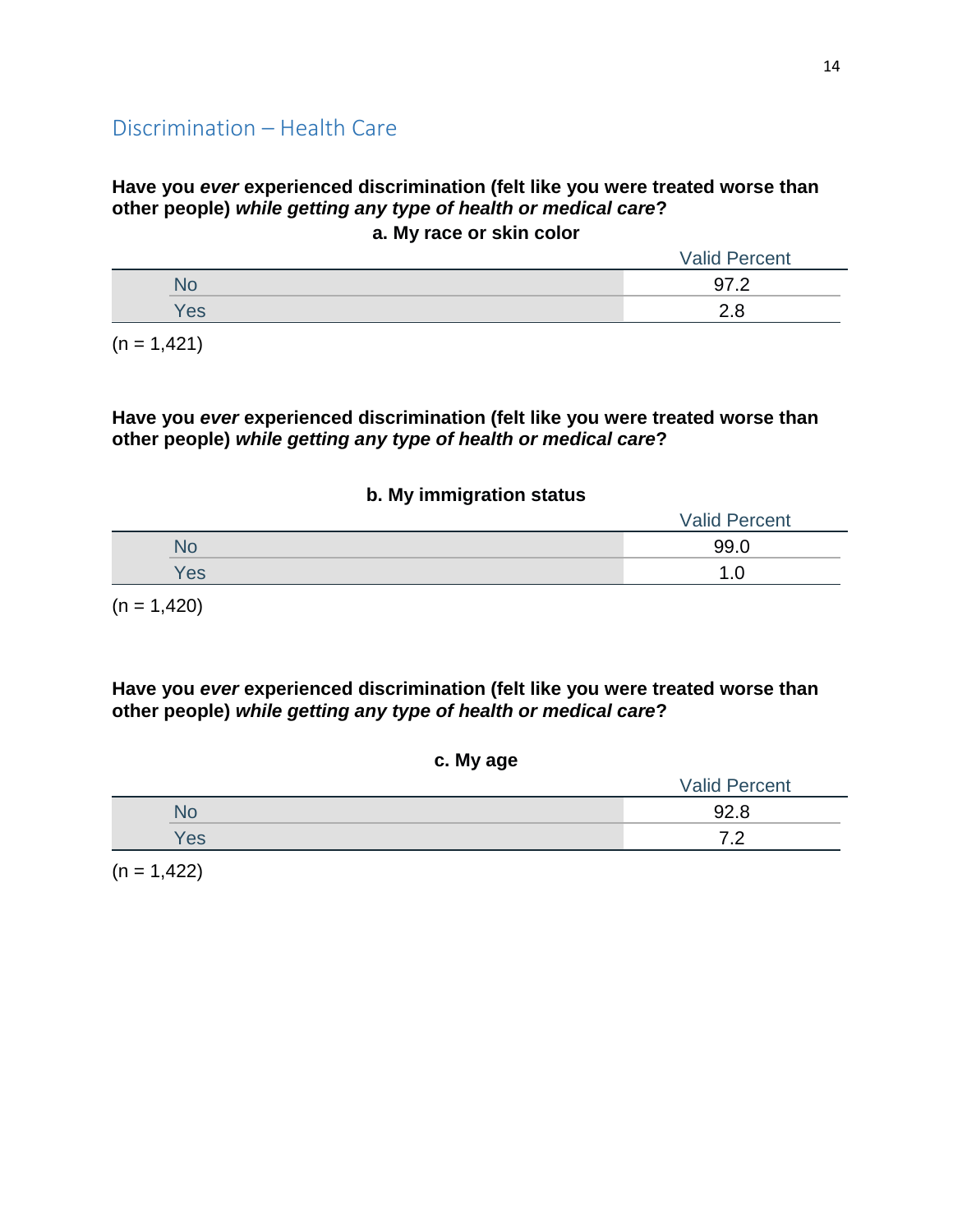## Discrimination – Health Care

**Have you *ever* experienced discrimination (felt like you were treated worse than other people) *while getting any type of health or medical care*?**

**a. My race or skin color**

| | Valid Percent |
|---|---|
| No | 97.2 |
| Yes | 2.8 |

(n = 1,421)

**Have you *ever* experienced discrimination (felt like you were treated worse than other people) *while getting any type of health or medical care*?**

**b. My immigration status**

| | Valid Percent |
|---|---|
| No | 99.0 |
| Yes | 1.0 |

(n = 1,420)

**Have you *ever* experienced discrimination (felt like you were treated worse than other people) *while getting any type of health or medical care*?**

**c. My age**

| | Valid Percent |
|---|---|
| No | 92.8 |
| Yes | 7.2 |

(n = 1,422)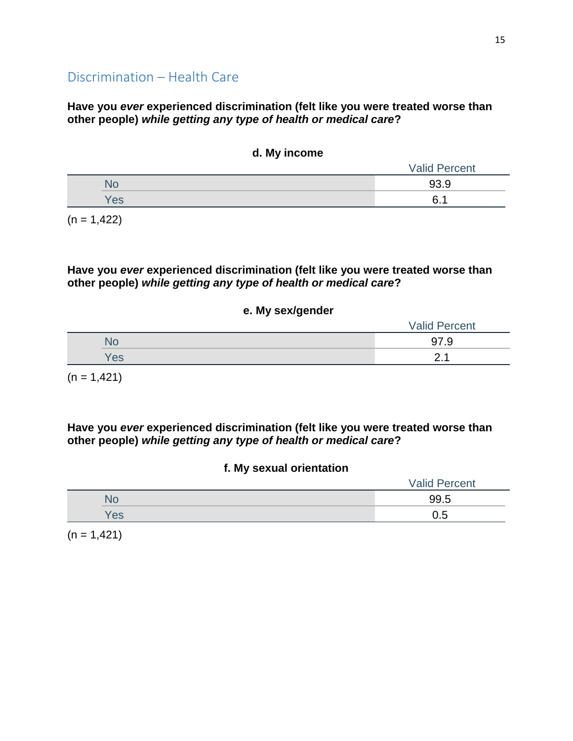## Discrimination – Health Care

**Have you *ever* experienced discrimination (felt like you were treated worse than other people) *while getting any type of health or medical care*?**

**d. My income**

| | Valid Percent |
|---|---|
| No | 93.9 |
| Yes | 6.1 |

(n = 1,422)

**Have you *ever* experienced discrimination (felt like you were treated worse than other people) *while getting any type of health or medical care*?**

**e. My sex/gender**

| | Valid Percent |
|---|---|
| No | 97.9 |
| Yes | 2.1 |

(n = 1,421)

**Have you *ever* experienced discrimination (felt like you were treated worse than other people) *while getting any type of health or medical care*?**

**f. My sexual orientation**

| | Valid Percent |
|---|---|
| No | 99.5 |
| Yes | 0.5 |

(n = 1,421)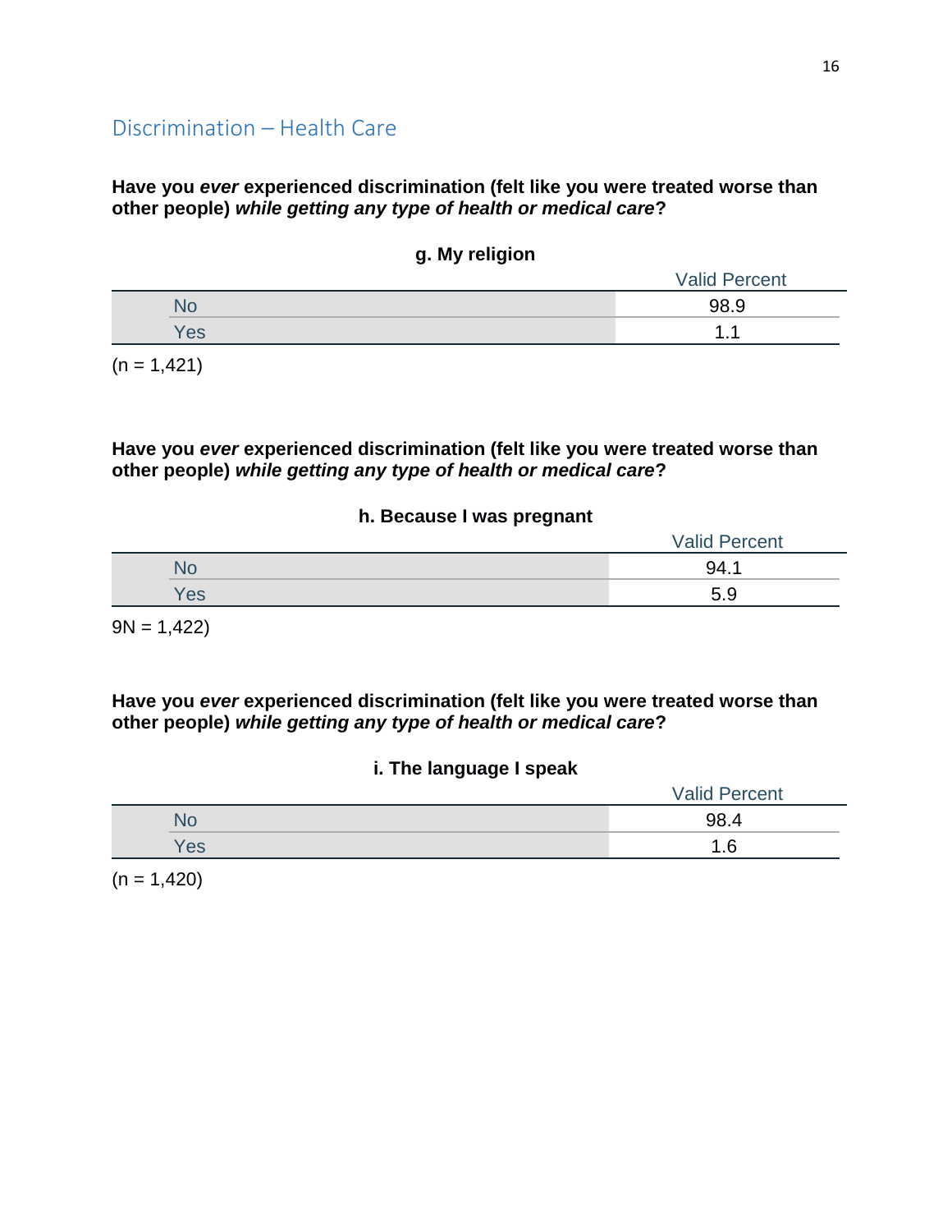## Discrimination – Health Care

**Have you *ever* experienced discrimination (felt like you were treated worse than other people) *while getting any type of health or medical care*?**

**g. My religion**

| | Valid Percent |
|---|---|
| No | 98.9 |
| Yes | 1.1 |

(n = 1,421)

**Have you *ever* experienced discrimination (felt like you were treated worse than other people) *while getting any type of health or medical care*?**

**h. Because I was pregnant**

| | Valid Percent |
|---|---|
| No | 94.1 |
| Yes | 5.9 |

9N = 1,422)

**Have you *ever* experienced discrimination (felt like you were treated worse than other people) *while getting any type of health or medical care*?**

**i. The language I speak**

| | Valid Percent |
|---|---|
| No | 98.4 |
| Yes | 1.6 |

(n = 1,420)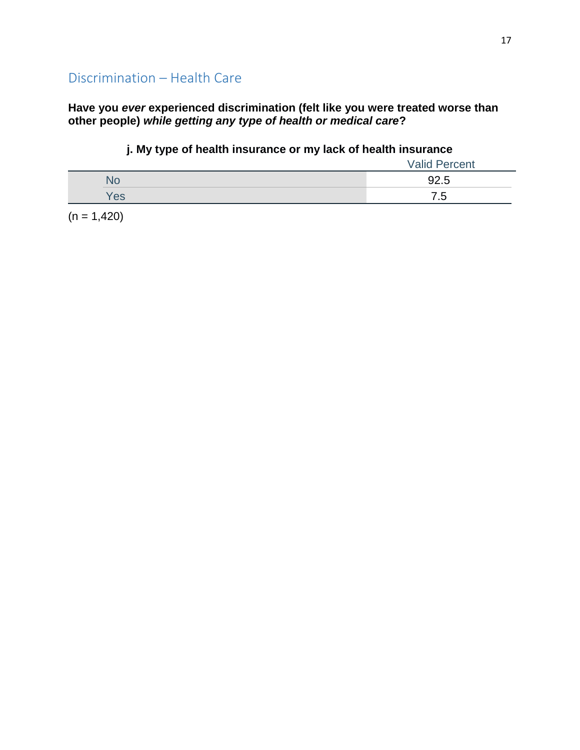## Discrimination – Health Care

**Have you *ever* experienced discrimination (felt like you were treated worse than other people) *while getting any type of health or medical care*?**

**j. My type of health insurance or my lack of health insurance**

| | Valid Percent |
|---|---|
| No | 92.5 |
| Yes | 7.5 |

(n = 1,420)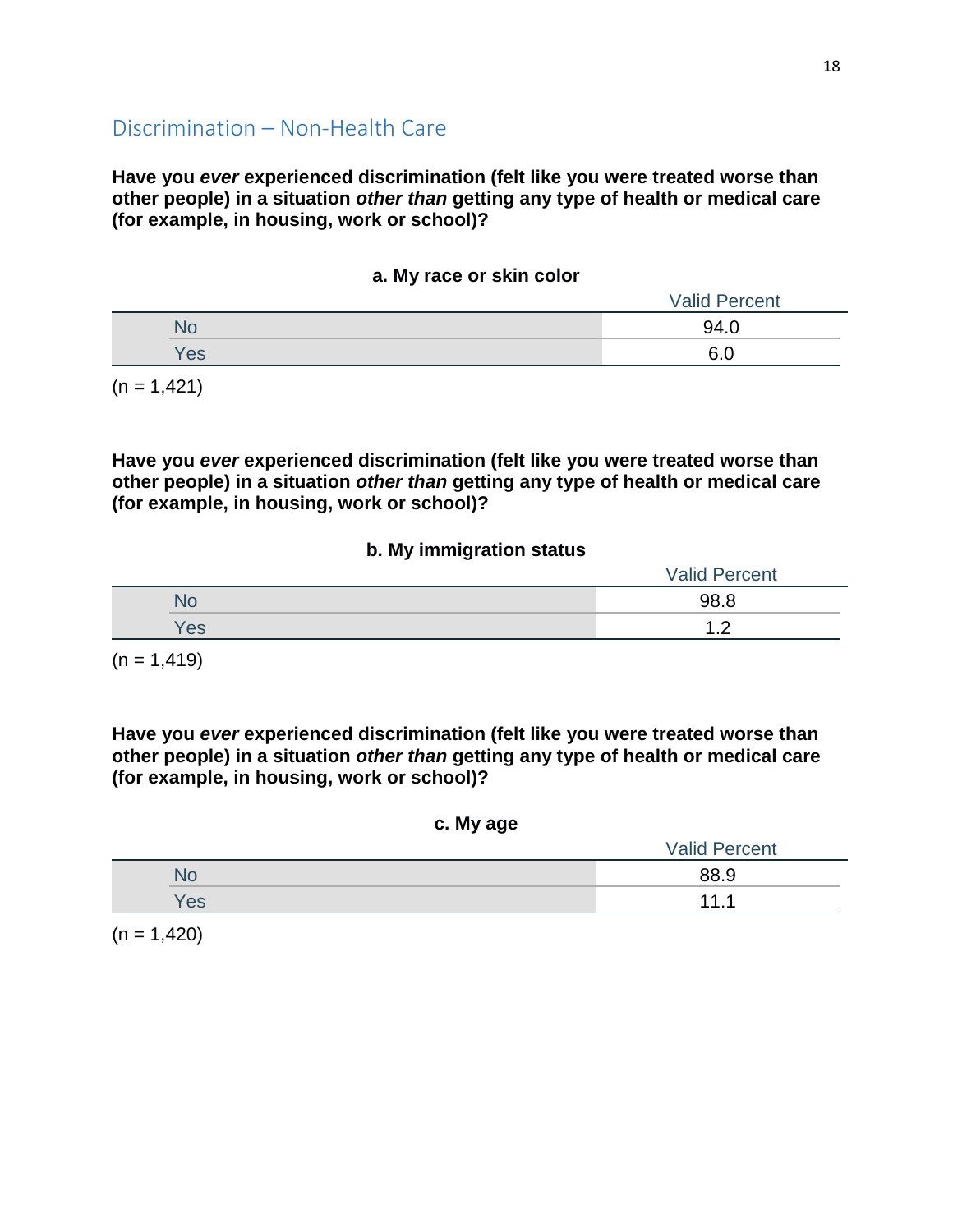## Discrimination – Non-Health Care

**Have you *ever* experienced discrimination (felt like you were treated worse than other people) in a situation *other than* getting any type of health or medical care (for example, in housing, work or school)?**

**a. My race or skin color**

| | Valid Percent |
|---|---|
| No | 94.0 |
| Yes | 6.0 |

(n = 1,421)

**Have you *ever* experienced discrimination (felt like you were treated worse than other people) in a situation *other than* getting any type of health or medical care (for example, in housing, work or school)?**

**b. My immigration status**

| | Valid Percent |
|---|---|
| No | 98.8 |
| Yes | 1.2 |

(n = 1,419)

**Have you *ever* experienced discrimination (felt like you were treated worse than other people) in a situation *other than* getting any type of health or medical care (for example, in housing, work or school)?**

**c. My age**

| | Valid Percent |
|---|---|
| No | 88.9 |
| Yes | 11.1 |

(n = 1,420)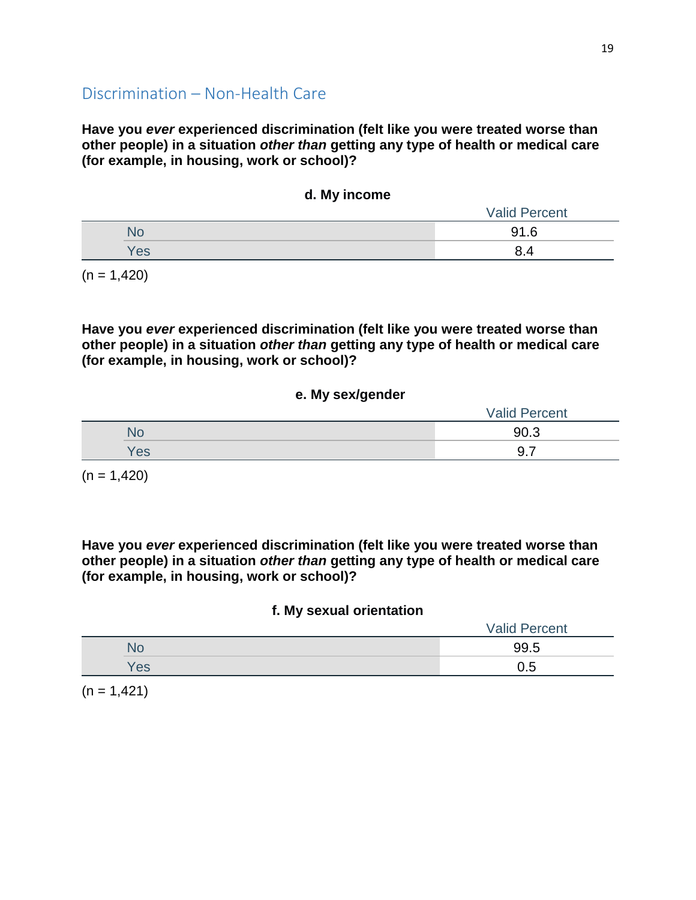## Discrimination – Non-Health Care

**Have you *ever* experienced discrimination (felt like you were treated worse than other people) in a situation *other than* getting any type of health or medical care (for example, in housing, work or school)?**

**d. My income**

| | Valid Percent |
|---|---|
| No | 91.6 |
| Yes | 8.4 |

(n = 1,420)

**Have you *ever* experienced discrimination (felt like you were treated worse than other people) in a situation *other than* getting any type of health or medical care (for example, in housing, work or school)?**

**e. My sex/gender**

| | Valid Percent |
|---|---|
| No | 90.3 |
| Yes | 9.7 |

(n = 1,420)

**Have you *ever* experienced discrimination (felt like you were treated worse than other people) in a situation *other than* getting any type of health or medical care (for example, in housing, work or school)?**

**f. My sexual orientation**

| | Valid Percent |
|---|---|
| No | 99.5 |
| Yes | 0.5 |

(n = 1,421)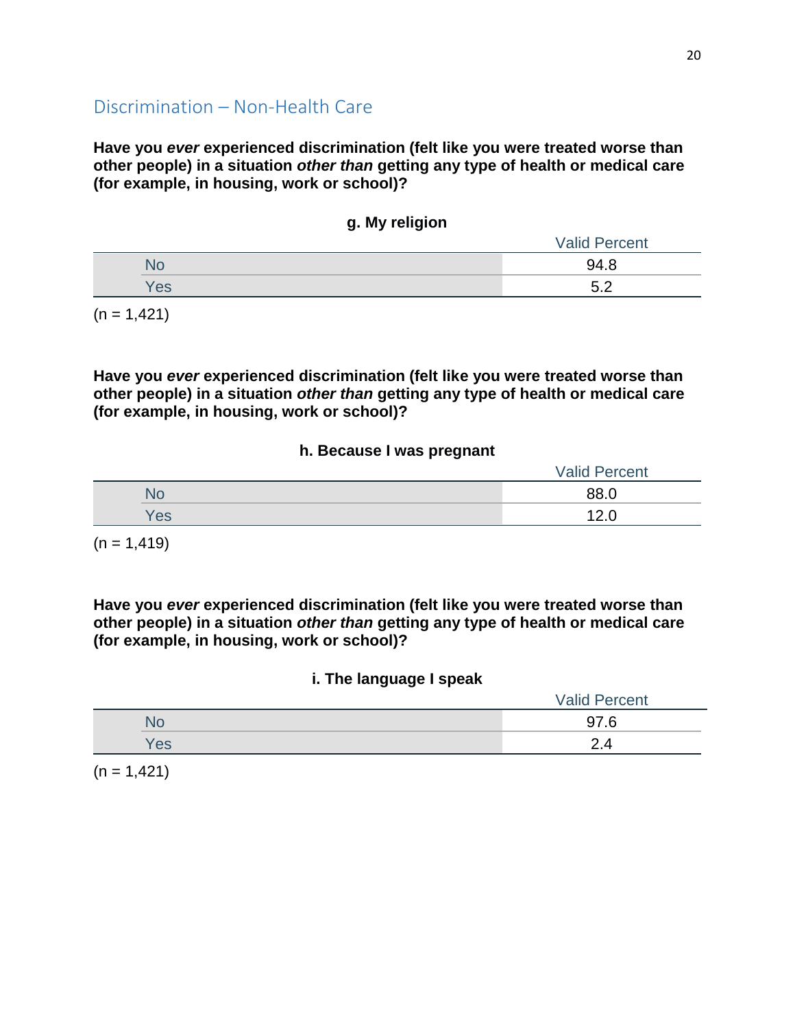## Discrimination – Non-Health Care

**Have you *ever* experienced discrimination (felt like you were treated worse than other people) in a situation *other than* getting any type of health or medical care (for example, in housing, work or school)?**

**g. My religion**

| | Valid Percent |
|---|---|
| No | 94.8 |
| Yes | 5.2 |

(n = 1,421)

**Have you *ever* experienced discrimination (felt like you were treated worse than other people) in a situation *other than* getting any type of health or medical care (for example, in housing, work or school)?**

**h. Because I was pregnant**

| | Valid Percent |
|---|---|
| No | 88.0 |
| Yes | 12.0 |

(n = 1,419)

**Have you *ever* experienced discrimination (felt like you were treated worse than other people) in a situation *other than* getting any type of health or medical care (for example, in housing, work or school)?**

**i. The language I speak**

| | Valid Percent |
|---|---|
| No | 97.6 |
| Yes | 2.4 |

(n = 1,421)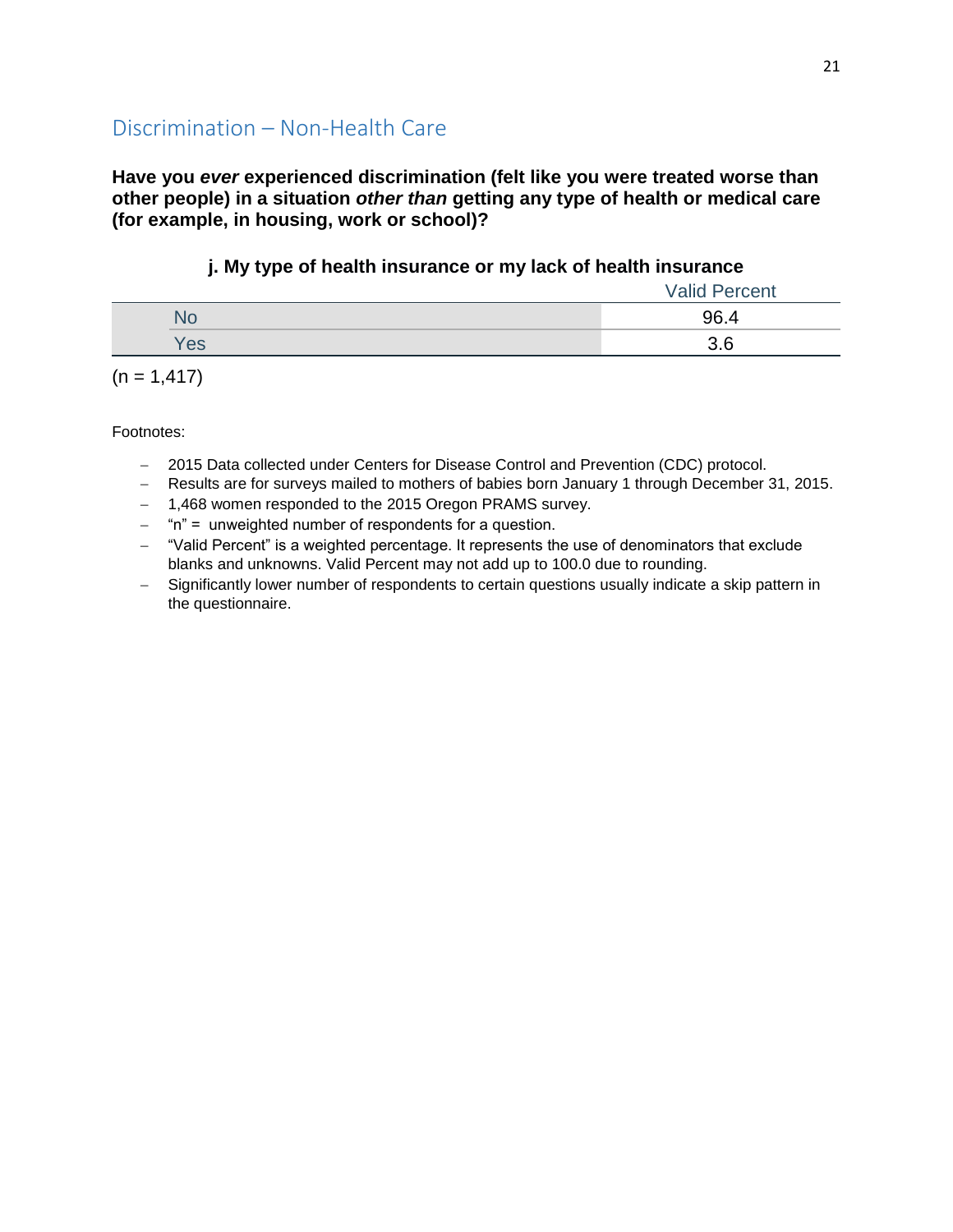## Discrimination – Non-Health Care

**Have you *ever* experienced discrimination (felt like you were treated worse than other people) in a situation *other than* getting any type of health or medical care (for example, in housing, work or school)?**

**j. My type of health insurance or my lack of health insurance**

| | Valid Percent |
|---|---|
| No | 96.4 |
| Yes | 3.6 |

(n = 1,417)

Footnotes:

- 2015 Data collected under Centers for Disease Control and Prevention (CDC) protocol.
- Results are for surveys mailed to mothers of babies born January 1 through December 31, 2015.
- 1,468 women responded to the 2015 Oregon PRAMS survey.
- "n" = unweighted number of respondents for a question.
- "Valid Percent" is a weighted percentage. It represents the use of denominators that exclude blanks and unknowns. Valid Percent may not add up to 100.0 due to rounding.
- Significantly lower number of respondents to certain questions usually indicate a skip pattern in the questionnaire.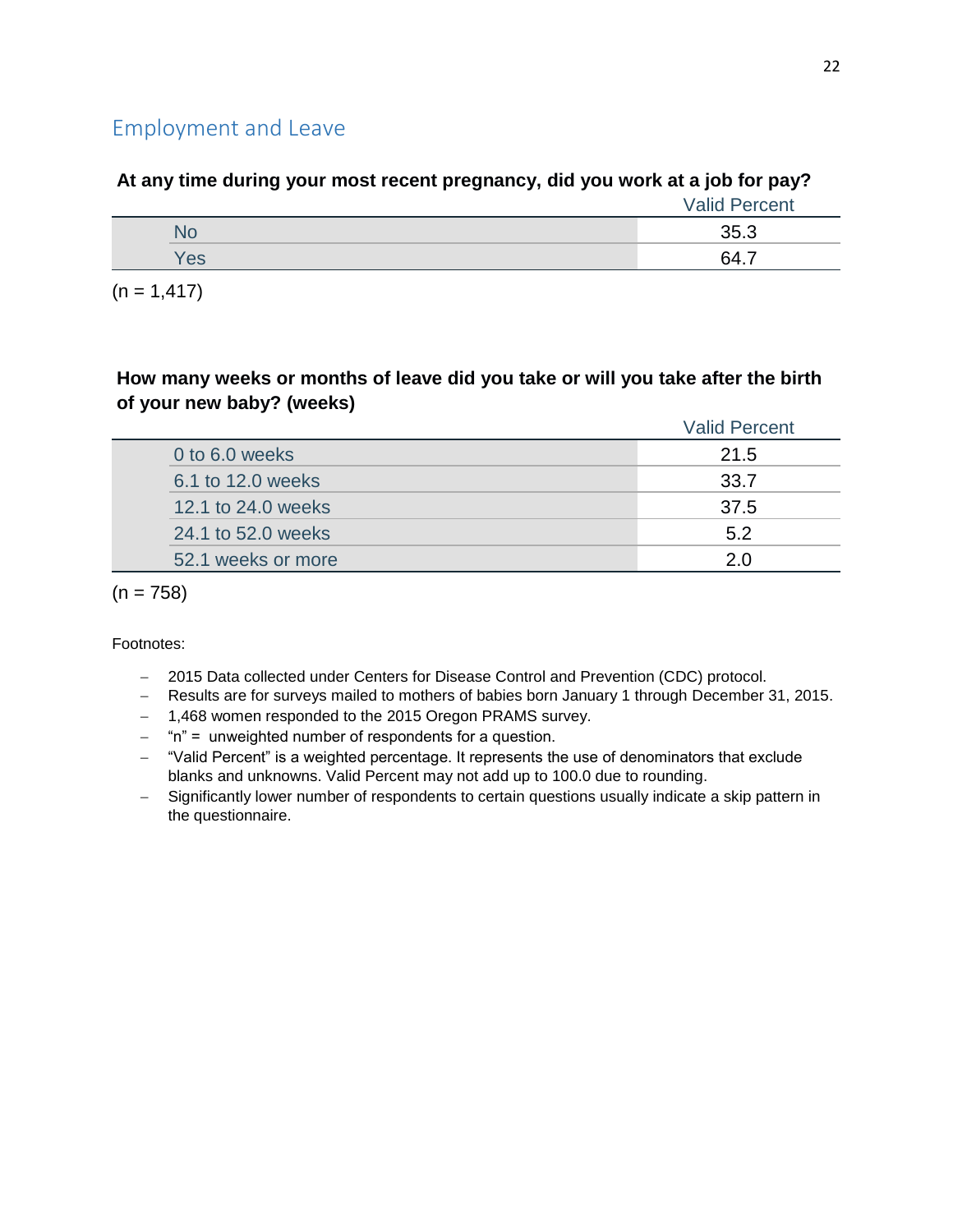## Employment and Leave

**At any time during your most recent pregnancy, did you work at a job for pay?**

| | Valid Percent |
|---|---|
| No | 35.3 |
| Yes | 64.7 |

(n = 1,417)

**How many weeks or months of leave did you take or will you take after the birth of your new baby? (weeks)**

| | Valid Percent |
|---|---|
| 0 to 6.0 weeks | 21.5 |
| 6.1 to 12.0 weeks | 33.7 |
| 12.1 to 24.0 weeks | 37.5 |
| 24.1 to 52.0 weeks | 5.2 |
| 52.1 weeks or more | 2.0 |

(n = 758)

Footnotes:

- 2015 Data collected under Centers for Disease Control and Prevention (CDC) protocol.
- Results are for surveys mailed to mothers of babies born January 1 through December 31, 2015.
- 1,468 women responded to the 2015 Oregon PRAMS survey.
- "n" = unweighted number of respondents for a question.
- "Valid Percent" is a weighted percentage. It represents the use of denominators that exclude blanks and unknowns. Valid Percent may not add up to 100.0 due to rounding.
- Significantly lower number of respondents to certain questions usually indicate a skip pattern in the questionnaire.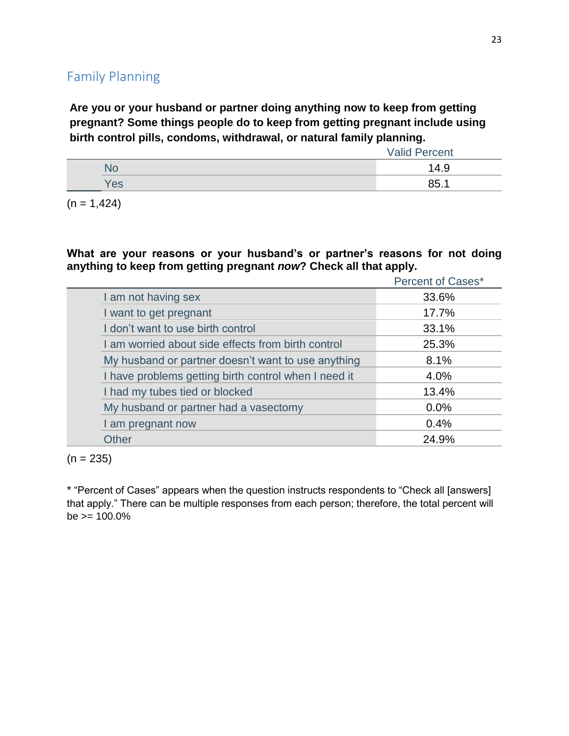## Family Planning

**Are you or your husband or partner doing anything now to keep from getting pregnant? Some things people do to keep from getting pregnant include using birth control pills, condoms, withdrawal, or natural family planning.**

| | Valid Percent |
|---|---|
| No | 14.9 |
| Yes | 85.1 |

(n = 1,424)

**What are your reasons or your husband's or partner's reasons for not doing anything to keep from getting pregnant *now*? Check all that apply.**

| | Percent of Cases* |
|---|---|
| I am not having sex | 33.6% |
| I want to get pregnant | 17.7% |
| I don't want to use birth control | 33.1% |
| I am worried about side effects from birth control | 25.3% |
| My husband or partner doesn't want to use anything | 8.1% |
| I have problems getting birth control when I need it | 4.0% |
| I had my tubes tied or blocked | 13.4% |
| My husband or partner had a vasectomy | 0.0% |
| I am pregnant now | 0.4% |
| Other | 24.9% |

(n = 235)

* "Percent of Cases" appears when the question instructs respondents to "Check all [answers] that apply." There can be multiple responses from each person; therefore, the total percent will be >= 100.0%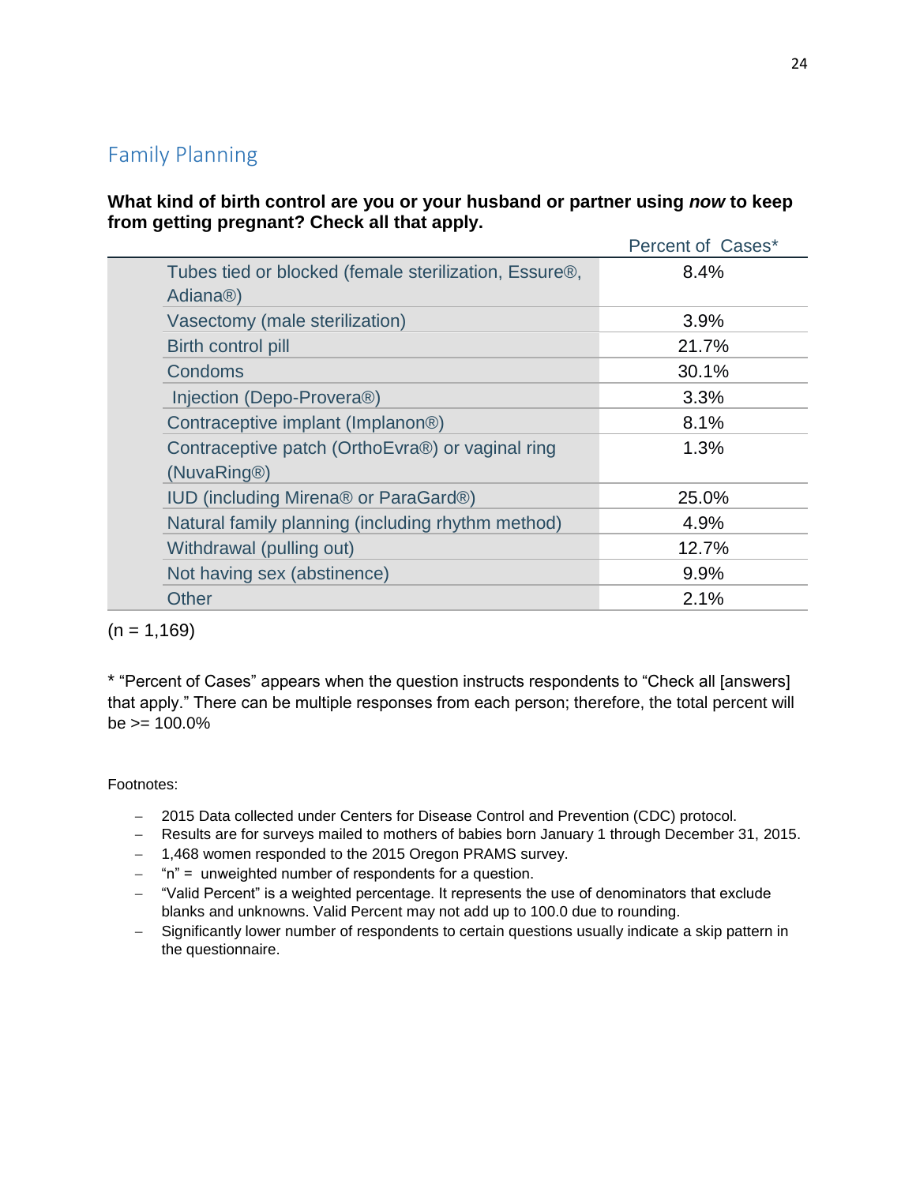## Family Planning

**What kind of birth control are you or your husband or partner using *now* to keep from getting pregnant? Check all that apply.**

| | Percent of Cases* |
|---|---|
| Tubes tied or blocked (female sterilization, Essure®, Adiana®) | 8.4% |
| Vasectomy (male sterilization) | 3.9% |
| Birth control pill | 21.7% |
| Condoms | 30.1% |
| Injection (Depo-Provera®) | 3.3% |
| Contraceptive implant (Implanon®) | 8.1% |
| Contraceptive patch (OrthoEvra®) or vaginal ring (NuvaRing®) | 1.3% |
| IUD (including Mirena® or ParaGard®) | 25.0% |
| Natural family planning (including rhythm method) | 4.9% |
| Withdrawal (pulling out) | 12.7% |
| Not having sex (abstinence) | 9.9% |
| Other | 2.1% |

(n = 1,169)

* "Percent of Cases" appears when the question instructs respondents to "Check all [answers] that apply." There can be multiple responses from each person; therefore, the total percent will be >= 100.0%

Footnotes:

- 2015 Data collected under Centers for Disease Control and Prevention (CDC) protocol.
- Results are for surveys mailed to mothers of babies born January 1 through December 31, 2015.
- 1,468 women responded to the 2015 Oregon PRAMS survey.
- "n" = unweighted number of respondents for a question.
- "Valid Percent" is a weighted percentage. It represents the use of denominators that exclude blanks and unknowns. Valid Percent may not add up to 100.0 due to rounding.
- Significantly lower number of respondents to certain questions usually indicate a skip pattern in the questionnaire.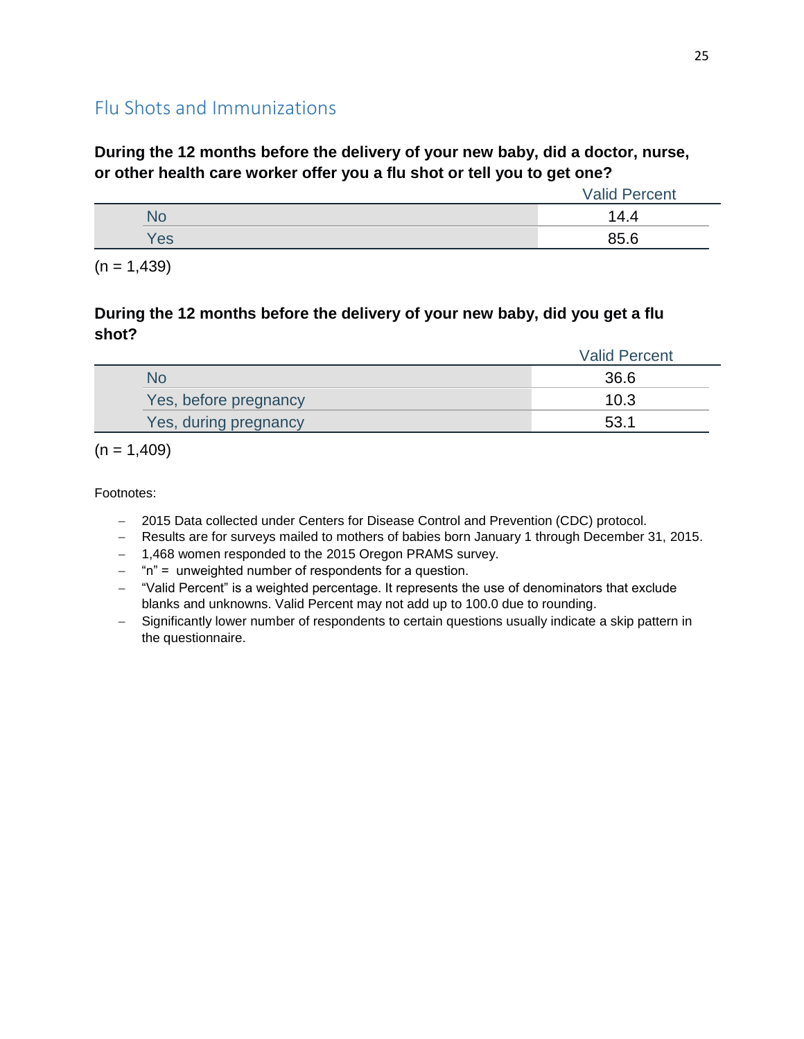## Flu Shots and Immunizations

**During the 12 months before the delivery of your new baby, did a doctor, nurse, or other health care worker offer you a flu shot or tell you to get one?**

| | Valid Percent |
|---|---|
| No | 14.4 |
| Yes | 85.6 |

(n = 1,439)

**During the 12 months before the delivery of your new baby, did you get a flu shot?**

| | Valid Percent |
|---|---|
| No | 36.6 |
| Yes, before pregnancy | 10.3 |
| Yes, during pregnancy | 53.1 |

(n = 1,409)

Footnotes:

- 2015 Data collected under Centers for Disease Control and Prevention (CDC) protocol.
- Results are for surveys mailed to mothers of babies born January 1 through December 31, 2015.
- 1,468 women responded to the 2015 Oregon PRAMS survey.
- "n" = unweighted number of respondents for a question.
- "Valid Percent" is a weighted percentage. It represents the use of denominators that exclude blanks and unknowns. Valid Percent may not add up to 100.0 due to rounding.
- Significantly lower number of respondents to certain questions usually indicate a skip pattern in the questionnaire.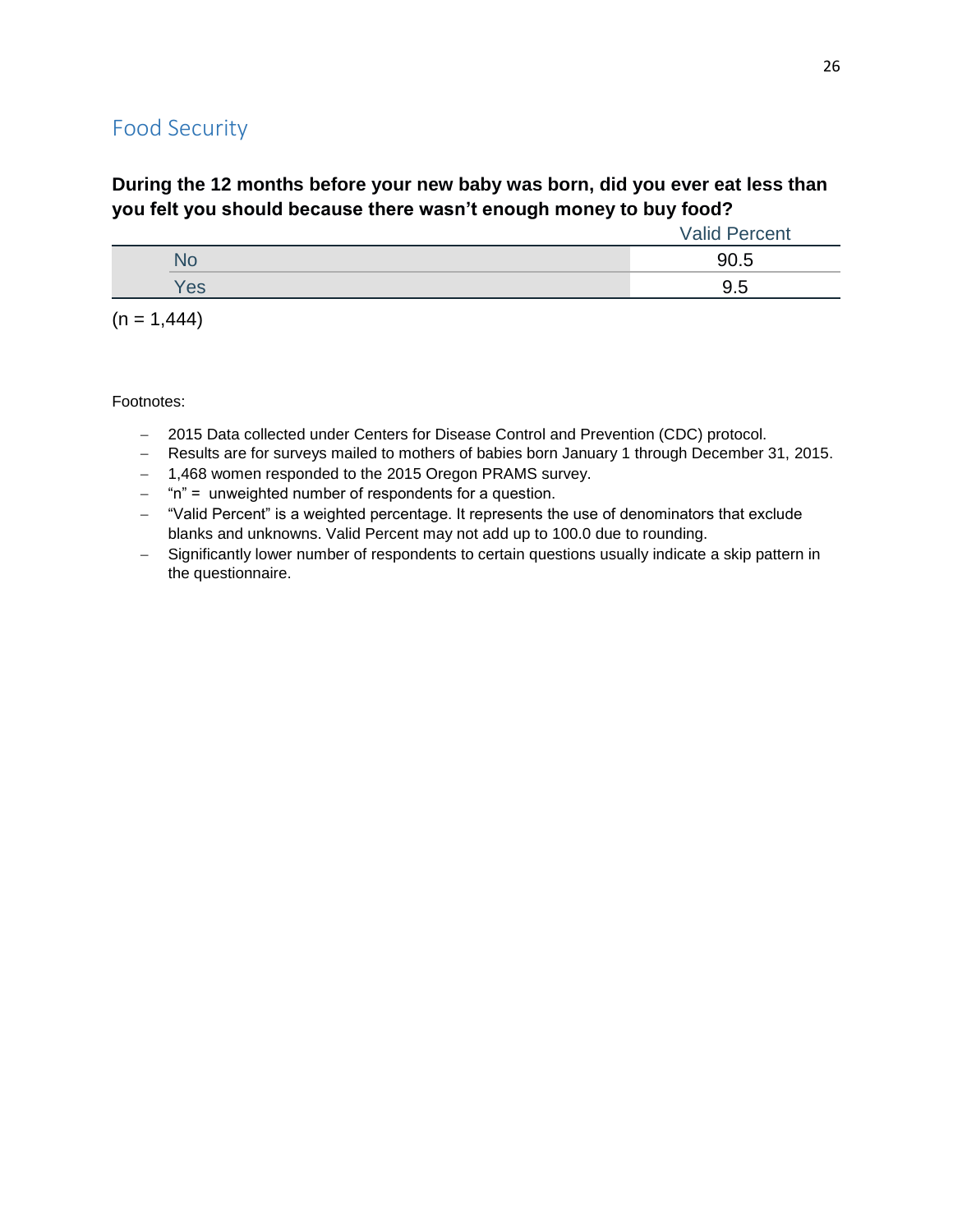## Food Security

**During the 12 months before your new baby was born, did you ever eat less than you felt you should because there wasn't enough money to buy food?**

| | Valid Percent |
|---|---|
| No | 90.5 |
| Yes | 9.5 |

(n = 1,444)

Footnotes:

- 2015 Data collected under Centers for Disease Control and Prevention (CDC) protocol.
- Results are for surveys mailed to mothers of babies born January 1 through December 31, 2015.
- 1,468 women responded to the 2015 Oregon PRAMS survey.
- "n" = unweighted number of respondents for a question.
- "Valid Percent" is a weighted percentage. It represents the use of denominators that exclude blanks and unknowns. Valid Percent may not add up to 100.0 due to rounding.
- Significantly lower number of respondents to certain questions usually indicate a skip pattern in the questionnaire.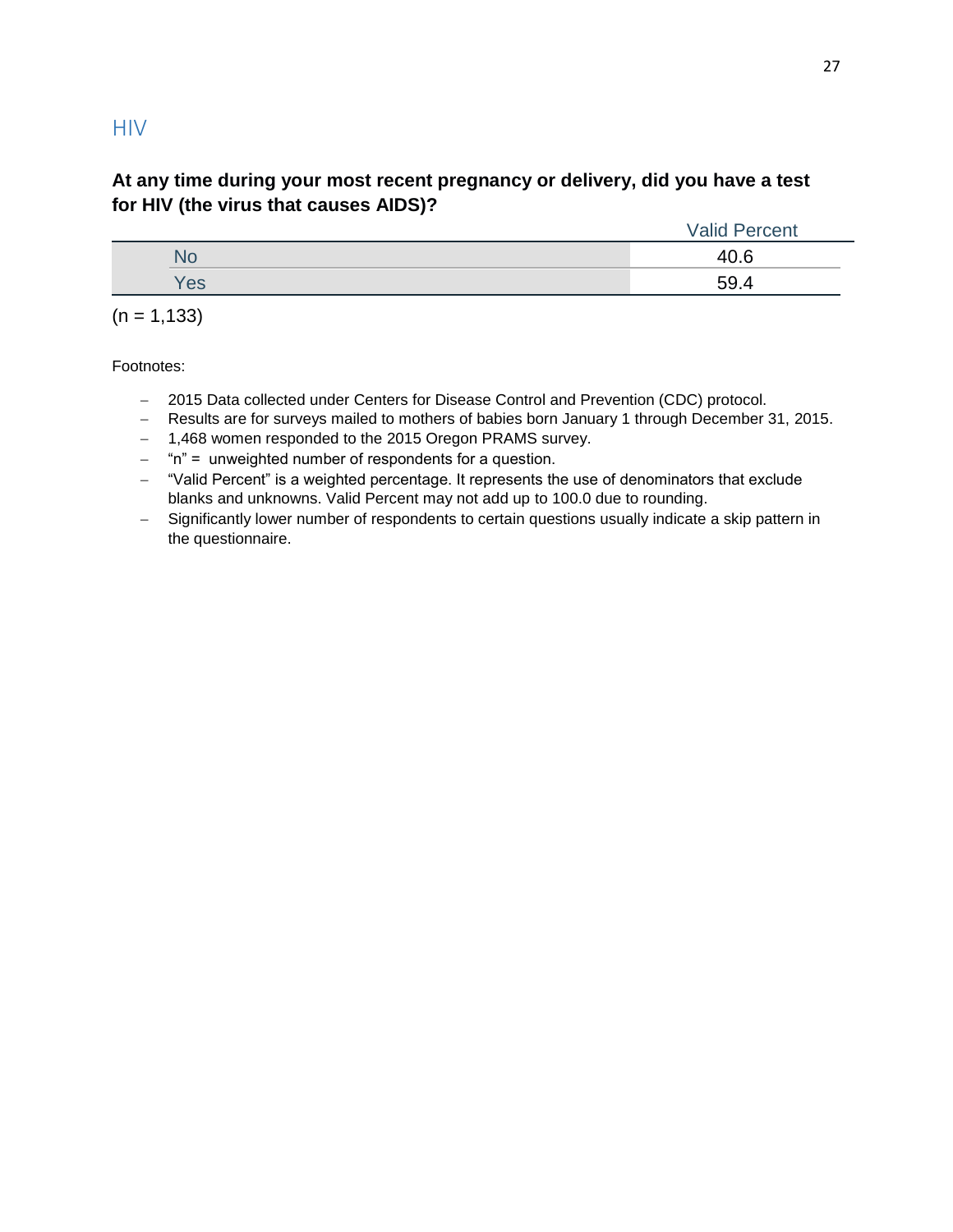## HIV

### At any time during your most recent pregnancy or delivery, did you have a test for HIV (the virus that causes AIDS)?

| | Valid Percent |
|---|---|
| No | 40.6 |
| Yes | 59.4 |

(n = 1,133)

Footnotes:

- 2015 Data collected under Centers for Disease Control and Prevention (CDC) protocol.
- Results are for surveys mailed to mothers of babies born January 1 through December 31, 2015.
- 1,468 women responded to the 2015 Oregon PRAMS survey.
- "n" = unweighted number of respondents for a question.
- "Valid Percent" is a weighted percentage. It represents the use of denominators that exclude blanks and unknowns. Valid Percent may not add up to 100.0 due to rounding.
- Significantly lower number of respondents to certain questions usually indicate a skip pattern in the questionnaire.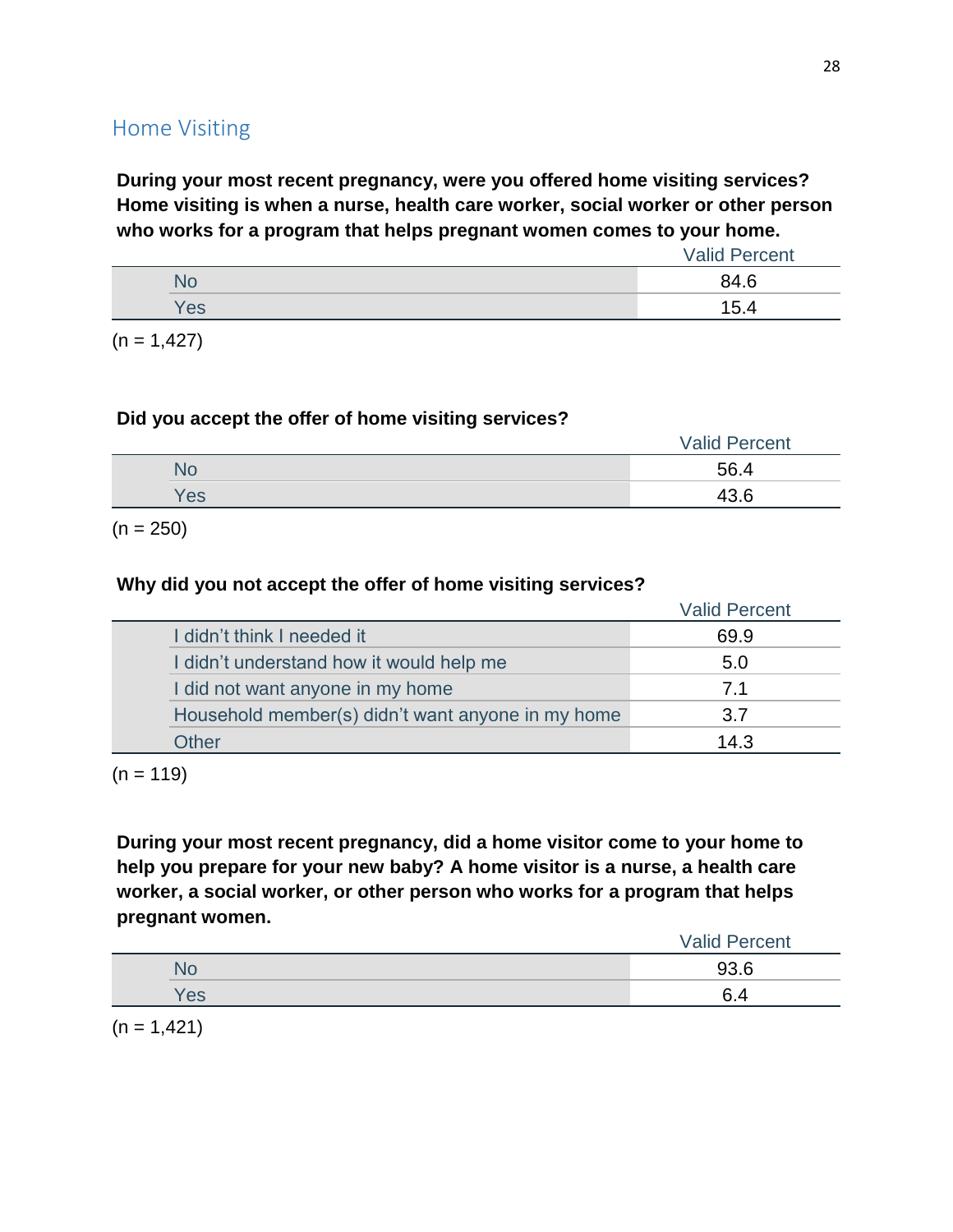## Home Visiting

**During your most recent pregnancy, were you offered home visiting services? Home visiting is when a nurse, health care worker, social worker or other person who works for a program that helps pregnant women comes to your home.**

| | Valid Percent |
|---|---|
| No | 84.6 |
| Yes | 15.4 |

(n = 1,427)

**Did you accept the offer of home visiting services?**

| | Valid Percent |
|---|---|
| No | 56.4 |
| Yes | 43.6 |

(n = 250)

**Why did you not accept the offer of home visiting services?**

| | Valid Percent |
|---|---|
| I didn't think I needed it | 69.9 |
| I didn't understand how it would help me | 5.0 |
| I did not want anyone in my home | 7.1 |
| Household member(s) didn't want anyone in my home | 3.7 |
| Other | 14.3 |

(n = 119)

**During your most recent pregnancy, did a home visitor come to your home to help you prepare for your new baby? A home visitor is a nurse, a health care worker, a social worker, or other person who works for a program that helps pregnant women.**

| | Valid Percent |
|---|---|
| No | 93.6 |
| Yes | 6.4 |

(n = 1,421)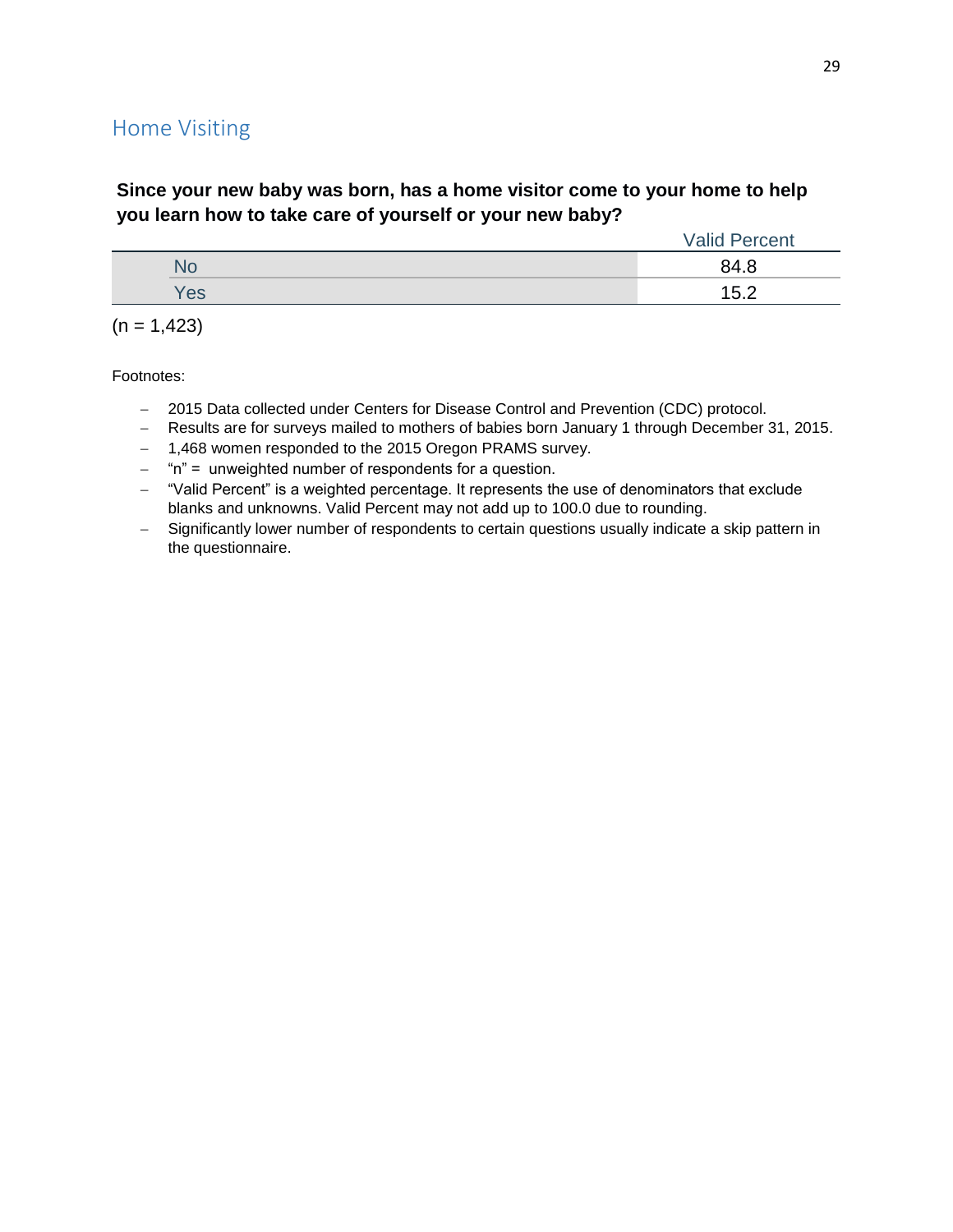## Home Visiting

**Since your new baby was born, has a home visitor come to your home to help you learn how to take care of yourself or your new baby?**

| | Valid Percent |
|---|---|
| No | 84.8 |
| Yes | 15.2 |

(n = 1,423)

Footnotes:

- 2015 Data collected under Centers for Disease Control and Prevention (CDC) protocol.
- Results are for surveys mailed to mothers of babies born January 1 through December 31, 2015.
- 1,468 women responded to the 2015 Oregon PRAMS survey.
- "n" = unweighted number of respondents for a question.
- "Valid Percent" is a weighted percentage. It represents the use of denominators that exclude blanks and unknowns. Valid Percent may not add up to 100.0 due to rounding.
- Significantly lower number of respondents to certain questions usually indicate a skip pattern in the questionnaire.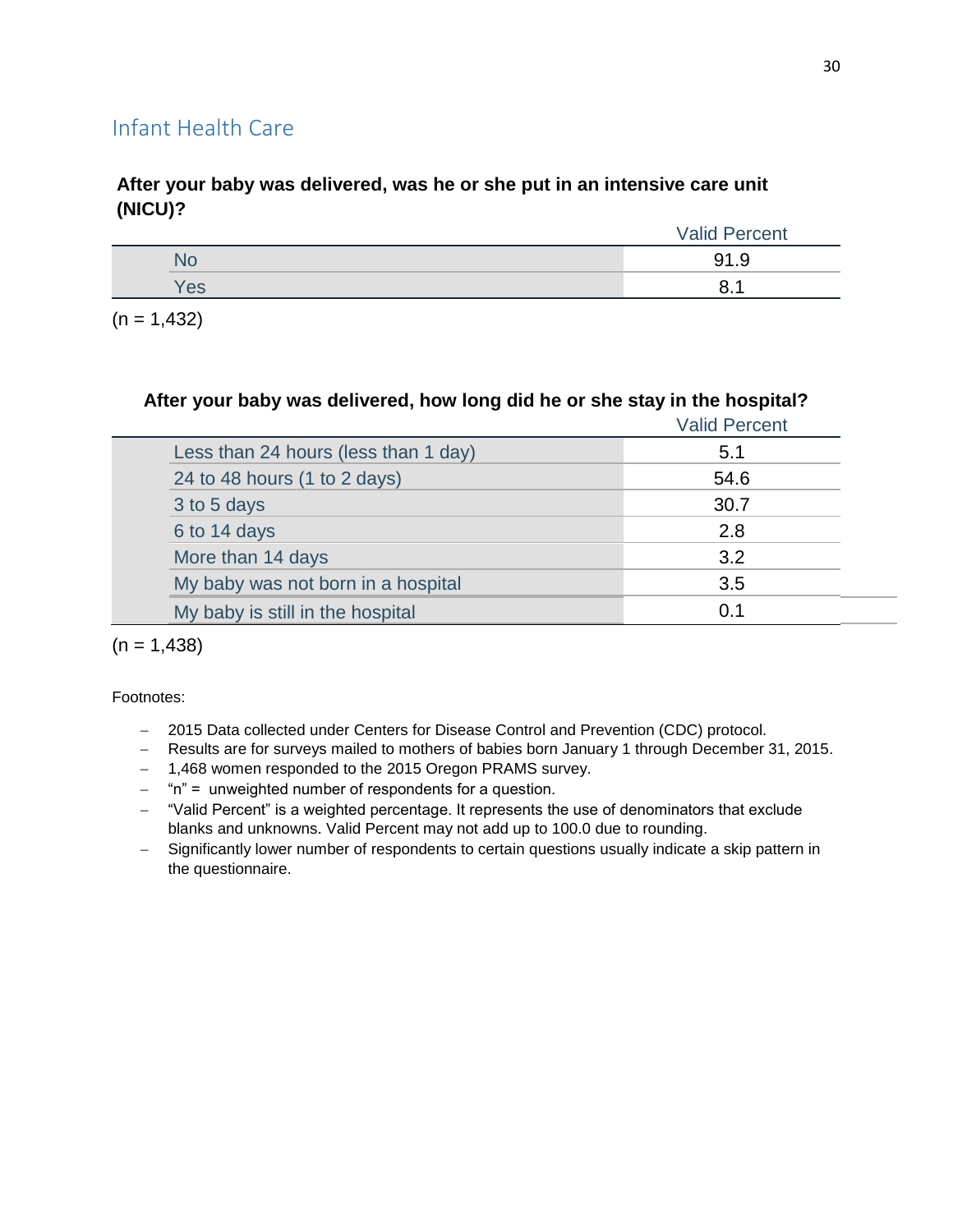## Infant Health Care

**After your baby was delivered, was he or she put in an intensive care unit (NICU)?**

| | Valid Percent |
|---|---|
| No | 91.9 |
| Yes | 8.1 |

(n = 1,432)

**After your baby was delivered, how long did he or she stay in the hospital?**

| | Valid Percent |
|---|---|
| Less than 24 hours (less than 1 day) | 5.1 |
| 24 to 48 hours (1 to 2 days) | 54.6 |
| 3 to 5 days | 30.7 |
| 6 to 14 days | 2.8 |
| More than 14 days | 3.2 |
| My baby was not born in a hospital | 3.5 |
| My baby is still in the hospital | 0.1 |

(n = 1,438)

Footnotes:

- 2015 Data collected under Centers for Disease Control and Prevention (CDC) protocol.
- Results are for surveys mailed to mothers of babies born January 1 through December 31, 2015.
- 1,468 women responded to the 2015 Oregon PRAMS survey.
- "n" = unweighted number of respondents for a question.
- "Valid Percent" is a weighted percentage. It represents the use of denominators that exclude blanks and unknowns. Valid Percent may not add up to 100.0 due to rounding.
- Significantly lower number of respondents to certain questions usually indicate a skip pattern in the questionnaire.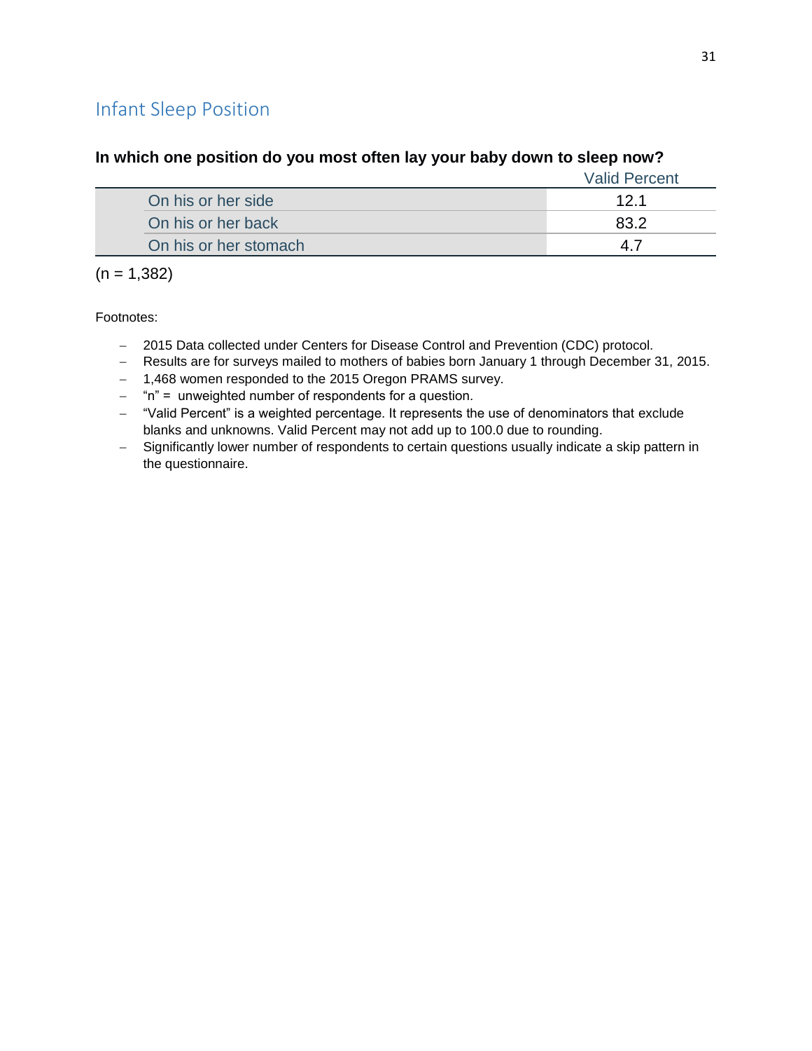## Infant Sleep Position

**In which one position do you most often lay your baby down to sleep now?**

| | Valid Percent |
|---|---|
| On his or her side | 12.1 |
| On his or her back | 83.2 |
| On his or her stomach | 4.7 |

(n = 1,382)

Footnotes:

- 2015 Data collected under Centers for Disease Control and Prevention (CDC) protocol.
- Results are for surveys mailed to mothers of babies born January 1 through December 31, 2015.
- 1,468 women responded to the 2015 Oregon PRAMS survey.
- "n" = unweighted number of respondents for a question.
- "Valid Percent" is a weighted percentage. It represents the use of denominators that exclude blanks and unknowns. Valid Percent may not add up to 100.0 due to rounding.
- Significantly lower number of respondents to certain questions usually indicate a skip pattern in the questionnaire.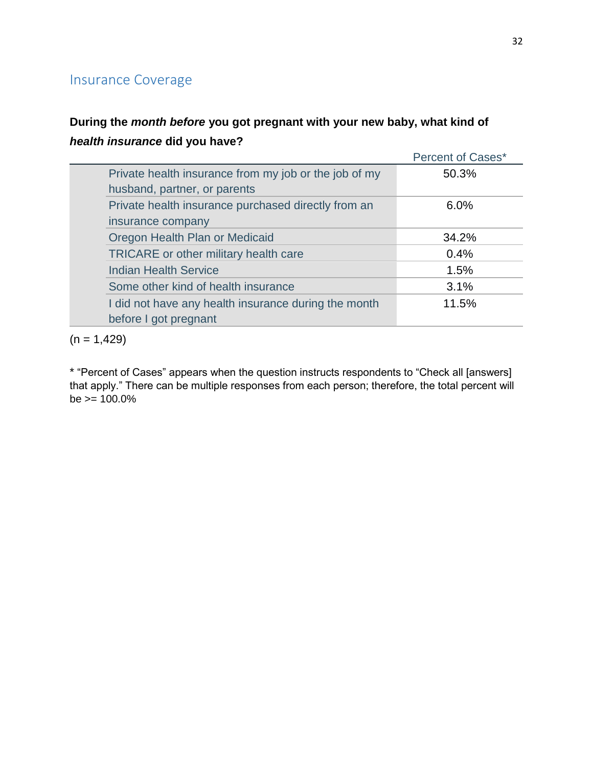## Insurance Coverage

**During the *month before* you got pregnant with your new baby, what kind of *health insurance* did you have?**

| | Percent of Cases* |
|---|---|
| Private health insurance from my job or the job of my husband, partner, or parents | 50.3% |
| Private health insurance purchased directly from an insurance company | 6.0% |
| Oregon Health Plan or Medicaid | 34.2% |
| TRICARE or other military health care | 0.4% |
| Indian Health Service | 1.5% |
| Some other kind of health insurance | 3.1% |
| I did not have any health insurance during the month before I got pregnant | 11.5% |

(n = 1,429)

* "Percent of Cases" appears when the question instructs respondents to "Check all [answers] that apply." There can be multiple responses from each person; therefore, the total percent will be >= 100.0%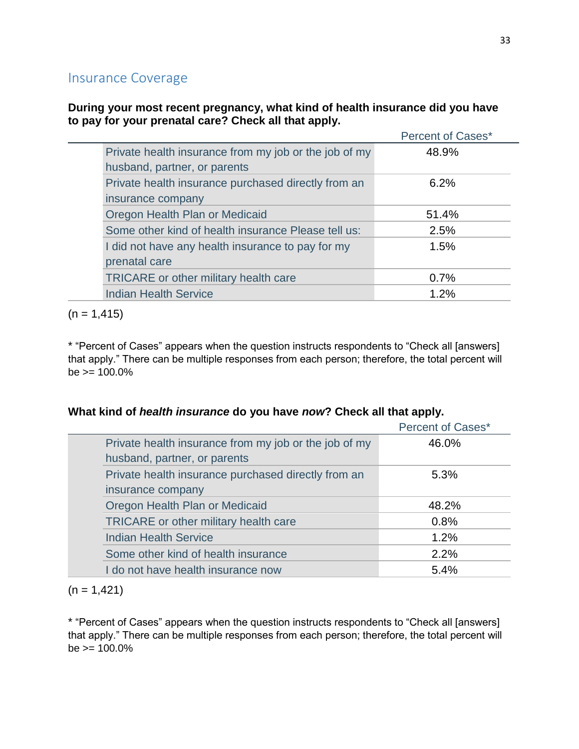## Insurance Coverage

**During your most recent pregnancy, what kind of health insurance did you have to pay for your prenatal care? Check all that apply.**

| | Percent of Cases* |
|---|---|
| Private health insurance from my job or the job of my husband, partner, or parents | 48.9% |
| Private health insurance purchased directly from an insurance company | 6.2% |
| Oregon Health Plan or Medicaid | 51.4% |
| Some other kind of health insurance Please tell us: | 2.5% |
| I did not have any health insurance to pay for my prenatal care | 1.5% |
| TRICARE or other military health care | 0.7% |
| Indian Health Service | 1.2% |

(n = 1,415)

* "Percent of Cases" appears when the question instructs respondents to "Check all [answers] that apply." There can be multiple responses from each person; therefore, the total percent will be >= 100.0%

**What kind of *health insurance* do you have *now*? Check all that apply.**

| | Percent of Cases* |
|---|---|
| Private health insurance from my job or the job of my husband, partner, or parents | 46.0% |
| Private health insurance purchased directly from an insurance company | 5.3% |
| Oregon Health Plan or Medicaid | 48.2% |
| TRICARE or other military health care | 0.8% |
| Indian Health Service | 1.2% |
| Some other kind of health insurance | 2.2% |
| I do not have health insurance now | 5.4% |

(n = 1,421)

* "Percent of Cases" appears when the question instructs respondents to "Check all [answers] that apply." There can be multiple responses from each person; therefore, the total percent will be >= 100.0%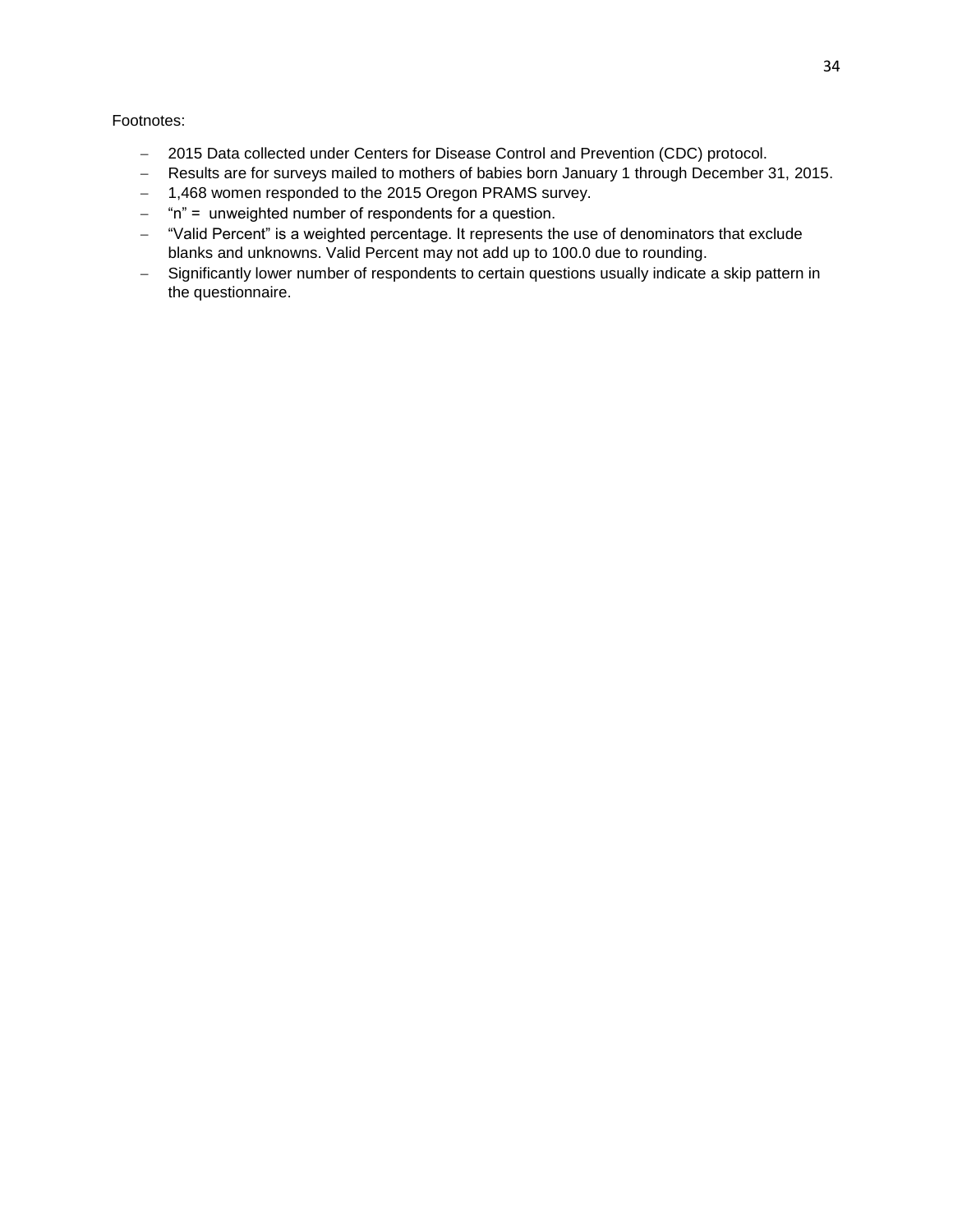Footnotes:

- 2015 Data collected under Centers for Disease Control and Prevention (CDC) protocol.
- Results are for surveys mailed to mothers of babies born January 1 through December 31, 2015.
- 1,468 women responded to the 2015 Oregon PRAMS survey.
- "n" = unweighted number of respondents for a question.
- "Valid Percent" is a weighted percentage. It represents the use of denominators that exclude blanks and unknowns. Valid Percent may not add up to 100.0 due to rounding.
- Significantly lower number of respondents to certain questions usually indicate a skip pattern in the questionnaire.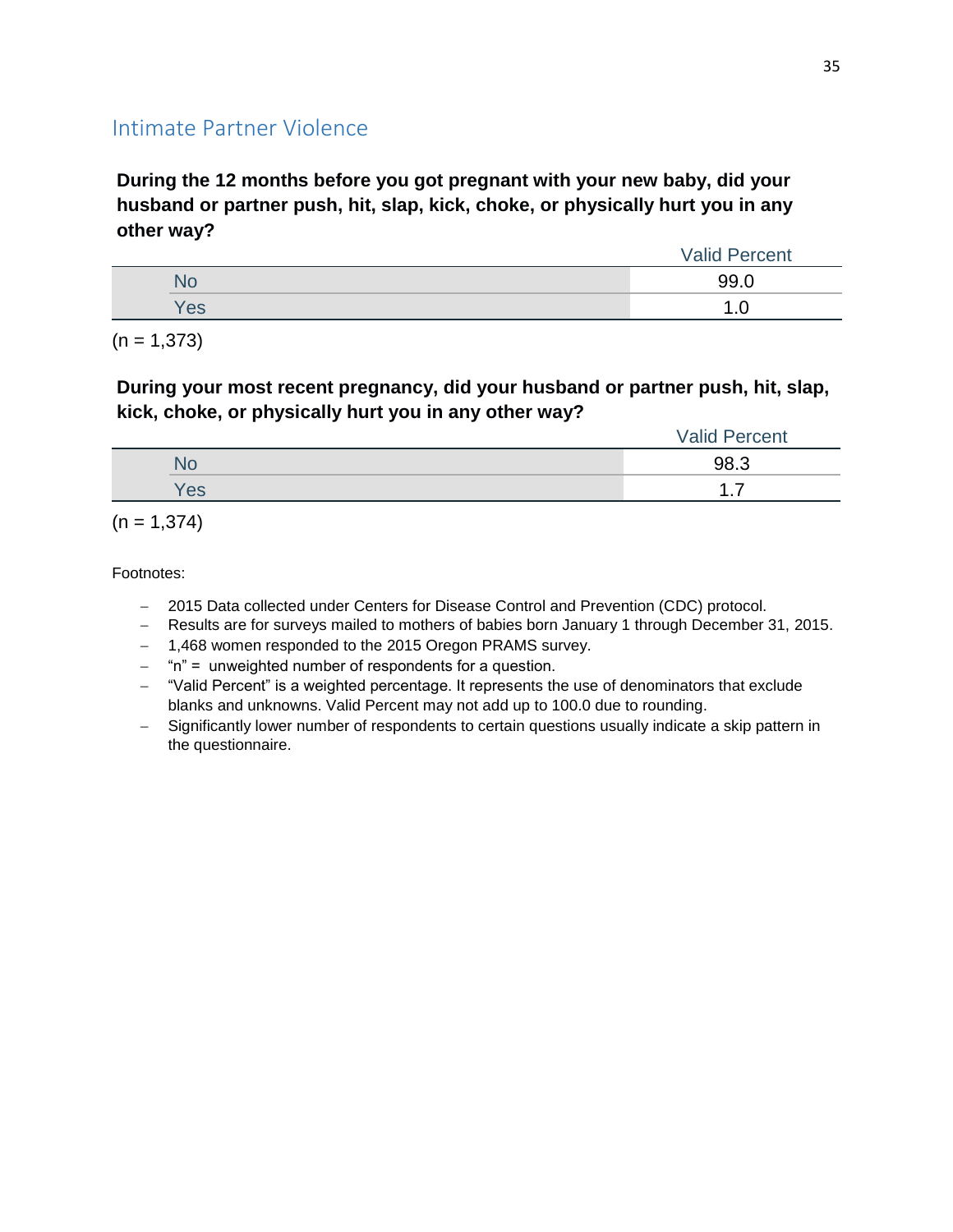## Intimate Partner Violence

**During the 12 months before you got pregnant with your new baby, did your husband or partner push, hit, slap, kick, choke, or physically hurt you in any other way?**

| | Valid Percent |
|---|---|
| No | 99.0 |
| Yes | 1.0 |

(n = 1,373)

**During your most recent pregnancy, did your husband or partner push, hit, slap, kick, choke, or physically hurt you in any other way?**

| | Valid Percent |
|---|---|
| No | 98.3 |
| Yes | 1.7 |

(n = 1,374)

Footnotes:

- 2015 Data collected under Centers for Disease Control and Prevention (CDC) protocol.
- Results are for surveys mailed to mothers of babies born January 1 through December 31, 2015.
- 1,468 women responded to the 2015 Oregon PRAMS survey.
- "n" = unweighted number of respondents for a question.
- "Valid Percent" is a weighted percentage. It represents the use of denominators that exclude blanks and unknowns. Valid Percent may not add up to 100.0 due to rounding.
- Significantly lower number of respondents to certain questions usually indicate a skip pattern in the questionnaire.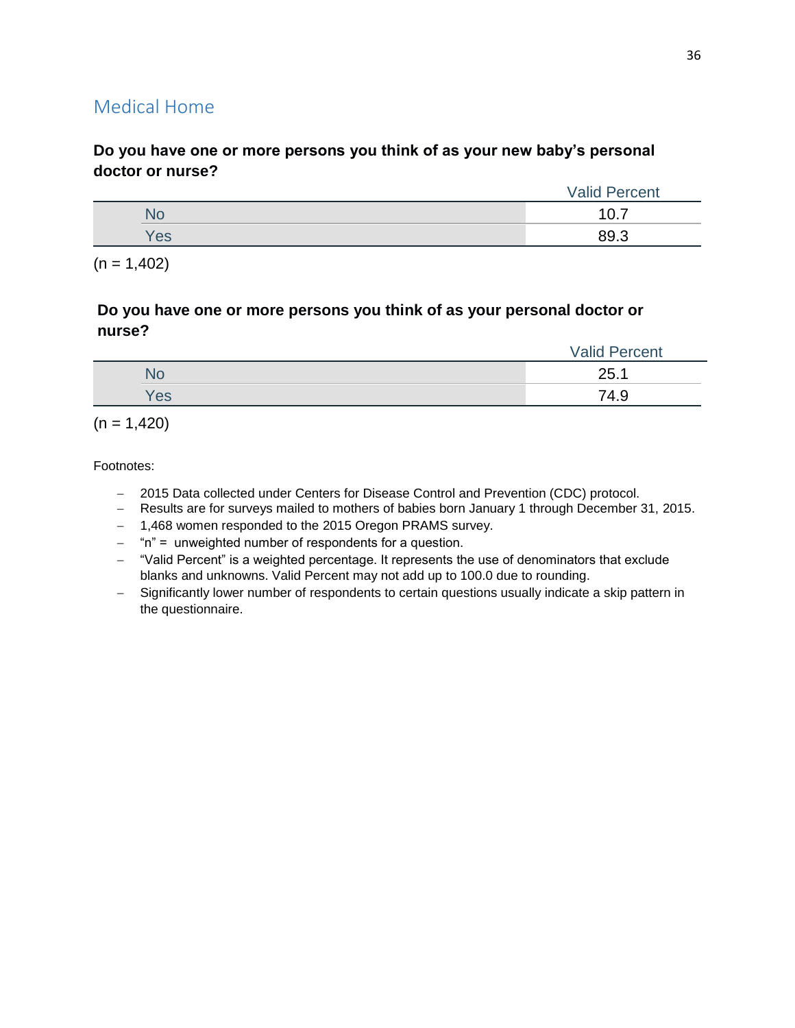## Medical Home

**Do you have one or more persons you think of as your new baby's personal doctor or nurse?**

| | Valid Percent |
|---|---|
| No | 10.7 |
| Yes | 89.3 |

(n = 1,402)

**Do you have one or more persons you think of as your personal doctor or nurse?**

| | Valid Percent |
|---|---|
| No | 25.1 |
| Yes | 74.9 |

(n = 1,420)

Footnotes:

- 2015 Data collected under Centers for Disease Control and Prevention (CDC) protocol.
- Results are for surveys mailed to mothers of babies born January 1 through December 31, 2015.
- 1,468 women responded to the 2015 Oregon PRAMS survey.
- "n" = unweighted number of respondents for a question.
- "Valid Percent" is a weighted percentage. It represents the use of denominators that exclude blanks and unknowns. Valid Percent may not add up to 100.0 due to rounding.
- Significantly lower number of respondents to certain questions usually indicate a skip pattern in the questionnaire.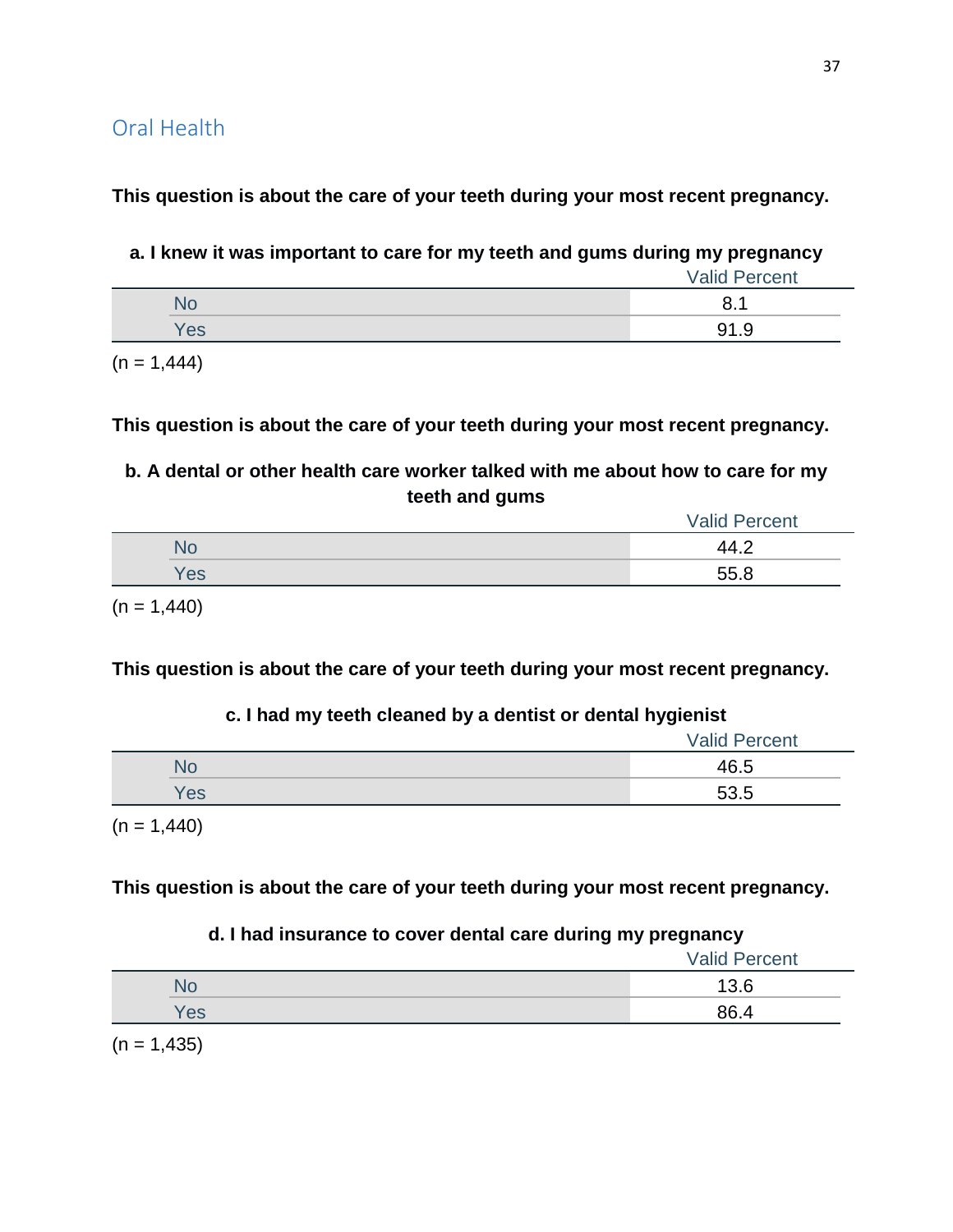## Oral Health

**This question is about the care of your teeth during your most recent pregnancy.**

**a. I knew it was important to care for my teeth and gums during my pregnancy**

| | Valid Percent |
|---|---|
| No | 8.1 |
| Yes | 91.9 |

(n = 1,444)

**This question is about the care of your teeth during your most recent pregnancy.**

**b. A dental or other health care worker talked with me about how to care for my teeth and gums**

| | Valid Percent |
|---|---|
| No | 44.2 |
| Yes | 55.8 |

(n = 1,440)

**This question is about the care of your teeth during your most recent pregnancy.**

**c. I had my teeth cleaned by a dentist or dental hygienist**

| | Valid Percent |
|---|---|
| No | 46.5 |
| Yes | 53.5 |

(n = 1,440)

**This question is about the care of your teeth during your most recent pregnancy.**

**d. I had insurance to cover dental care during my pregnancy**

| | Valid Percent |
|---|---|
| No | 13.6 |
| Yes | 86.4 |

(n = 1,435)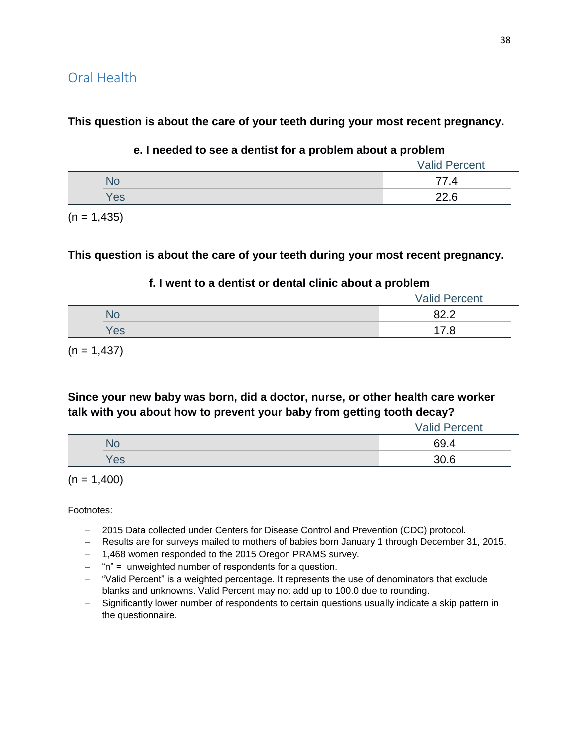## Oral Health

**This question is about the care of your teeth during your most recent pregnancy.**

**e. I needed to see a dentist for a problem about a problem**

| | Valid Percent |
|---|---|
| No | 77.4 |
| Yes | 22.6 |

(n = 1,435)

**This question is about the care of your teeth during your most recent pregnancy.**

**f. I went to a dentist or dental clinic about a problem**

| | Valid Percent |
|---|---|
| No | 82.2 |
| Yes | 17.8 |

(n = 1,437)

**Since your new baby was born, did a doctor, nurse, or other health care worker talk with you about how to prevent your baby from getting tooth decay?**

| | Valid Percent |
|---|---|
| No | 69.4 |
| Yes | 30.6 |

(n = 1,400)

Footnotes:

- 2015 Data collected under Centers for Disease Control and Prevention (CDC) protocol.
- Results are for surveys mailed to mothers of babies born January 1 through December 31, 2015.
- 1,468 women responded to the 2015 Oregon PRAMS survey.
- "n" = unweighted number of respondents for a question.
- "Valid Percent" is a weighted percentage. It represents the use of denominators that exclude blanks and unknowns. Valid Percent may not add up to 100.0 due to rounding.
- Significantly lower number of respondents to certain questions usually indicate a skip pattern in the questionnaire.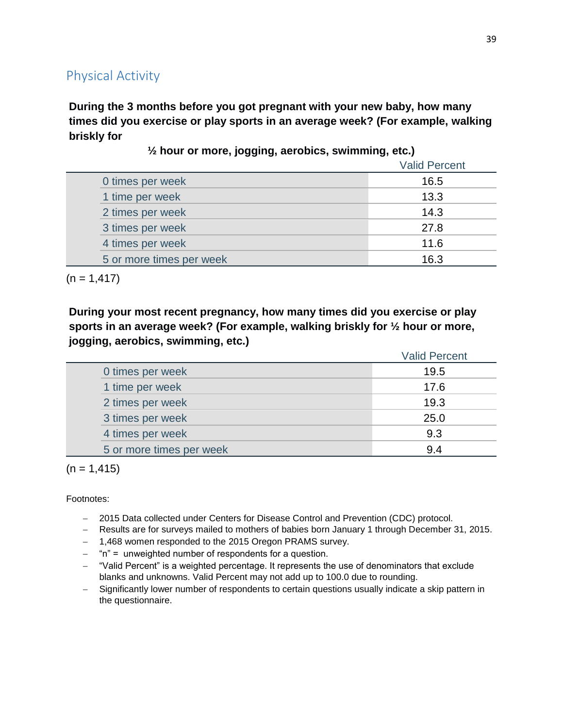## Physical Activity

**During the 3 months before you got pregnant with your new baby, how many times did you exercise or play sports in an average week? (For example, walking briskly for ½ hour or more, jogging, aerobics, swimming, etc.)**

| | Valid Percent |
|---|---|
| 0 times per week | 16.5 |
| 1 time per week | 13.3 |
| 2 times per week | 14.3 |
| 3 times per week | 27.8 |
| 4 times per week | 11.6 |
| 5 or more times per week | 16.3 |

(n = 1,417)

**During your most recent pregnancy, how many times did you exercise or play sports in an average week? (For example, walking briskly for ½ hour or more, jogging, aerobics, swimming, etc.)**

| | Valid Percent |
|---|---|
| 0 times per week | 19.5 |
| 1 time per week | 17.6 |
| 2 times per week | 19.3 |
| 3 times per week | 25.0 |
| 4 times per week | 9.3 |
| 5 or more times per week | 9.4 |

(n = 1,415)

Footnotes:

- 2015 Data collected under Centers for Disease Control and Prevention (CDC) protocol.
- Results are for surveys mailed to mothers of babies born January 1 through December 31, 2015.
- 1,468 women responded to the 2015 Oregon PRAMS survey.
- "n" = unweighted number of respondents for a question.
- "Valid Percent" is a weighted percentage. It represents the use of denominators that exclude blanks and unknowns. Valid Percent may not add up to 100.0 due to rounding.
- Significantly lower number of respondents to certain questions usually indicate a skip pattern in the questionnaire.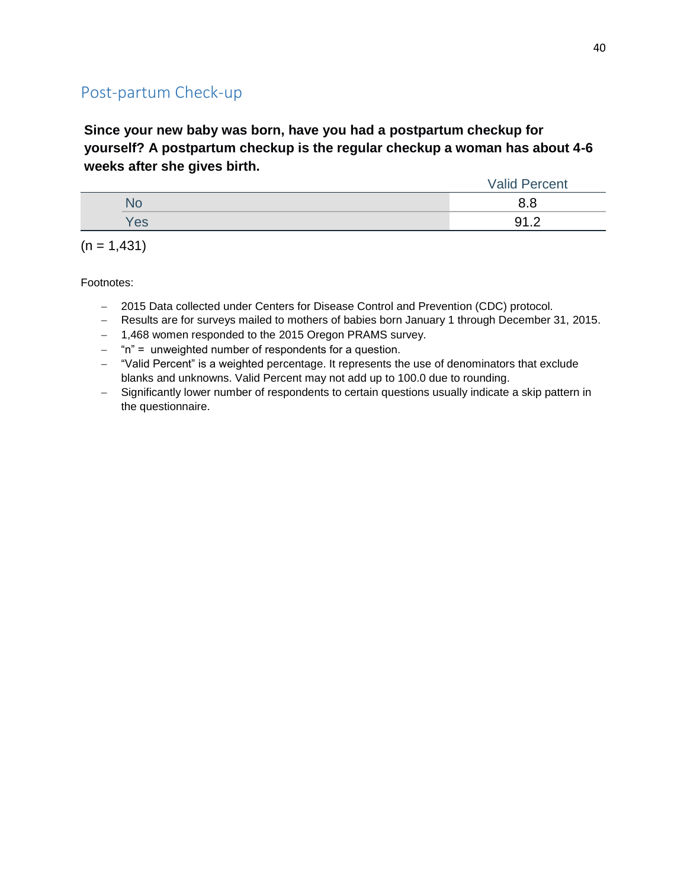## Post-partum Check-up

**Since your new baby was born, have you had a postpartum checkup for yourself? A postpartum checkup is the regular checkup a woman has about 4-6 weeks after she gives birth.**

| | Valid Percent |
|---|---|
| No | 8.8 |
| Yes | 91.2 |

(n = 1,431)

Footnotes:

- 2015 Data collected under Centers for Disease Control and Prevention (CDC) protocol.
- Results are for surveys mailed to mothers of babies born January 1 through December 31, 2015.
- 1,468 women responded to the 2015 Oregon PRAMS survey.
- "n" = unweighted number of respondents for a question.
- "Valid Percent" is a weighted percentage. It represents the use of denominators that exclude blanks and unknowns. Valid Percent may not add up to 100.0 due to rounding.
- Significantly lower number of respondents to certain questions usually indicate a skip pattern in the questionnaire.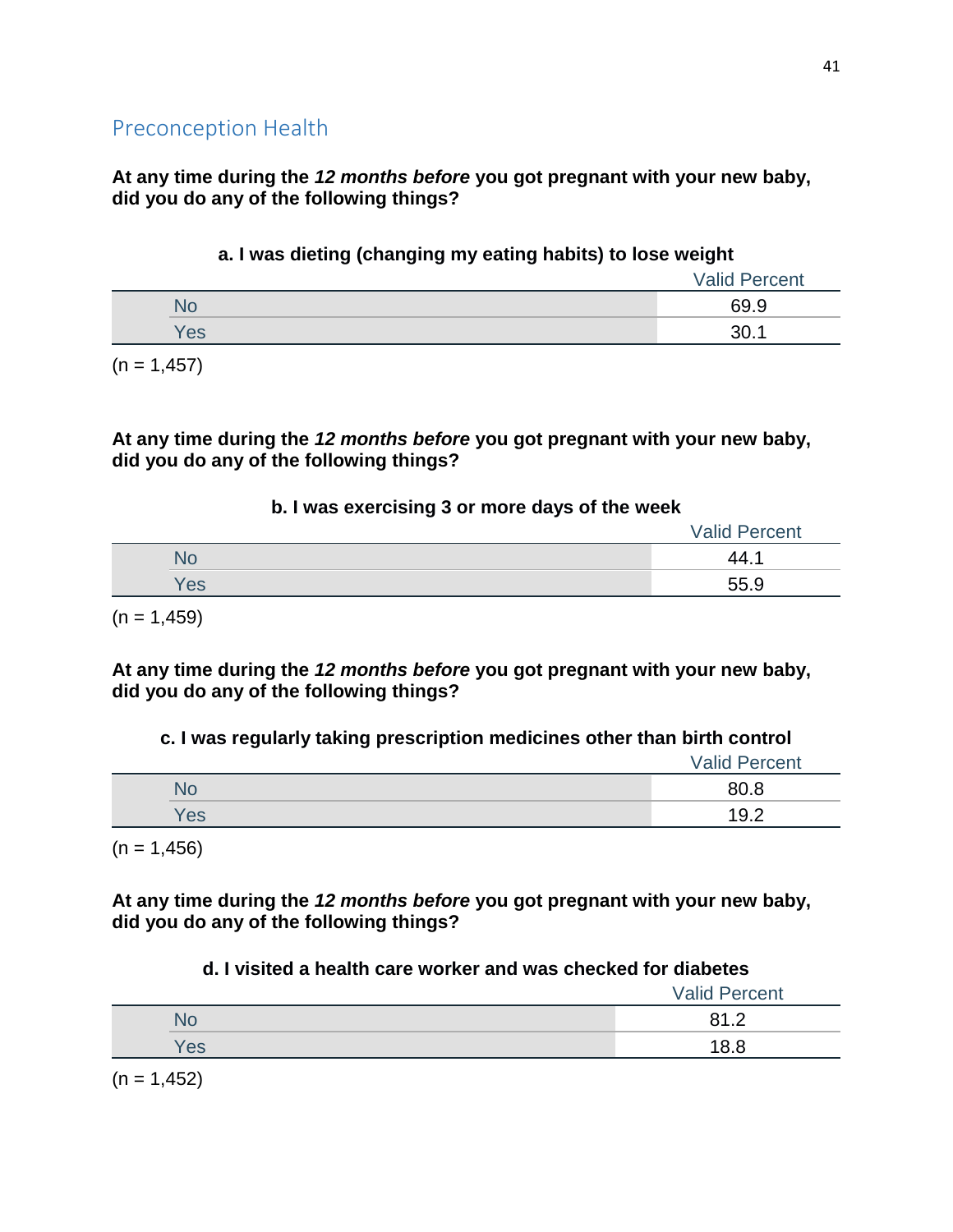## Preconception Health

**At any time during the *12 months before* you got pregnant with your new baby, did you do any of the following things?**

**a. I was dieting (changing my eating habits) to lose weight**

| | Valid Percent |
|---|---|
| No | 69.9 |
| Yes | 30.1 |

(n = 1,457)

**At any time during the *12 months before* you got pregnant with your new baby, did you do any of the following things?**

**b. I was exercising 3 or more days of the week**

| | Valid Percent |
|---|---|
| No | 44.1 |
| Yes | 55.9 |

(n = 1,459)

**At any time during the *12 months before* you got pregnant with your new baby, did you do any of the following things?**

**c. I was regularly taking prescription medicines other than birth control**

| | Valid Percent |
|---|---|
| No | 80.8 |
| Yes | 19.2 |

(n = 1,456)

**At any time during the *12 months before* you got pregnant with your new baby, did you do any of the following things?**

**d. I visited a health care worker and was checked for diabetes**

| | Valid Percent |
|---|---|
| No | 81.2 |
| Yes | 18.8 |

(n = 1,452)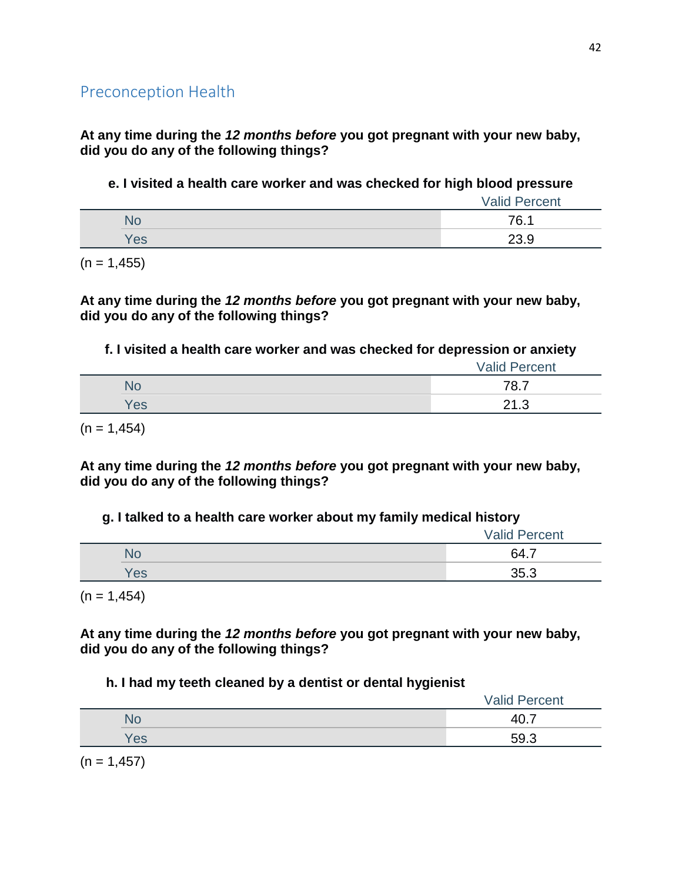## Preconception Health

**At any time during the *12 months before* you got pregnant with your new baby, did you do any of the following things?**

**e. I visited a health care worker and was checked for high blood pressure**

| | Valid Percent |
|---|---|
| No | 76.1 |
| Yes | 23.9 |

(n = 1,455)

**At any time during the *12 months before* you got pregnant with your new baby, did you do any of the following things?**

**f. I visited a health care worker and was checked for depression or anxiety**

| | Valid Percent |
|---|---|
| No | 78.7 |
| Yes | 21.3 |

(n = 1,454)

**At any time during the *12 months before* you got pregnant with your new baby, did you do any of the following things?**

**g. I talked to a health care worker about my family medical history**

| | Valid Percent |
|---|---|
| No | 64.7 |
| Yes | 35.3 |

(n = 1,454)

**At any time during the *12 months before* you got pregnant with your new baby, did you do any of the following things?**

**h. I had my teeth cleaned by a dentist or dental hygienist**

| | Valid Percent |
|---|---|
| No | 40.7 |
| Yes | 59.3 |

(n = 1,457)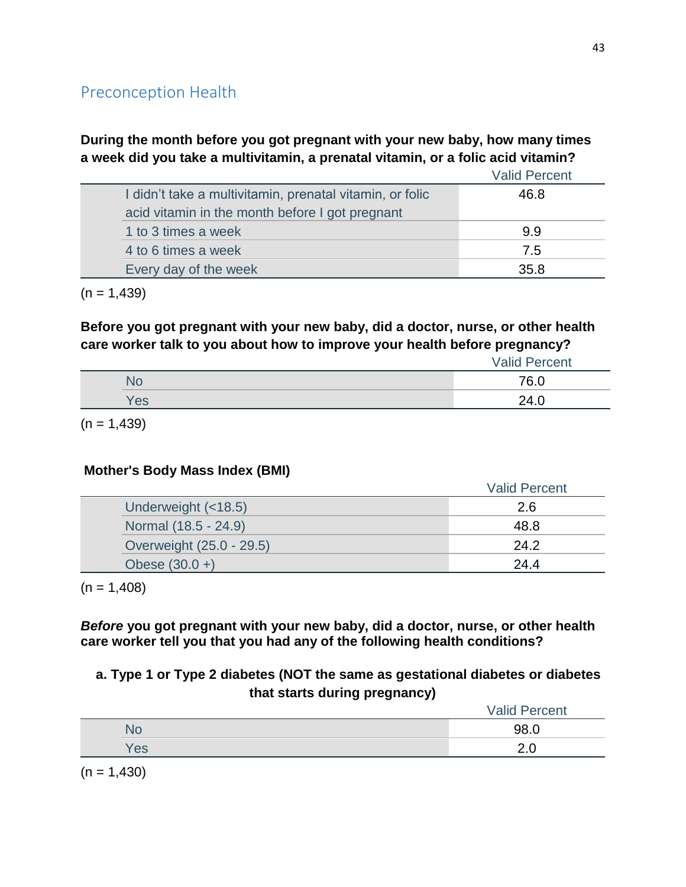## Preconception Health

**During the month before you got pregnant with your new baby, how many times a week did you take a multivitamin, a prenatal vitamin, or a folic acid vitamin?**

| | Valid Percent |
|---|---|
| I didn't take a multivitamin, prenatal vitamin, or folic acid vitamin in the month before I got pregnant | 46.8 |
| 1 to 3 times a week | 9.9 |
| 4 to 6 times a week | 7.5 |
| Every day of the week | 35.8 |

(n = 1,439)

**Before you got pregnant with your new baby, did a doctor, nurse, or other health care worker talk to you about how to improve your health before pregnancy?**

| | Valid Percent |
|---|---|
| No | 76.0 |
| Yes | 24.0 |

(n = 1,439)

**Mother's Body Mass Index (BMI)**

| | Valid Percent |
|---|---|
| Underweight (<18.5) | 2.6 |
| Normal (18.5 - 24.9) | 48.8 |
| Overweight (25.0 - 29.5) | 24.2 |
| Obese (30.0 +) | 24.4 |

(n = 1,408)

***Before*** **you got pregnant with your new baby, did a doctor, nurse, or other health care worker tell you that you had any of the following health conditions?**

**a. Type 1 or Type 2 diabetes (NOT the same as gestational diabetes or diabetes that starts during pregnancy)**

| | Valid Percent |
|---|---|
| No | 98.0 |
| Yes | 2.0 |

(n = 1,430)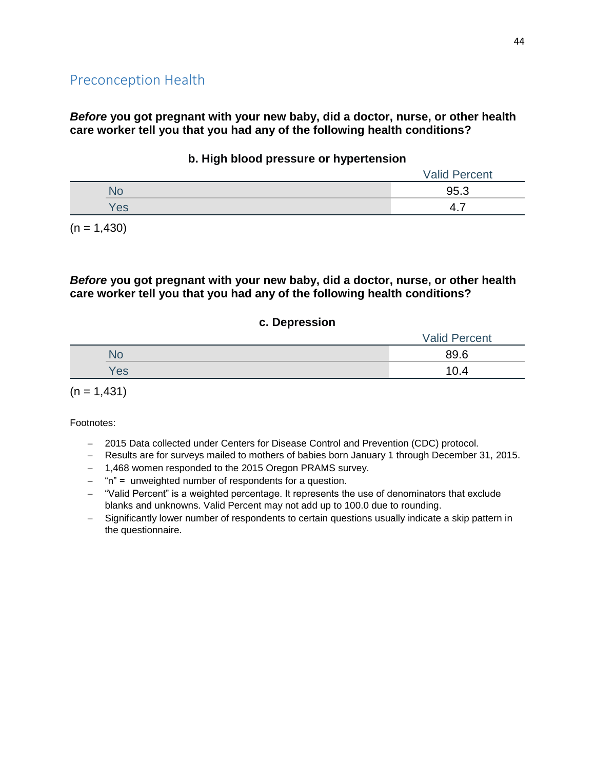## Preconception Health

***Before*** **you got pregnant with your new baby, did a doctor, nurse, or other health care worker tell you that you had any of the following health conditions?**

**b. High blood pressure or hypertension**

| | Valid Percent |
|---|---|
| No | 95.3 |
| Yes | 4.7 |

(n = 1,430)

***Before*** **you got pregnant with your new baby, did a doctor, nurse, or other health care worker tell you that you had any of the following health conditions?**

**c. Depression**

| | Valid Percent |
|---|---|
| No | 89.6 |
| Yes | 10.4 |

(n = 1,431)

Footnotes:

- 2015 Data collected under Centers for Disease Control and Prevention (CDC) protocol.
- Results are for surveys mailed to mothers of babies born January 1 through December 31, 2015.
- 1,468 women responded to the 2015 Oregon PRAMS survey.
- "n" = unweighted number of respondents for a question.
- "Valid Percent" is a weighted percentage. It represents the use of denominators that exclude blanks and unknowns. Valid Percent may not add up to 100.0 due to rounding.
- Significantly lower number of respondents to certain questions usually indicate a skip pattern in the questionnaire.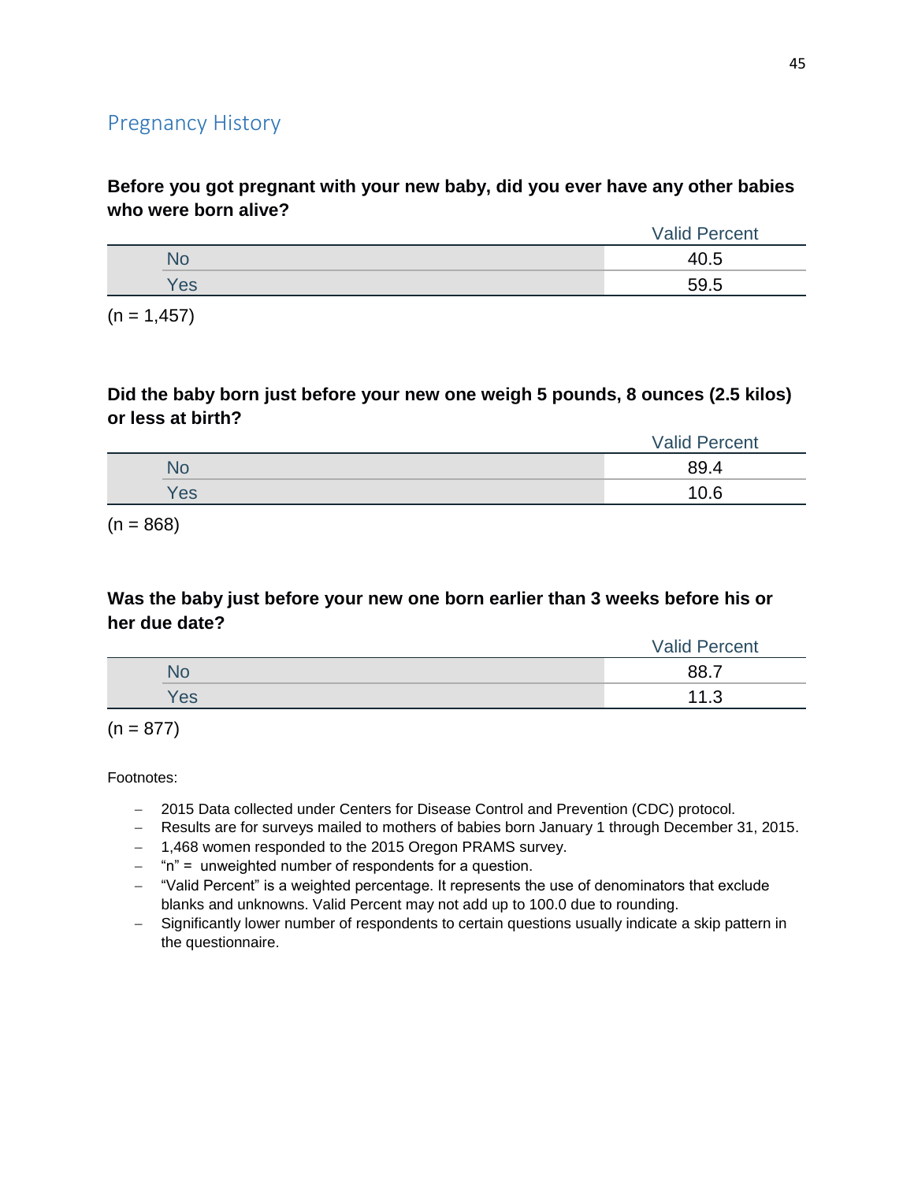## Pregnancy History

**Before you got pregnant with your new baby, did you ever have any other babies who were born alive?**

| | Valid Percent |
|---|---|
| No | 40.5 |
| Yes | 59.5 |

(n = 1,457)

**Did the baby born just before your new one weigh 5 pounds, 8 ounces (2.5 kilos) or less at birth?**

| | Valid Percent |
|---|---|
| No | 89.4 |
| Yes | 10.6 |

(n = 868)

**Was the baby just before your new one born earlier than 3 weeks before his or her due date?**

| | Valid Percent |
|---|---|
| No | 88.7 |
| Yes | 11.3 |

(n = 877)

Footnotes:

- 2015 Data collected under Centers for Disease Control and Prevention (CDC) protocol.
- Results are for surveys mailed to mothers of babies born January 1 through December 31, 2015.
- 1,468 women responded to the 2015 Oregon PRAMS survey.
- "n" = unweighted number of respondents for a question.
- "Valid Percent" is a weighted percentage. It represents the use of denominators that exclude blanks and unknowns. Valid Percent may not add up to 100.0 due to rounding.
- Significantly lower number of respondents to certain questions usually indicate a skip pattern in the questionnaire.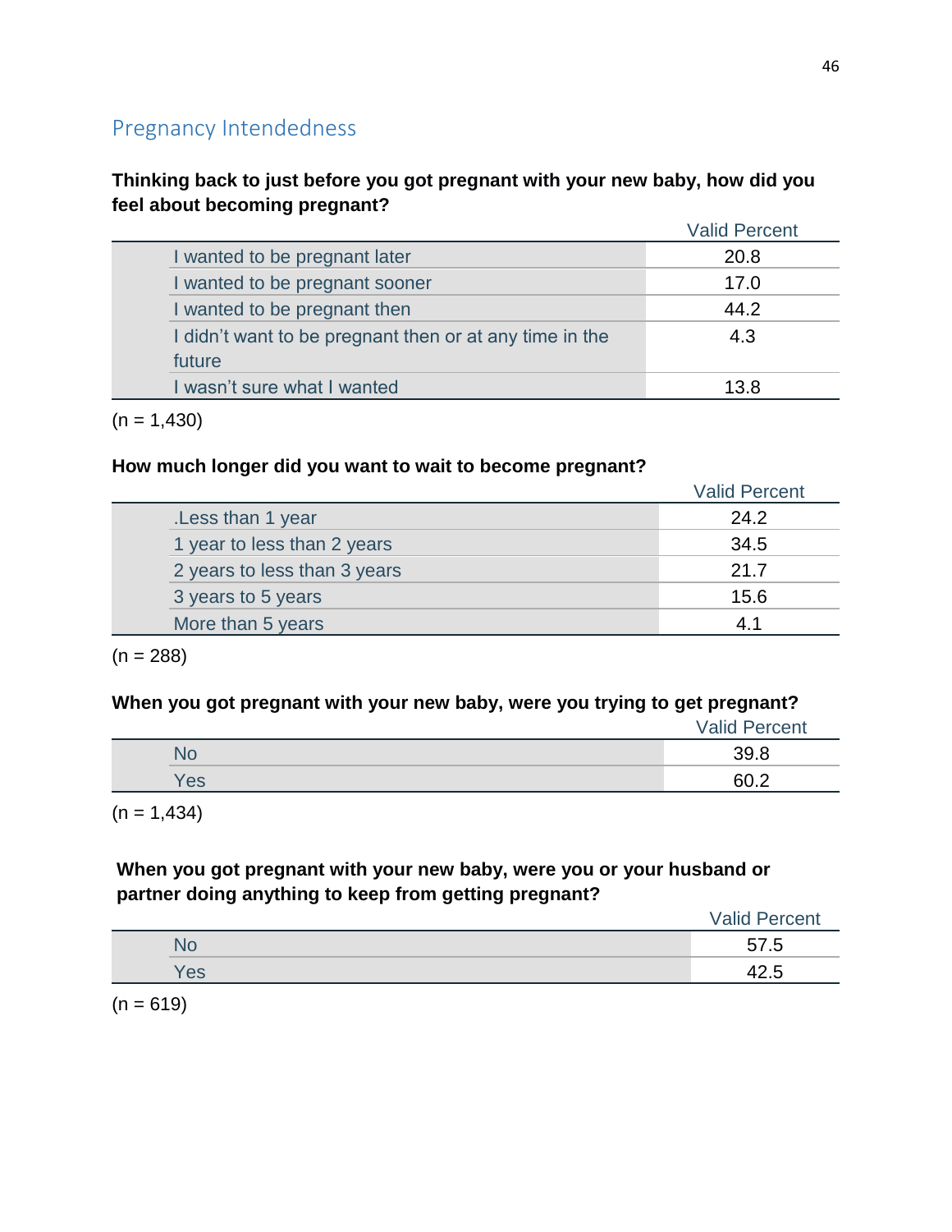## Pregnancy Intendedness

**Thinking back to just before you got pregnant with your new baby, how did you feel about becoming pregnant?**

| | Valid Percent |
|---|---|
| I wanted to be pregnant later | 20.8 |
| I wanted to be pregnant sooner | 17.0 |
| I wanted to be pregnant then | 44.2 |
| I didn't want to be pregnant then or at any time in the future | 4.3 |
| I wasn't sure what I wanted | 13.8 |

(n = 1,430)

**How much longer did you want to wait to become pregnant?**

| | Valid Percent |
|---|---|
| .Less than 1 year | 24.2 |
| 1 year to less than 2 years | 34.5 |
| 2 years to less than 3 years | 21.7 |
| 3 years to 5 years | 15.6 |
| More than 5 years | 4.1 |

(n = 288)

**When you got pregnant with your new baby, were you trying to get pregnant?**

| | Valid Percent |
|---|---|
| No | 39.8 |
| Yes | 60.2 |

(n = 1,434)

**When you got pregnant with your new baby, were you or your husband or partner doing anything to keep from getting pregnant?**

| | Valid Percent |
|---|---|
| No | 57.5 |
| Yes | 42.5 |

(n = 619)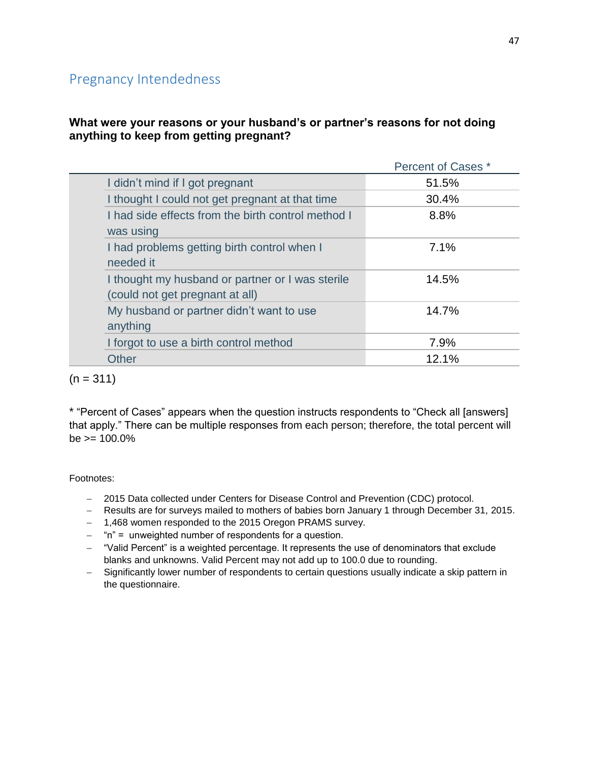## Pregnancy Intendedness

**What were your reasons or your husband's or partner's reasons for not doing anything to keep from getting pregnant?**

| | Percent of Cases * |
|---|---|
| I didn't mind if I got pregnant | 51.5% |
| I thought I could not get pregnant at that time | 30.4% |
| I had side effects from the birth control method I was using | 8.8% |
| I had problems getting birth control when I needed it | 7.1% |
| I thought my husband or partner or I was sterile (could not get pregnant at all) | 14.5% |
| My husband or partner didn't want to use anything | 14.7% |
| I forgot to use a birth control method | 7.9% |
| Other | 12.1% |

(n = 311)

* "Percent of Cases" appears when the question instructs respondents to "Check all [answers] that apply." There can be multiple responses from each person; therefore, the total percent will be >= 100.0%

Footnotes:

- 2015 Data collected under Centers for Disease Control and Prevention (CDC) protocol.
- Results are for surveys mailed to mothers of babies born January 1 through December 31, 2015.
- 1,468 women responded to the 2015 Oregon PRAMS survey.
- "n" = unweighted number of respondents for a question.
- "Valid Percent" is a weighted percentage. It represents the use of denominators that exclude blanks and unknowns. Valid Percent may not add up to 100.0 due to rounding.
- Significantly lower number of respondents to certain questions usually indicate a skip pattern in the questionnaire.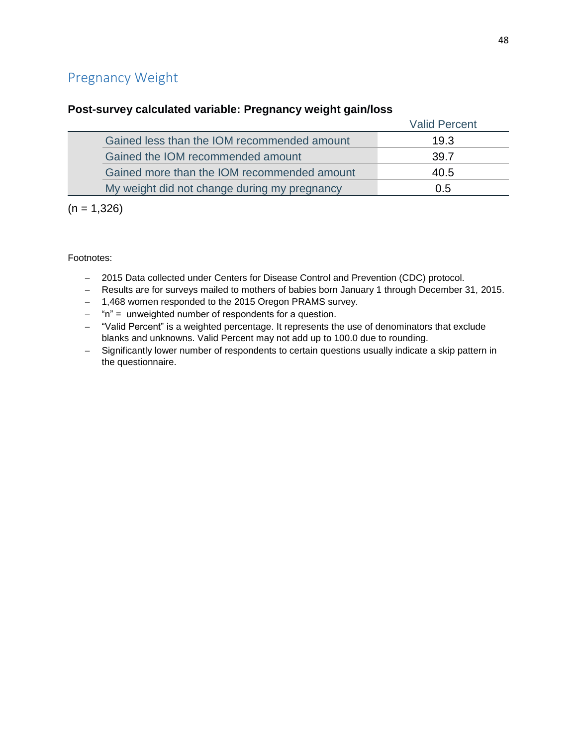## Pregnancy Weight

**Post-survey calculated variable: Pregnancy weight gain/loss**

| | Valid Percent |
|---|---|
| Gained less than the IOM recommended amount | 19.3 |
| Gained the IOM recommended amount | 39.7 |
| Gained more than the IOM recommended amount | 40.5 |
| My weight did not change during my pregnancy | 0.5 |

(n = 1,326)

Footnotes:

- 2015 Data collected under Centers for Disease Control and Prevention (CDC) protocol.
- Results are for surveys mailed to mothers of babies born January 1 through December 31, 2015.
- 1,468 women responded to the 2015 Oregon PRAMS survey.
- "n" = unweighted number of respondents for a question.
- "Valid Percent" is a weighted percentage. It represents the use of denominators that exclude blanks and unknowns. Valid Percent may not add up to 100.0 due to rounding.
- Significantly lower number of respondents to certain questions usually indicate a skip pattern in the questionnaire.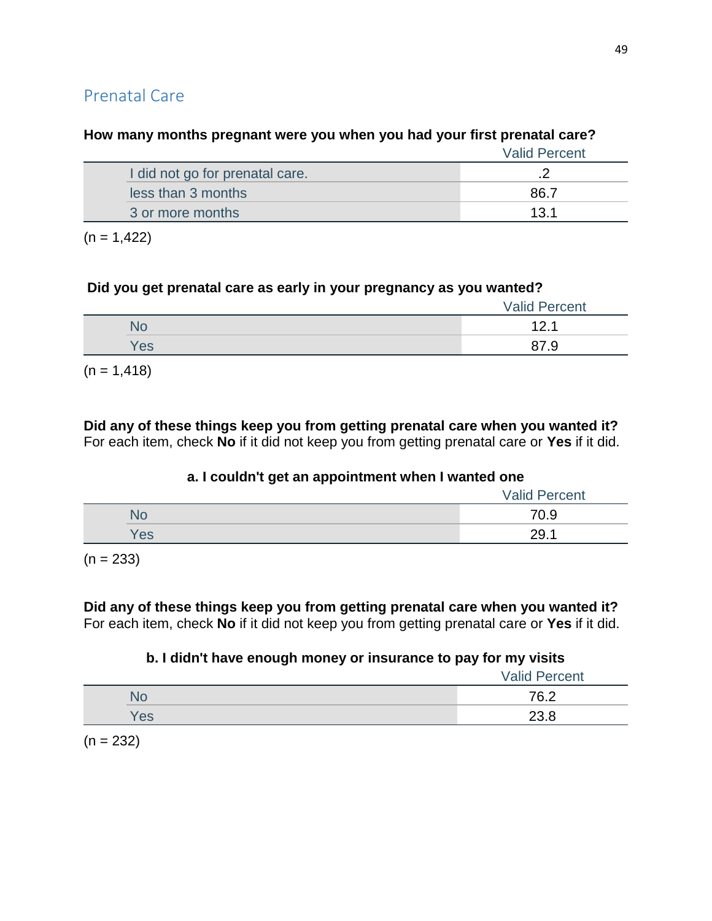## Prenatal Care

**How many months pregnant were you when you had your first prenatal care?**

| | Valid Percent |
|---|---|
| I did not go for prenatal care. | .2 |
| less than 3 months | 86.7 |
| 3 or more months | 13.1 |

(n = 1,422)

**Did you get prenatal care as early in your pregnancy as you wanted?**

| | Valid Percent |
|---|---|
| No | 12.1 |
| Yes | 87.9 |

(n = 1,418)

**Did any of these things keep you from getting prenatal care when you wanted it?**
For each item, check **No** if it did not keep you from getting prenatal care or **Yes** if it did.

**a. I couldn't get an appointment when I wanted one**

| | Valid Percent |
|---|---|
| No | 70.9 |
| Yes | 29.1 |

(n = 233)

**Did any of these things keep you from getting prenatal care when you wanted it?**
For each item, check **No** if it did not keep you from getting prenatal care or **Yes** if it did.

**b. I didn't have enough money or insurance to pay for my visits**

| | Valid Percent |
|---|---|
| No | 76.2 |
| Yes | 23.8 |

(n = 232)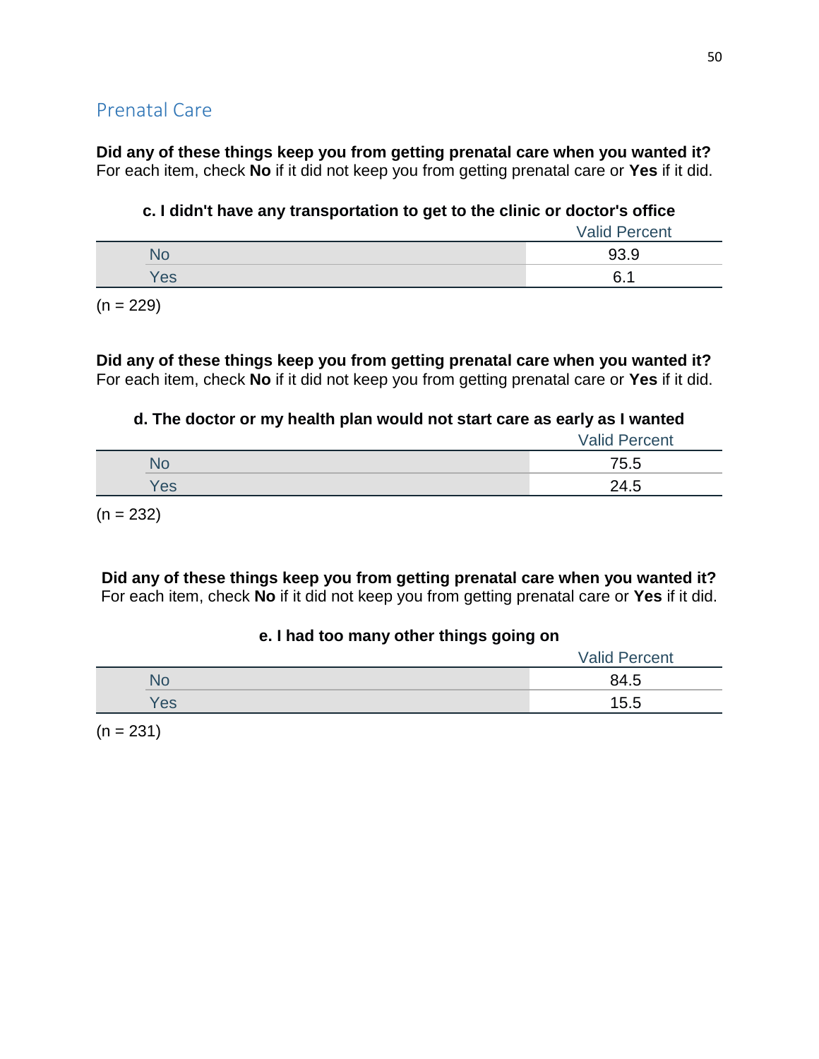## Prenatal Care

**Did any of these things keep you from getting prenatal care when you wanted it?**
For each item, check **No** if it did not keep you from getting prenatal care or **Yes** if it did.

**c. I didn't have any transportation to get to the clinic or doctor's office**

| | Valid Percent |
|---|---|
| No | 93.9 |
| Yes | 6.1 |

(n = 229)

**Did any of these things keep you from getting prenatal care when you wanted it?**
For each item, check **No** if it did not keep you from getting prenatal care or **Yes** if it did.

**d. The doctor or my health plan would not start care as early as I wanted**

| | Valid Percent |
|---|---|
| No | 75.5 |
| Yes | 24.5 |

(n = 232)

**Did any of these things keep you from getting prenatal care when you wanted it?**
For each item, check **No** if it did not keep you from getting prenatal care or **Yes** if it did.

**e. I had too many other things going on**

| | Valid Percent |
|---|---|
| No | 84.5 |
| Yes | 15.5 |

(n = 231)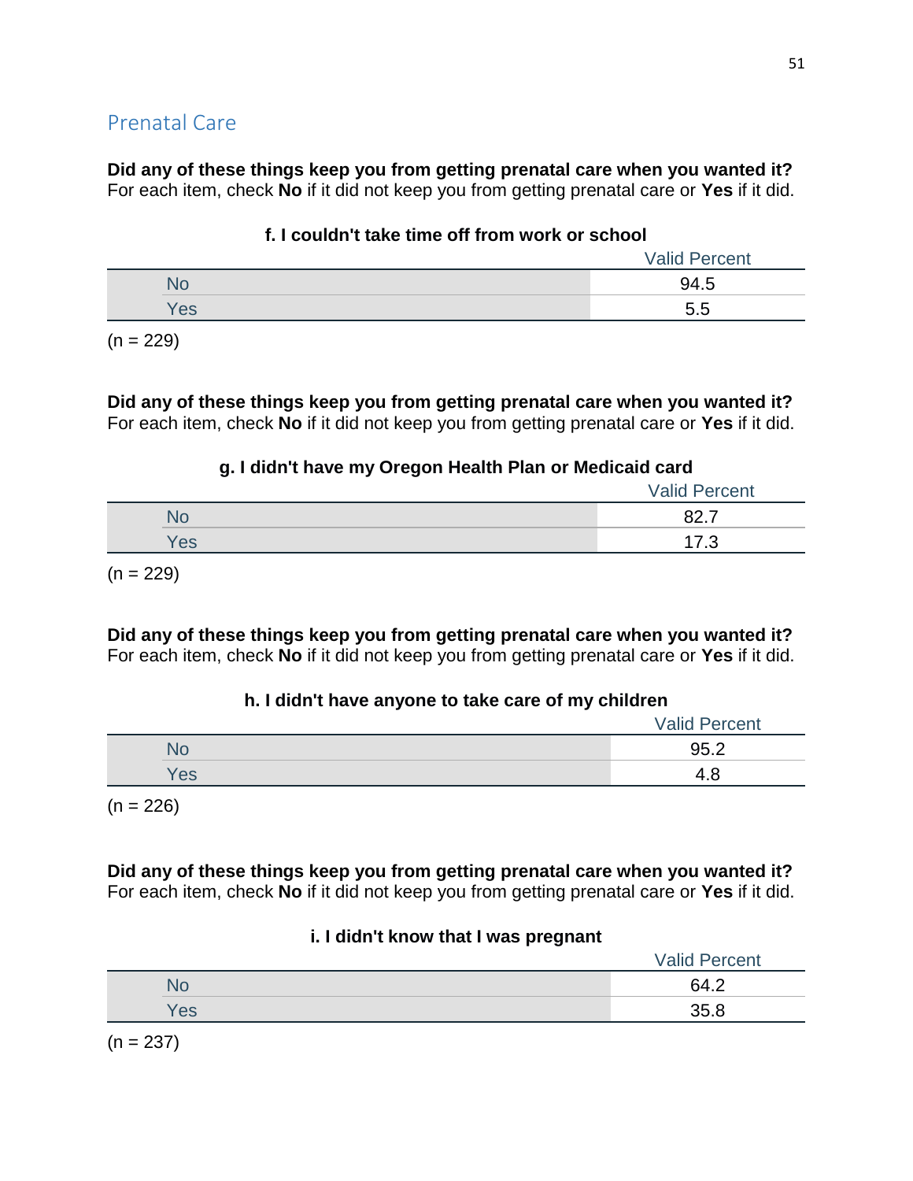## Prenatal Care

**Did any of these things keep you from getting prenatal care when you wanted it?**
For each item, check **No** if it did not keep you from getting prenatal care or **Yes** if it did.

**f. I couldn't take time off from work or school**

| | Valid Percent |
|---|---|
| No | 94.5 |
| Yes | 5.5 |

(n = 229)

**Did any of these things keep you from getting prenatal care when you wanted it?**
For each item, check **No** if it did not keep you from getting prenatal care or **Yes** if it did.

**g. I didn't have my Oregon Health Plan or Medicaid card**

| | Valid Percent |
|---|---|
| No | 82.7 |
| Yes | 17.3 |

(n = 229)

**Did any of these things keep you from getting prenatal care when you wanted it?**
For each item, check **No** if it did not keep you from getting prenatal care or **Yes** if it did.

**h. I didn't have anyone to take care of my children**

| | Valid Percent |
|---|---|
| No | 95.2 |
| Yes | 4.8 |

(n = 226)

**Did any of these things keep you from getting prenatal care when you wanted it?**
For each item, check **No** if it did not keep you from getting prenatal care or **Yes** if it did.

**i. I didn't know that I was pregnant**

| | Valid Percent |
|---|---|
| No | 64.2 |
| Yes | 35.8 |

(n = 237)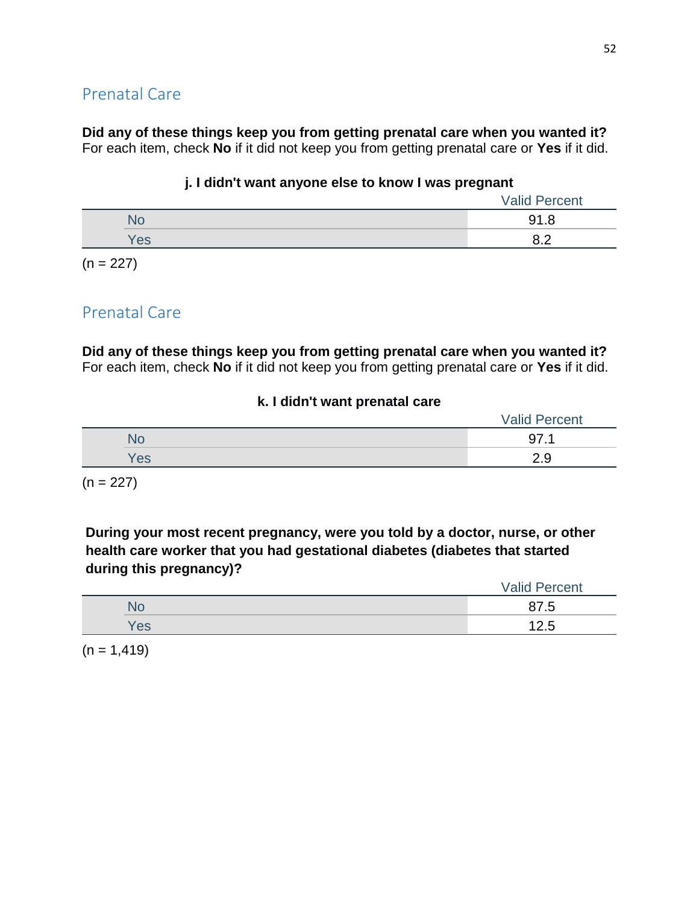## Prenatal Care

**Did any of these things keep you from getting prenatal care when you wanted it?**
For each item, check **No** if it did not keep you from getting prenatal care or **Yes** if it did.

**j. I didn't want anyone else to know I was pregnant**

| | Valid Percent |
|---|---|
| No | 91.8 |
| Yes | 8.2 |

(n = 227)

## Prenatal Care

**Did any of these things keep you from getting prenatal care when you wanted it?**
For each item, check **No** if it did not keep you from getting prenatal care or **Yes** if it did.

**k. I didn't want prenatal care**

| | Valid Percent |
|---|---|
| No | 97.1 |
| Yes | 2.9 |

(n = 227)

**During your most recent pregnancy, were you told by a doctor, nurse, or other health care worker that you had gestational diabetes (diabetes that started during this pregnancy)?**

| | Valid Percent |
|---|---|
| No | 87.5 |
| Yes | 12.5 |

(n = 1,419)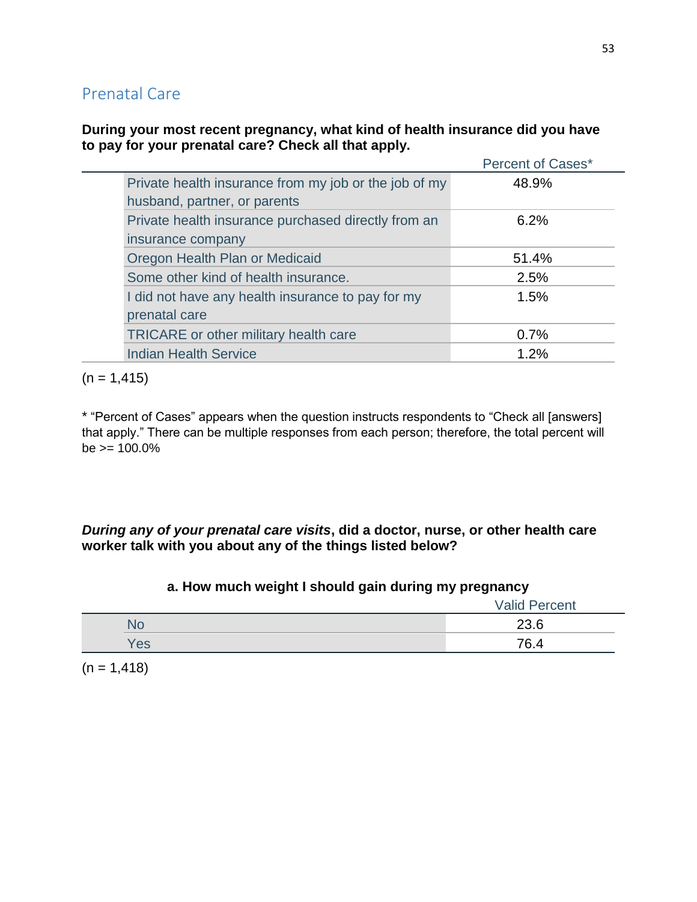## Prenatal Care

**During your most recent pregnancy, what kind of health insurance did you have to pay for your prenatal care? Check all that apply.**

| | Percent of Cases* |
|---|---|
| Private health insurance from my job or the job of my husband, partner, or parents | 48.9% |
| Private health insurance purchased directly from an insurance company | 6.2% |
| Oregon Health Plan or Medicaid | 51.4% |
| Some other kind of health insurance. | 2.5% |
| I did not have any health insurance to pay for my prenatal care | 1.5% |
| TRICARE or other military health care | 0.7% |
| Indian Health Service | 1.2% |

(n = 1,415)

* "Percent of Cases" appears when the question instructs respondents to "Check all [answers] that apply." There can be multiple responses from each person; therefore, the total percent will be >= 100.0%

***During any of your prenatal care visits*, did a doctor, nurse, or other health care worker talk with you about any of the things listed below?**

**a. How much weight I should gain during my pregnancy**

| | Valid Percent |
|---|---|
| No | 23.6 |
| Yes | 76.4 |

(n = 1,418)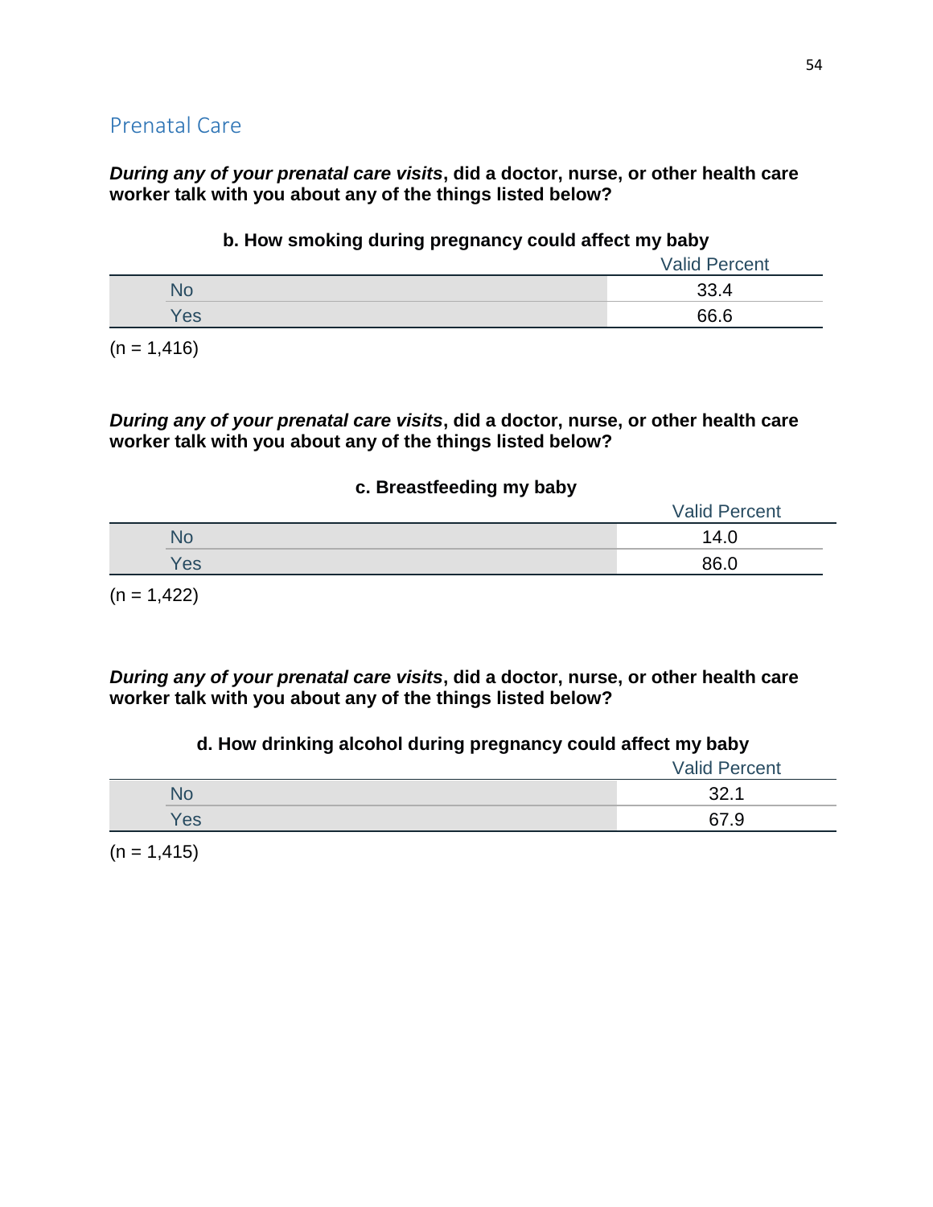## Prenatal Care

***During any of your prenatal care visits*, did a doctor, nurse, or other health care worker talk with you about any of the things listed below?**

**b. How smoking during pregnancy could affect my baby**

| | Valid Percent |
|---|---|
| No | 33.4 |
| Yes | 66.6 |

(n = 1,416)

***During any of your prenatal care visits*, did a doctor, nurse, or other health care worker talk with you about any of the things listed below?**

**c. Breastfeeding my baby**

| | Valid Percent |
|---|---|
| No | 14.0 |
| Yes | 86.0 |

(n = 1,422)

***During any of your prenatal care visits*, did a doctor, nurse, or other health care worker talk with you about any of the things listed below?**

**d. How drinking alcohol during pregnancy could affect my baby**

| | Valid Percent |
|---|---|
| No | 32.1 |
| Yes | 67.9 |

(n = 1,415)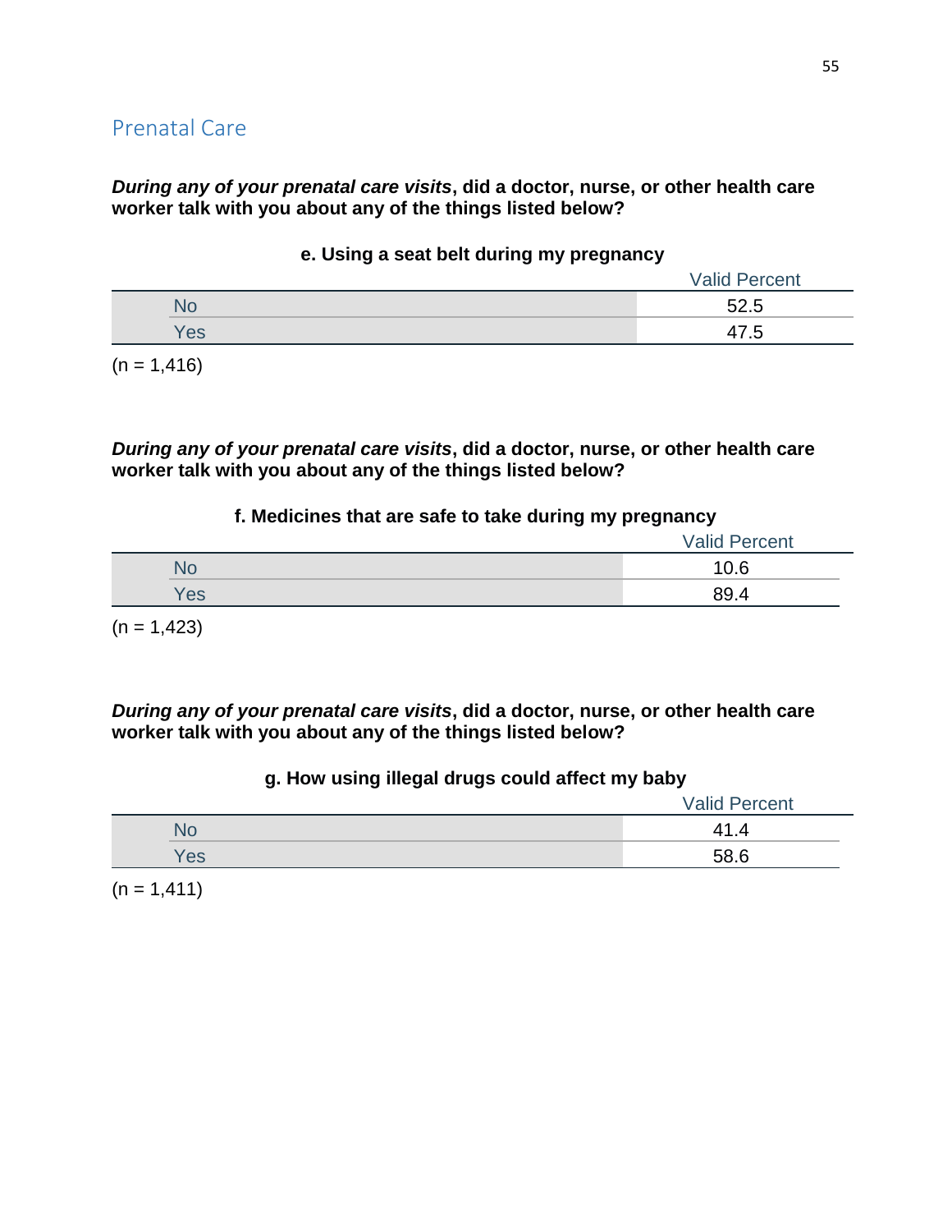## Prenatal Care

***During any of your prenatal care visits*, did a doctor, nurse, or other health care worker talk with you about any of the things listed below?**

**e. Using a seat belt during my pregnancy**

| | Valid Percent |
|---|---|
| No | 52.5 |
| Yes | 47.5 |

(n = 1,416)

***During any of your prenatal care visits*, did a doctor, nurse, or other health care worker talk with you about any of the things listed below?**

**f. Medicines that are safe to take during my pregnancy**

| | Valid Percent |
|---|---|
| No | 10.6 |
| Yes | 89.4 |

(n = 1,423)

***During any of your prenatal care visits*, did a doctor, nurse, or other health care worker talk with you about any of the things listed below?**

**g. How using illegal drugs could affect my baby**

| | Valid Percent |
|---|---|
| No | 41.4 |
| Yes | 58.6 |

(n = 1,411)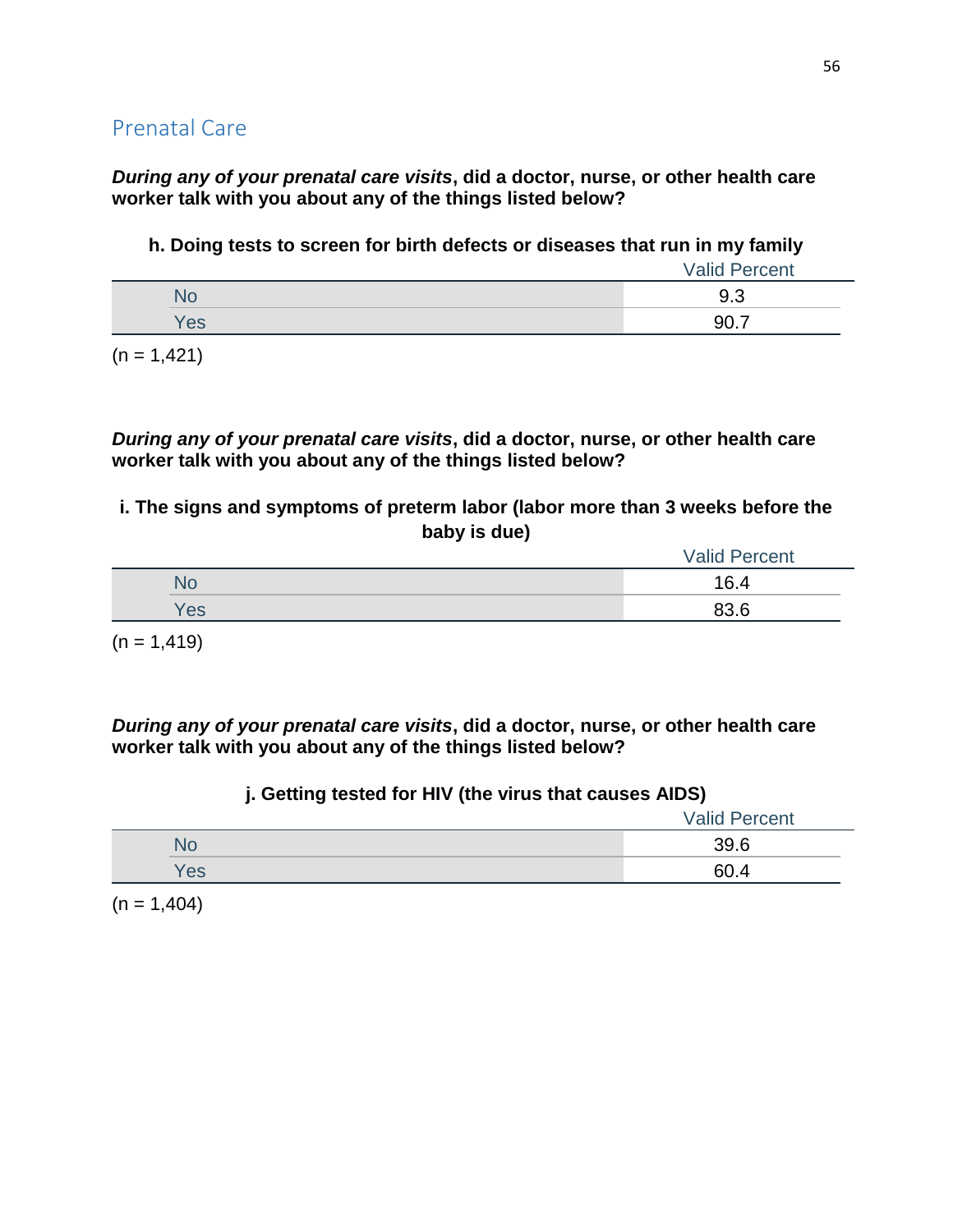## Prenatal Care

***During any of your prenatal care visits*, did a doctor, nurse, or other health care worker talk with you about any of the things listed below?**

**h. Doing tests to screen for birth defects or diseases that run in my family**

| | Valid Percent |
|---|---|
| No | 9.3 |
| Yes | 90.7 |

(n = 1,421)

***During any of your prenatal care visits*, did a doctor, nurse, or other health care worker talk with you about any of the things listed below?**

**i. The signs and symptoms of preterm labor (labor more than 3 weeks before the baby is due)**

| | Valid Percent |
|---|---|
| No | 16.4 |
| Yes | 83.6 |

(n = 1,419)

***During any of your prenatal care visits*, did a doctor, nurse, or other health care worker talk with you about any of the things listed below?**

**j. Getting tested for HIV (the virus that causes AIDS)**

| | Valid Percent |
|---|---|
| No | 39.6 |
| Yes | 60.4 |

(n = 1,404)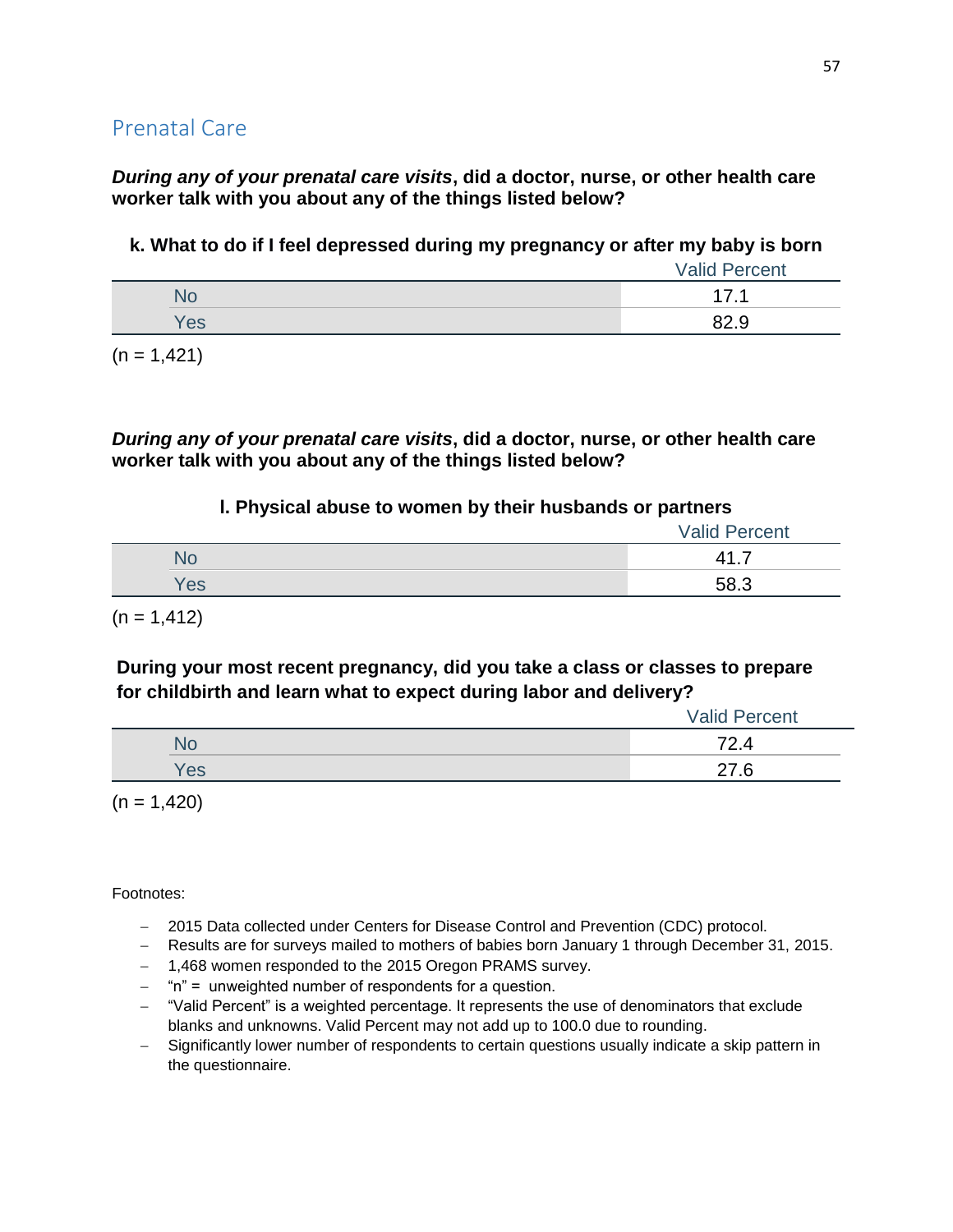## Prenatal Care

***During any of your prenatal care visits*, did a doctor, nurse, or other health care worker talk with you about any of the things listed below?**

**k. What to do if I feel depressed during my pregnancy or after my baby is born**

| | Valid Percent |
|---|---|
| No | 17.1 |
| Yes | 82.9 |

(n = 1,421)

***During any of your prenatal care visits*, did a doctor, nurse, or other health care worker talk with you about any of the things listed below?**

**l. Physical abuse to women by their husbands or partners**

| | Valid Percent |
|---|---|
| No | 41.7 |
| Yes | 58.3 |

(n = 1,412)

**During your most recent pregnancy, did you take a class or classes to prepare for childbirth and learn what to expect during labor and delivery?**

| | Valid Percent |
|---|---|
| No | 72.4 |
| Yes | 27.6 |

(n = 1,420)

Footnotes:

- 2015 Data collected under Centers for Disease Control and Prevention (CDC) protocol.
- Results are for surveys mailed to mothers of babies born January 1 through December 31, 2015.
- 1,468 women responded to the 2015 Oregon PRAMS survey.
- "n" = unweighted number of respondents for a question.
- "Valid Percent" is a weighted percentage. It represents the use of denominators that exclude blanks and unknowns. Valid Percent may not add up to 100.0 due to rounding.
- Significantly lower number of respondents to certain questions usually indicate a skip pattern in the questionnaire.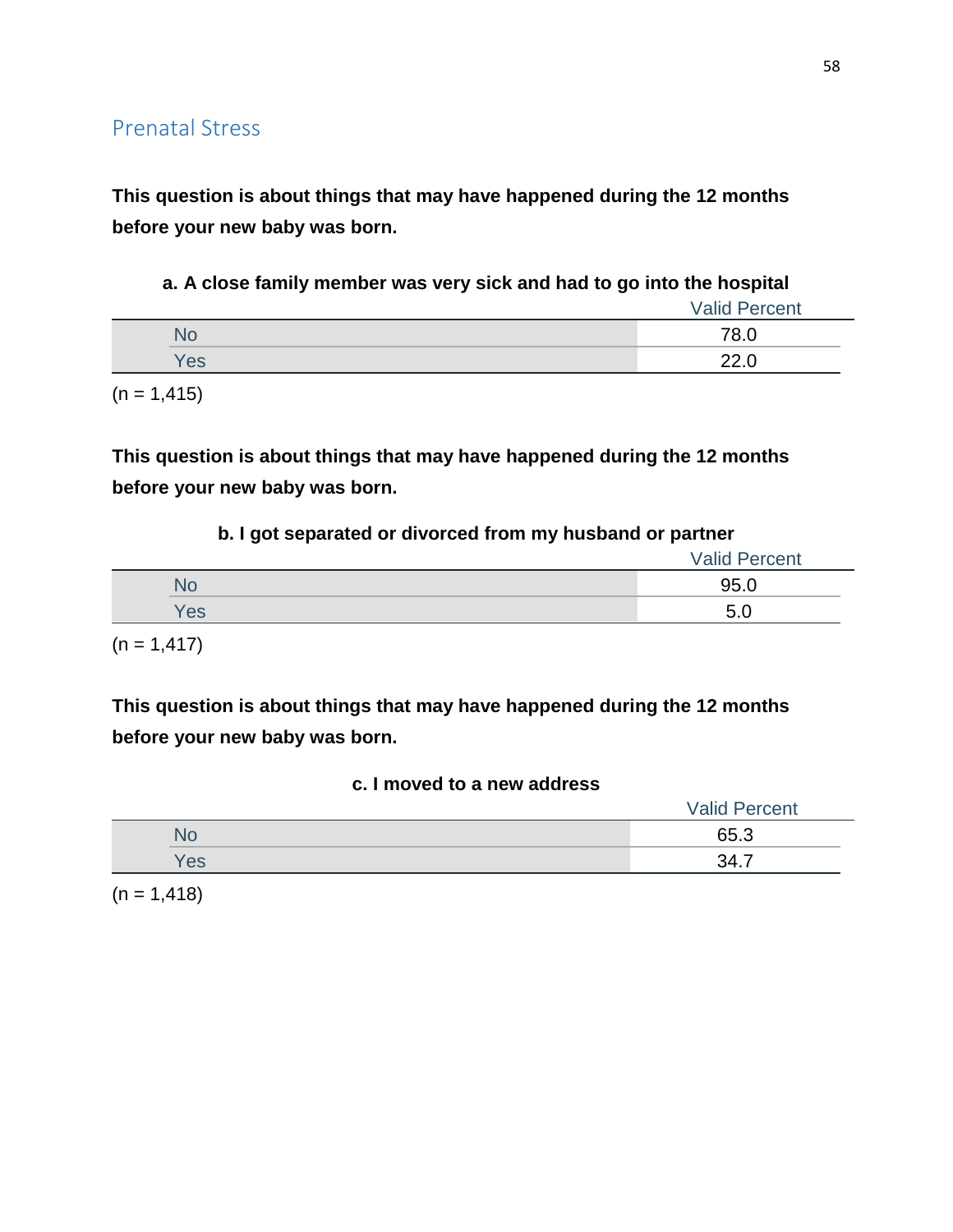## Prenatal Stress

**This question is about things that may have happened during the 12 months before your new baby was born.**

**a. A close family member was very sick and had to go into the hospital**

| | Valid Percent |
|---|---|
| No | 78.0 |
| Yes | 22.0 |

(n = 1,415)

**This question is about things that may have happened during the 12 months before your new baby was born.**

**b. I got separated or divorced from my husband or partner**

| | Valid Percent |
|---|---|
| No | 95.0 |
| Yes | 5.0 |

(n = 1,417)

**This question is about things that may have happened during the 12 months before your new baby was born.**

**c. I moved to a new address**

| | Valid Percent |
|---|---|
| No | 65.3 |
| Yes | 34.7 |

(n = 1,418)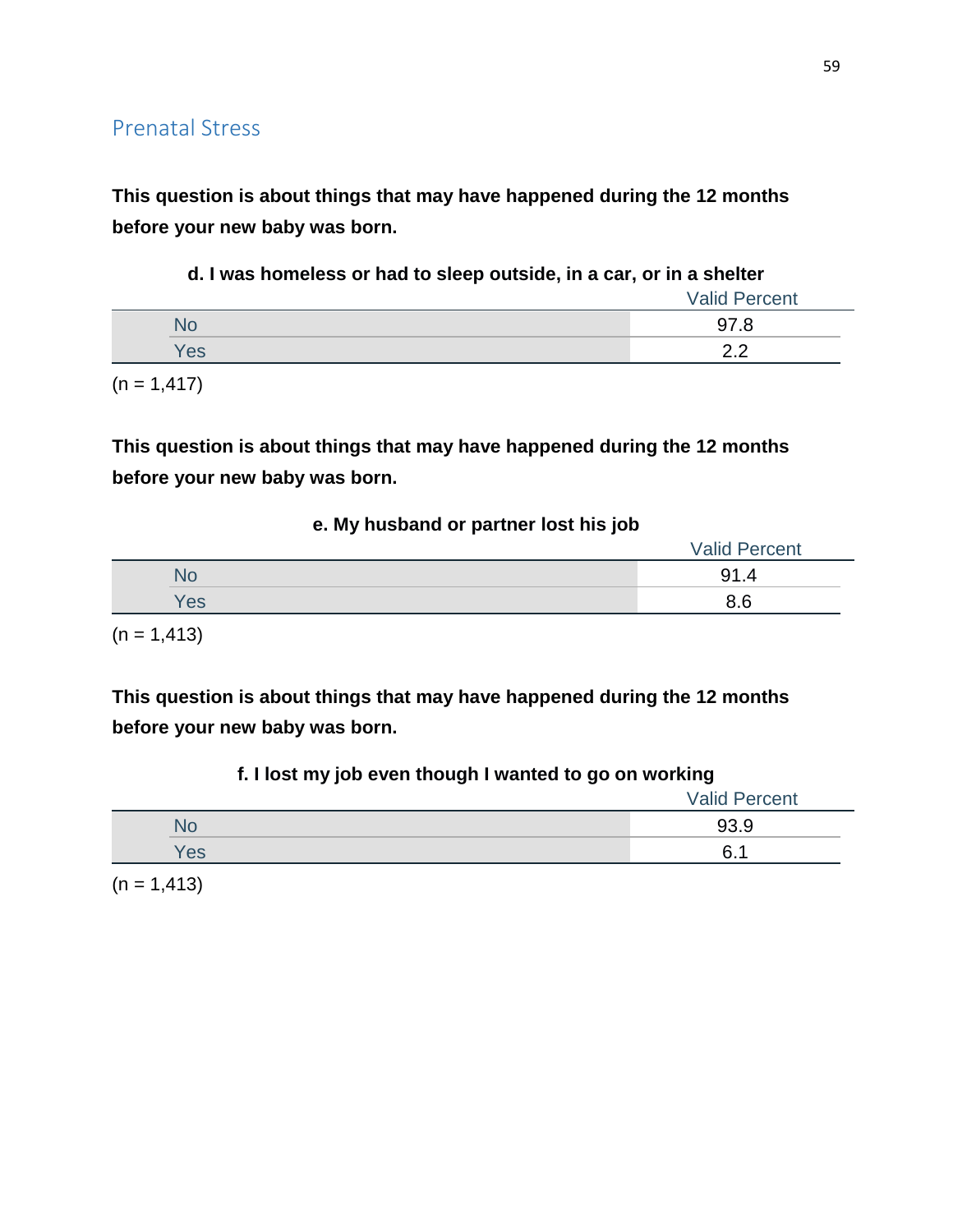## Prenatal Stress

**This question is about things that may have happened during the 12 months before your new baby was born.**

**d. I was homeless or had to sleep outside, in a car, or in a shelter**

| | Valid Percent |
|---|---|
| No | 97.8 |
| Yes | 2.2 |

(n = 1,417)

**This question is about things that may have happened during the 12 months before your new baby was born.**

**e. My husband or partner lost his job**

| | Valid Percent |
|---|---|
| No | 91.4 |
| Yes | 8.6 |

(n = 1,413)

**This question is about things that may have happened during the 12 months before your new baby was born.**

**f. I lost my job even though I wanted to go on working**

| | Valid Percent |
|---|---|
| No | 93.9 |
| Yes | 6.1 |

(n = 1,413)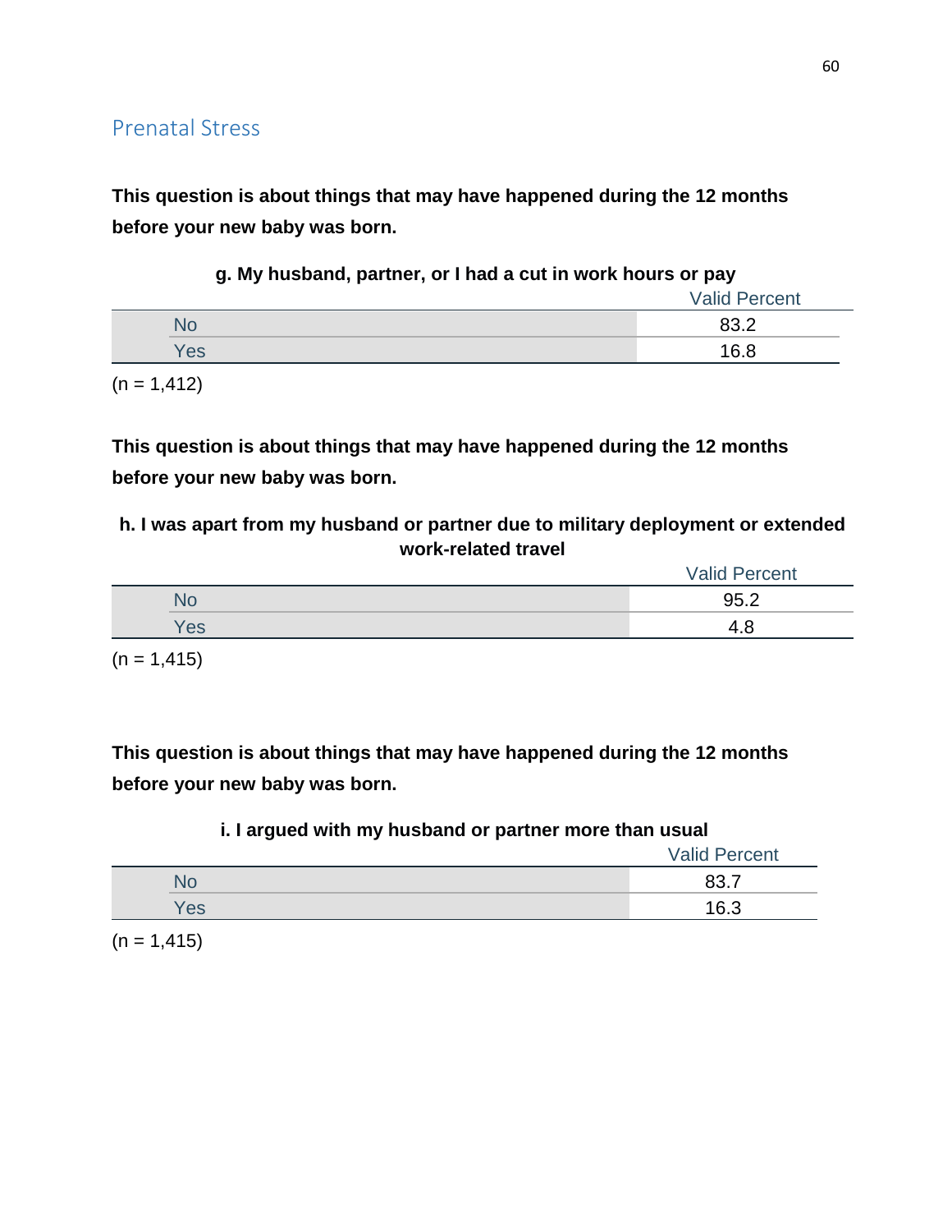## Prenatal Stress

**This question is about things that may have happened during the 12 months before your new baby was born.**

**g. My husband, partner, or I had a cut in work hours or pay**

| | Valid Percent |
|---|---|
| No | 83.2 |
| Yes | 16.8 |

(n = 1,412)

**This question is about things that may have happened during the 12 months before your new baby was born.**

**h. I was apart from my husband or partner due to military deployment or extended work-related travel**

| | Valid Percent |
|---|---|
| No | 95.2 |
| Yes | 4.8 |

(n = 1,415)

**This question is about things that may have happened during the 12 months before your new baby was born.**

**i. I argued with my husband or partner more than usual**

| | Valid Percent |
|---|---|
| No | 83.7 |
| Yes | 16.3 |

(n = 1,415)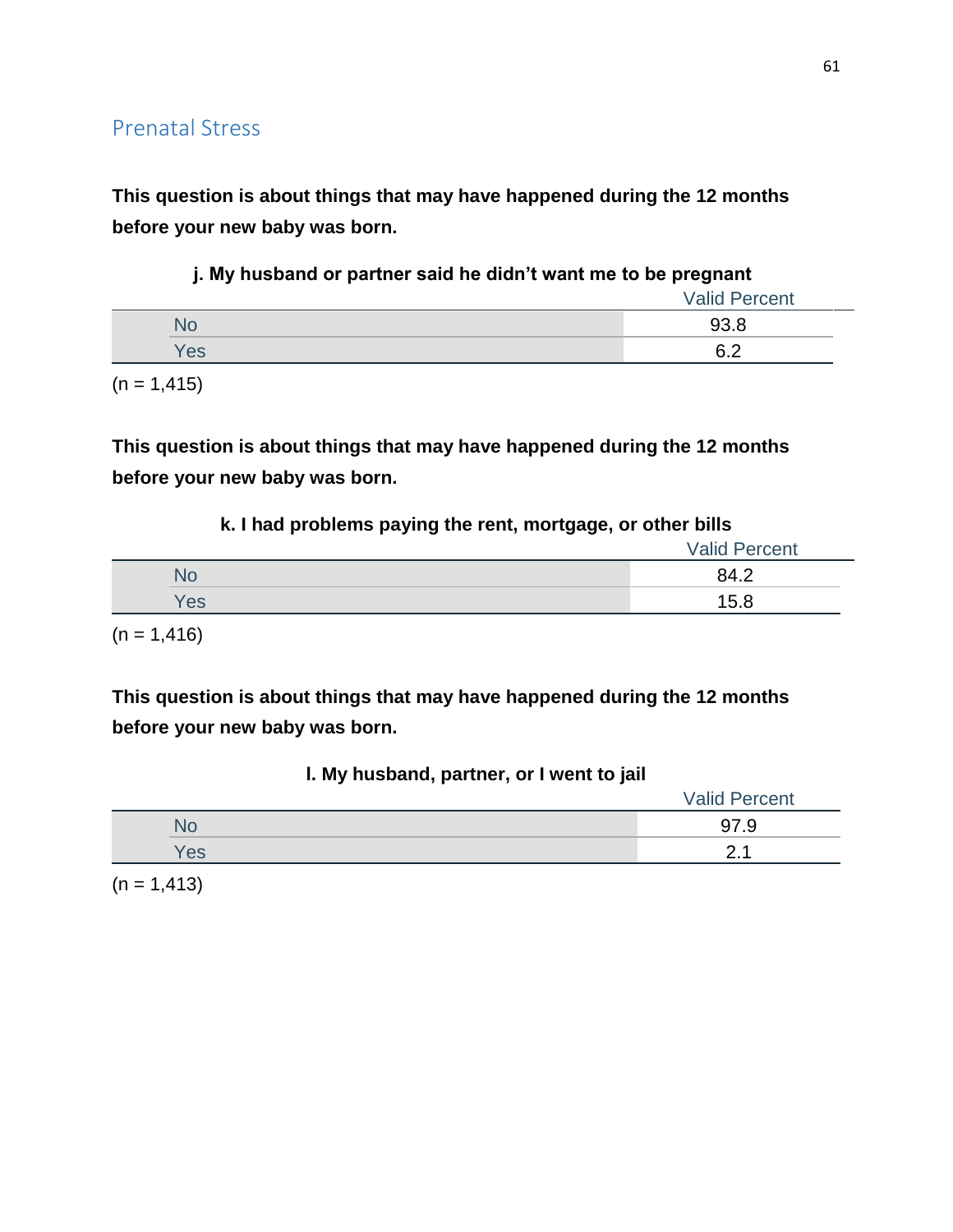## Prenatal Stress

**This question is about things that may have happened during the 12 months before your new baby was born.**

**j. My husband or partner said he didn't want me to be pregnant**

| | Valid Percent |
|---|---|
| No | 93.8 |
| Yes | 6.2 |

(n = 1,415)

**This question is about things that may have happened during the 12 months before your new baby was born.**

**k. I had problems paying the rent, mortgage, or other bills**

| | Valid Percent |
|---|---|
| No | 84.2 |
| Yes | 15.8 |

(n = 1,416)

**This question is about things that may have happened during the 12 months before your new baby was born.**

**l. My husband, partner, or I went to jail**

| | Valid Percent |
|---|---|
| No | 97.9 |
| Yes | 2.1 |

(n = 1,413)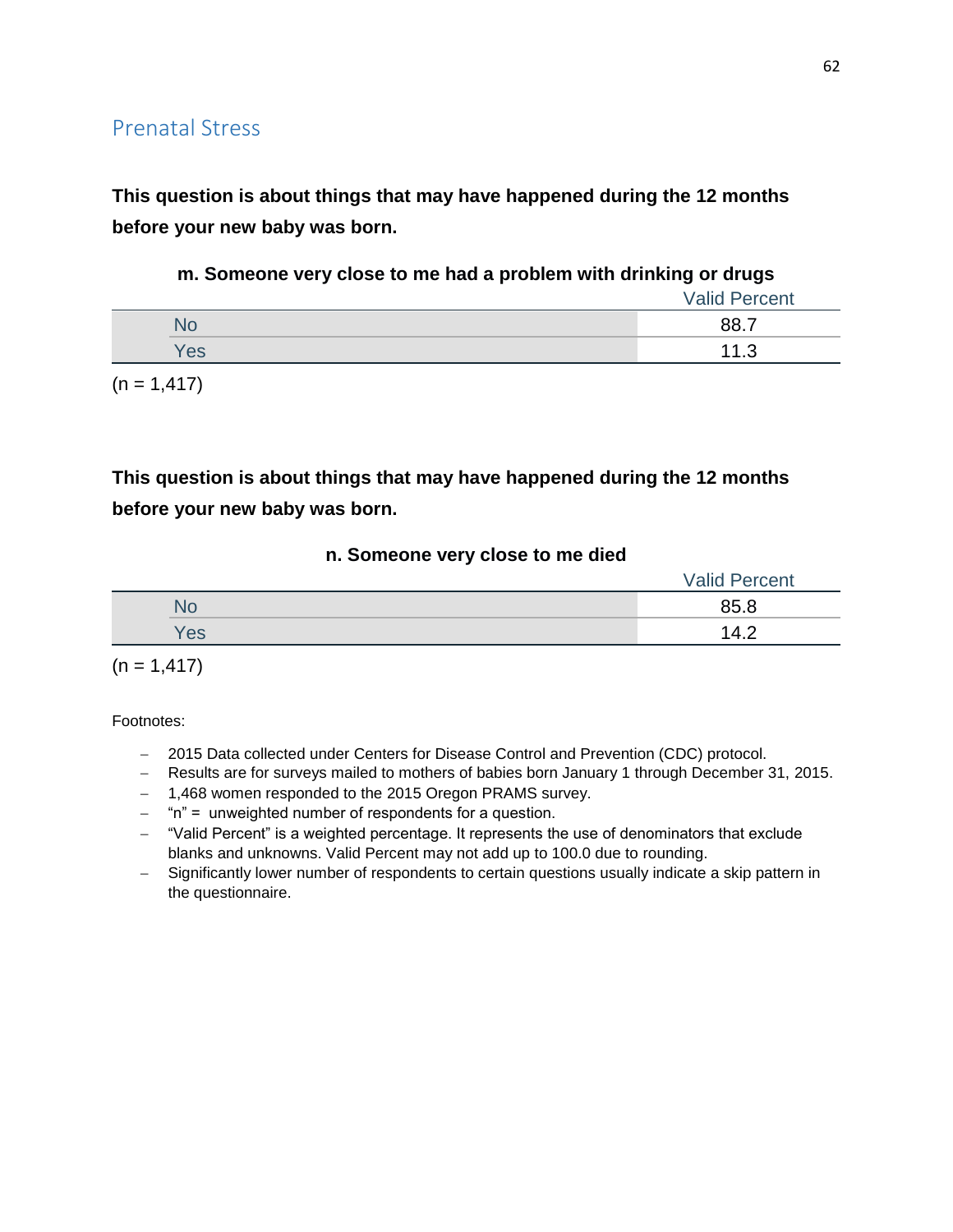## Prenatal Stress

**This question is about things that may have happened during the 12 months before your new baby was born.**

**m. Someone very close to me had a problem with drinking or drugs**

| | Valid Percent |
|---|---|
| No | 88.7 |
| Yes | 11.3 |

(n = 1,417)

**This question is about things that may have happened during the 12 months before your new baby was born.**

**n. Someone very close to me died**

| | Valid Percent |
|---|---|
| No | 85.8 |
| Yes | 14.2 |

(n = 1,417)

Footnotes:

- 2015 Data collected under Centers for Disease Control and Prevention (CDC) protocol.
- Results are for surveys mailed to mothers of babies born January 1 through December 31, 2015.
- 1,468 women responded to the 2015 Oregon PRAMS survey.
- "n" = unweighted number of respondents for a question.
- "Valid Percent" is a weighted percentage. It represents the use of denominators that exclude blanks and unknowns. Valid Percent may not add up to 100.0 due to rounding.
- Significantly lower number of respondents to certain questions usually indicate a skip pattern in the questionnaire.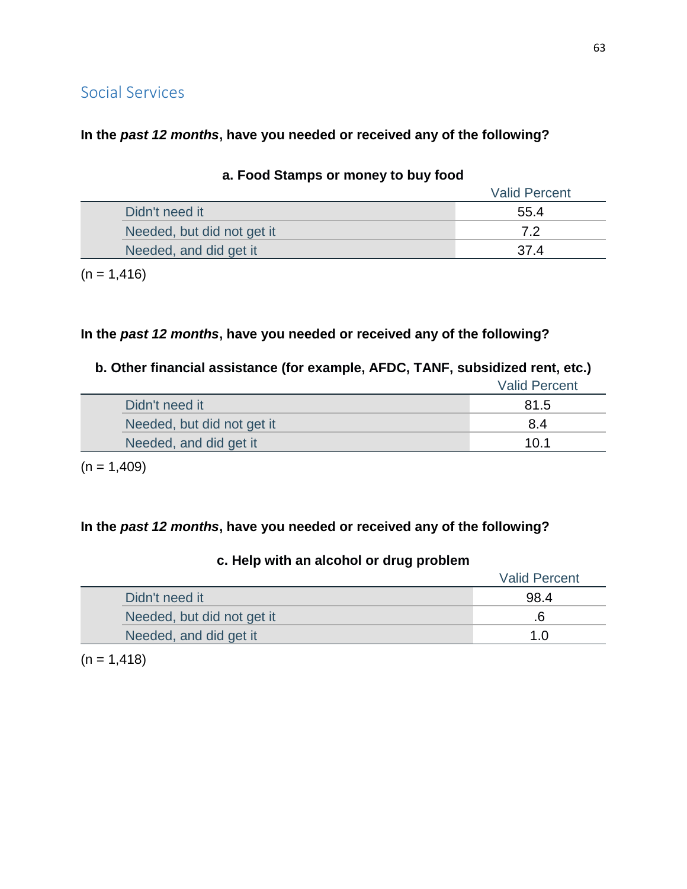## Social Services

**In the *past 12 months*, have you needed or received any of the following?**

**a. Food Stamps or money to buy food**

| | Valid Percent |
|---|---|
| Didn't need it | 55.4 |
| Needed, but did not get it | 7.2 |
| Needed, and did get it | 37.4 |

(n = 1,416)

**In the *past 12 months*, have you needed or received any of the following?**

**b. Other financial assistance (for example, AFDC, TANF, subsidized rent, etc.)**

| | Valid Percent |
|---|---|
| Didn't need it | 81.5 |
| Needed, but did not get it | 8.4 |
| Needed, and did get it | 10.1 |

(n = 1,409)

**In the *past 12 months*, have you needed or received any of the following?**

**c. Help with an alcohol or drug problem**

| | Valid Percent |
|---|---|
| Didn't need it | 98.4 |
| Needed, but did not get it | .6 |
| Needed, and did get it | 1.0 |

(n = 1,418)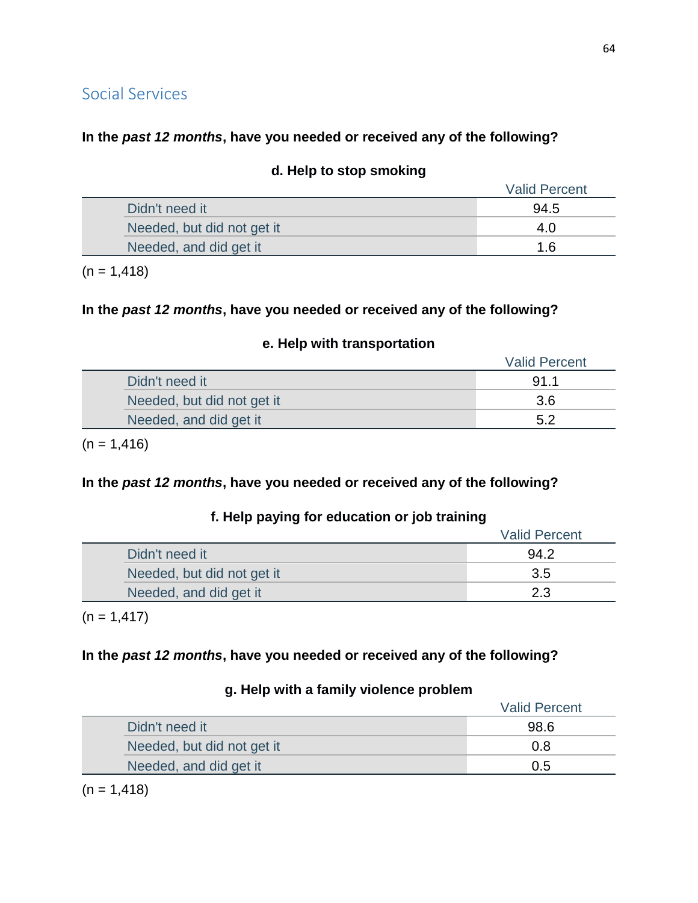## Social Services

**In the *past 12 months*, have you needed or received any of the following?**

**d. Help to stop smoking**

| | Valid Percent |
|---|---|
| Didn't need it | 94.5 |
| Needed, but did not get it | 4.0 |
| Needed, and did get it | 1.6 |

(n = 1,418)

**In the *past 12 months*, have you needed or received any of the following?**

**e. Help with transportation**

| | Valid Percent |
|---|---|
| Didn't need it | 91.1 |
| Needed, but did not get it | 3.6 |
| Needed, and did get it | 5.2 |

(n = 1,416)

**In the *past 12 months*, have you needed or received any of the following?**

**f. Help paying for education or job training**

| | Valid Percent |
|---|---|
| Didn't need it | 94.2 |
| Needed, but did not get it | 3.5 |
| Needed, and did get it | 2.3 |

(n = 1,417)

**In the *past 12 months*, have you needed or received any of the following?**

**g. Help with a family violence problem**

| | Valid Percent |
|---|---|
| Didn't need it | 98.6 |
| Needed, but did not get it | 0.8 |
| Needed, and did get it | 0.5 |

(n = 1,418)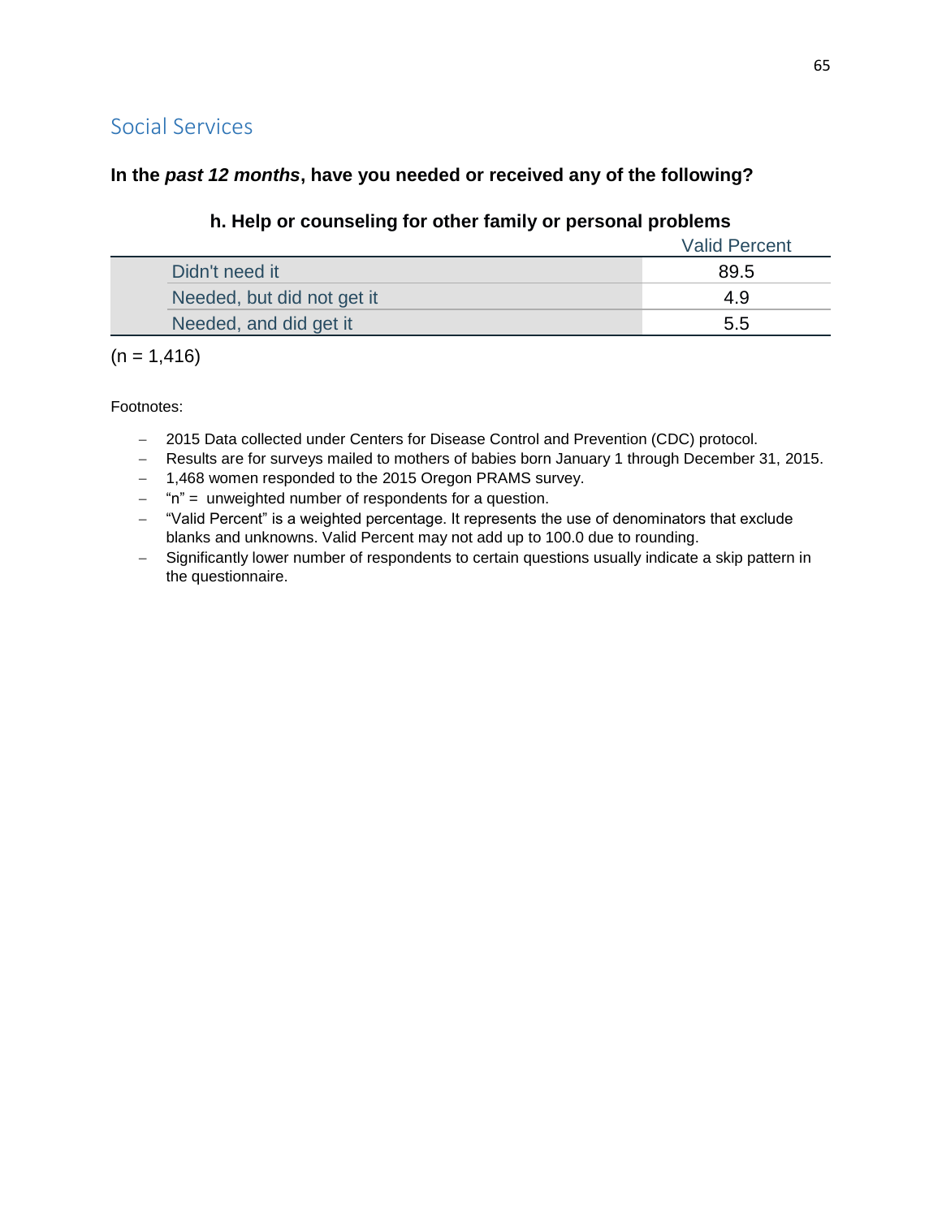## Social Services

**In the *past 12 months*, have you needed or received any of the following?**

### h. Help or counseling for other family or personal problems

| | Valid Percent |
|---|---|
| Didn't need it | 89.5 |
| Needed, but did not get it | 4.9 |
| Needed, and did get it | 5.5 |

(n = 1,416)

Footnotes:

- 2015 Data collected under Centers for Disease Control and Prevention (CDC) protocol.
- Results are for surveys mailed to mothers of babies born January 1 through December 31, 2015.
- 1,468 women responded to the 2015 Oregon PRAMS survey.
- "n" = unweighted number of respondents for a question.
- "Valid Percent" is a weighted percentage. It represents the use of denominators that exclude blanks and unknowns. Valid Percent may not add up to 100.0 due to rounding.
- Significantly lower number of respondents to certain questions usually indicate a skip pattern in the questionnaire.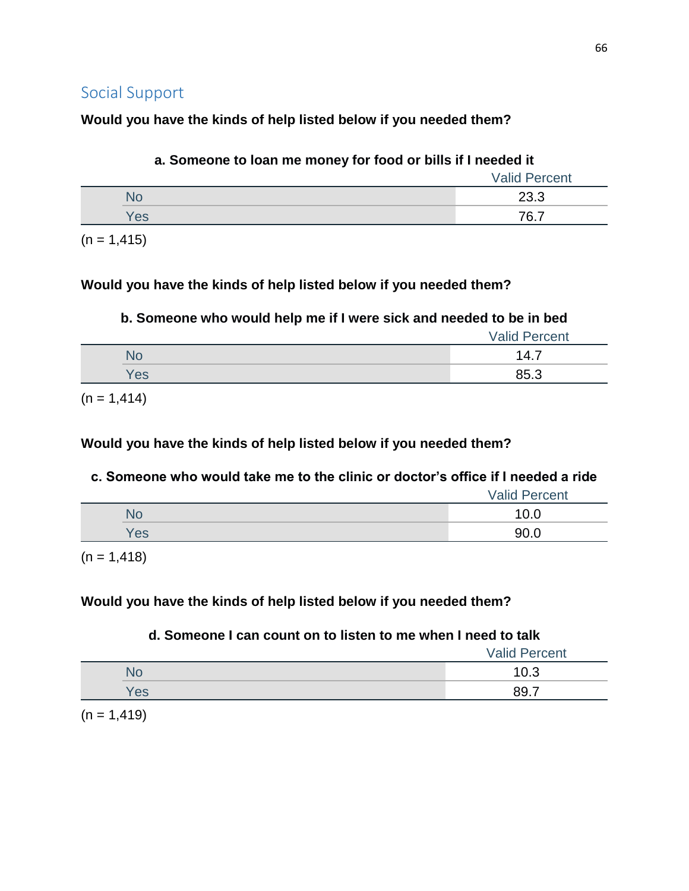## Social Support

**Would you have the kinds of help listed below if you needed them?**

**a. Someone to loan me money for food or bills if I needed it**

| | Valid Percent |
|---|---|
| No | 23.3 |
| Yes | 76.7 |

(n = 1,415)

**Would you have the kinds of help listed below if you needed them?**

**b. Someone who would help me if I were sick and needed to be in bed**

| | Valid Percent |
|---|---|
| No | 14.7 |
| Yes | 85.3 |

(n = 1,414)

**Would you have the kinds of help listed below if you needed them?**

**c. Someone who would take me to the clinic or doctor's office if I needed a ride**

| | Valid Percent |
|---|---|
| No | 10.0 |
| Yes | 90.0 |

(n = 1,418)

**Would you have the kinds of help listed below if you needed them?**

**d. Someone I can count on to listen to me when I need to talk**

| | Valid Percent |
|---|---|
| No | 10.3 |
| Yes | 89.7 |

(n = 1,419)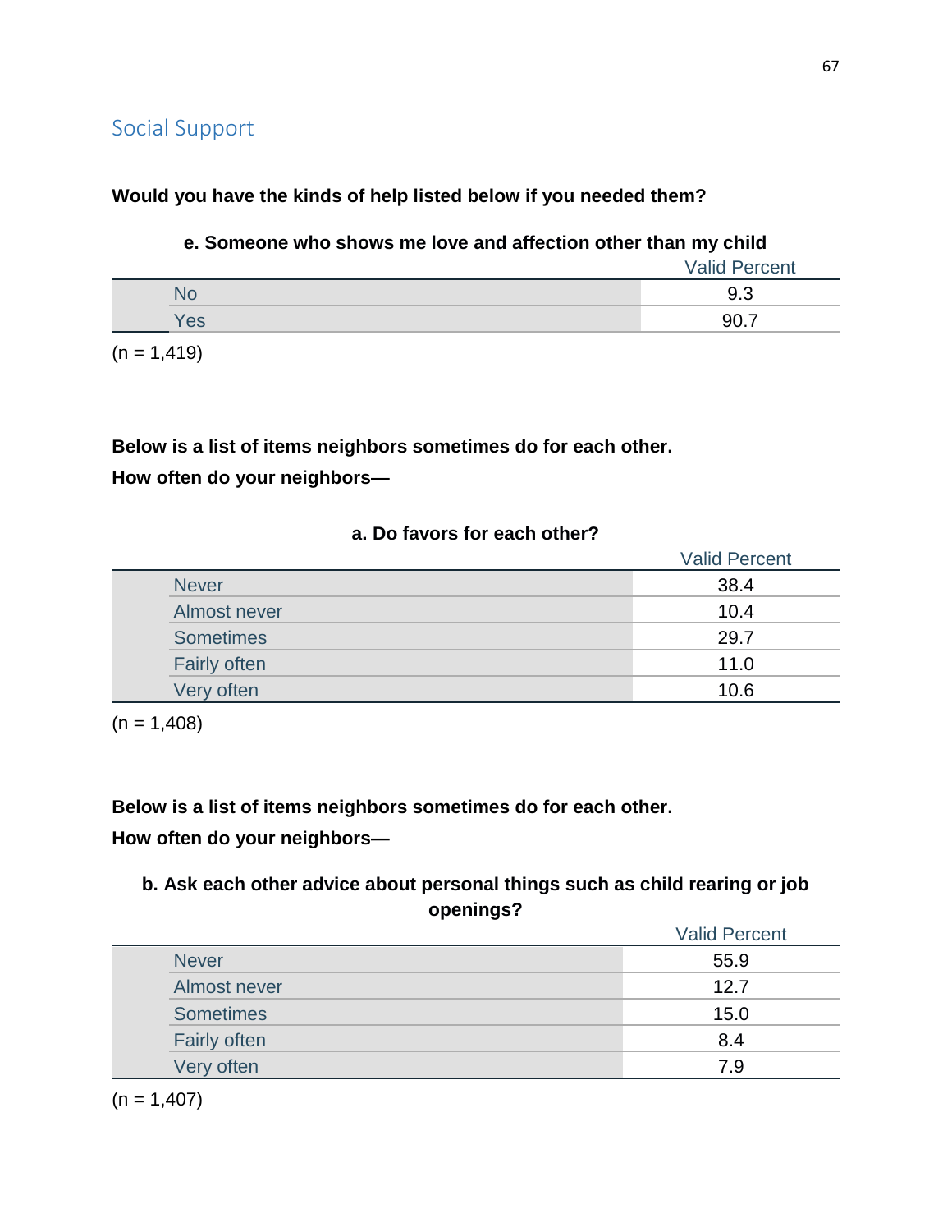## Social Support

**Would you have the kinds of help listed below if you needed them?**

**e. Someone who shows me love and affection other than my child**

| | Valid Percent |
|---|---|
| No | 9.3 |
| Yes | 90.7 |

(n = 1,419)

**Below is a list of items neighbors sometimes do for each other.**

**How often do your neighbors—**

**a. Do favors for each other?**

| | Valid Percent |
|---|---|
| Never | 38.4 |
| Almost never | 10.4 |
| Sometimes | 29.7 |
| Fairly often | 11.0 |
| Very often | 10.6 |

(n = 1,408)

**Below is a list of items neighbors sometimes do for each other.**

**How often do your neighbors—**

**b. Ask each other advice about personal things such as child rearing or job openings?**

| | Valid Percent |
|---|---|
| Never | 55.9 |
| Almost never | 12.7 |
| Sometimes | 15.0 |
| Fairly often | 8.4 |
| Very often | 7.9 |

(n = 1,407)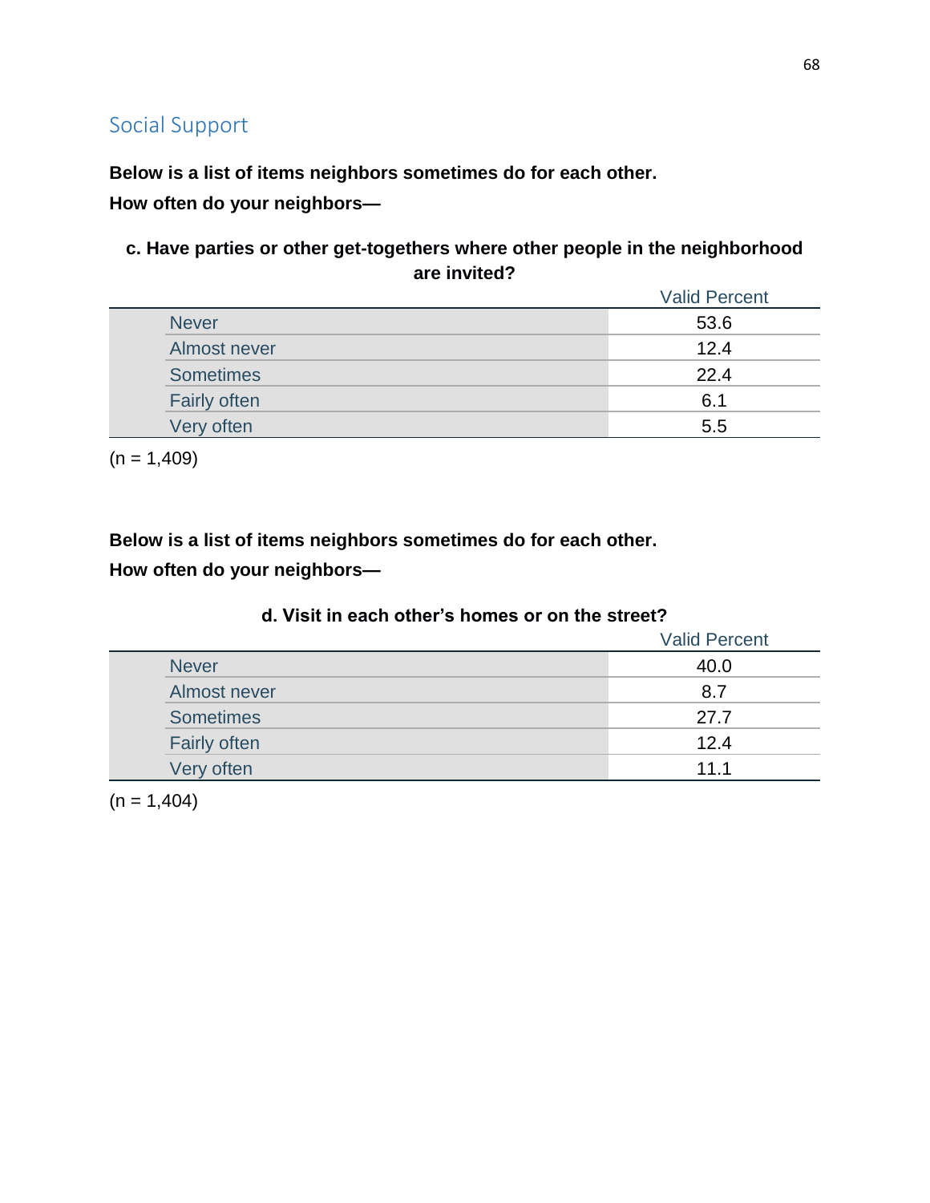## Social Support

**Below is a list of items neighbors sometimes do for each other.**

**How often do your neighbors—**

**c. Have parties or other get-togethers where other people in the neighborhood are invited?**

| | Valid Percent |
|---|---|
| Never | 53.6 |
| Almost never | 12.4 |
| Sometimes | 22.4 |
| Fairly often | 6.1 |
| Very often | 5.5 |

(n = 1,409)

**Below is a list of items neighbors sometimes do for each other.**

**How often do your neighbors—**

**d. Visit in each other's homes or on the street?**

| | Valid Percent |
|---|---|
| Never | 40.0 |
| Almost never | 8.7 |
| Sometimes | 27.7 |
| Fairly often | 12.4 |
| Very often | 11.1 |

(n = 1,404)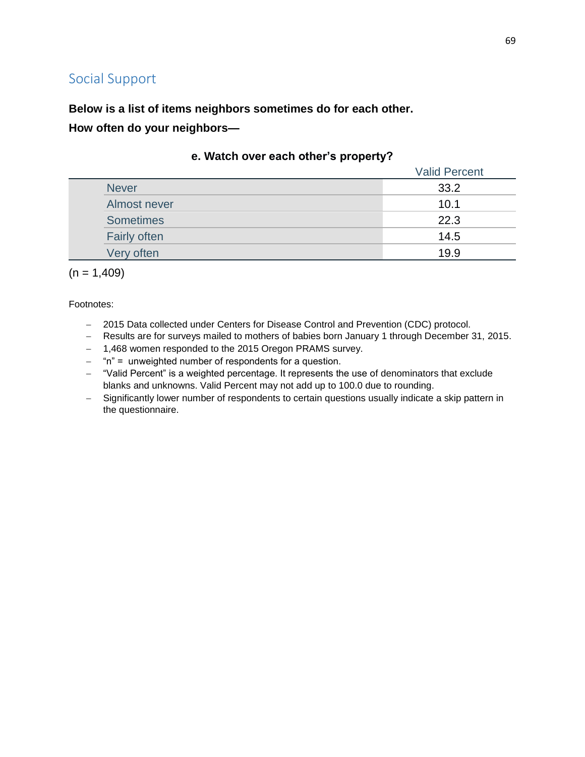## Social Support

**Below is a list of items neighbors sometimes do for each other.**

**How often do your neighbors—**

**e. Watch over each other's property?**

| | Valid Percent |
|---|---|
| Never | 33.2 |
| Almost never | 10.1 |
| Sometimes | 22.3 |
| Fairly often | 14.5 |
| Very often | 19.9 |

(n = 1,409)

Footnotes:

- 2015 Data collected under Centers for Disease Control and Prevention (CDC) protocol.
- Results are for surveys mailed to mothers of babies born January 1 through December 31, 2015.
- 1,468 women responded to the 2015 Oregon PRAMS survey.
- "n" = unweighted number of respondents for a question.
- "Valid Percent" is a weighted percentage. It represents the use of denominators that exclude blanks and unknowns. Valid Percent may not add up to 100.0 due to rounding.
- Significantly lower number of respondents to certain questions usually indicate a skip pattern in the questionnaire.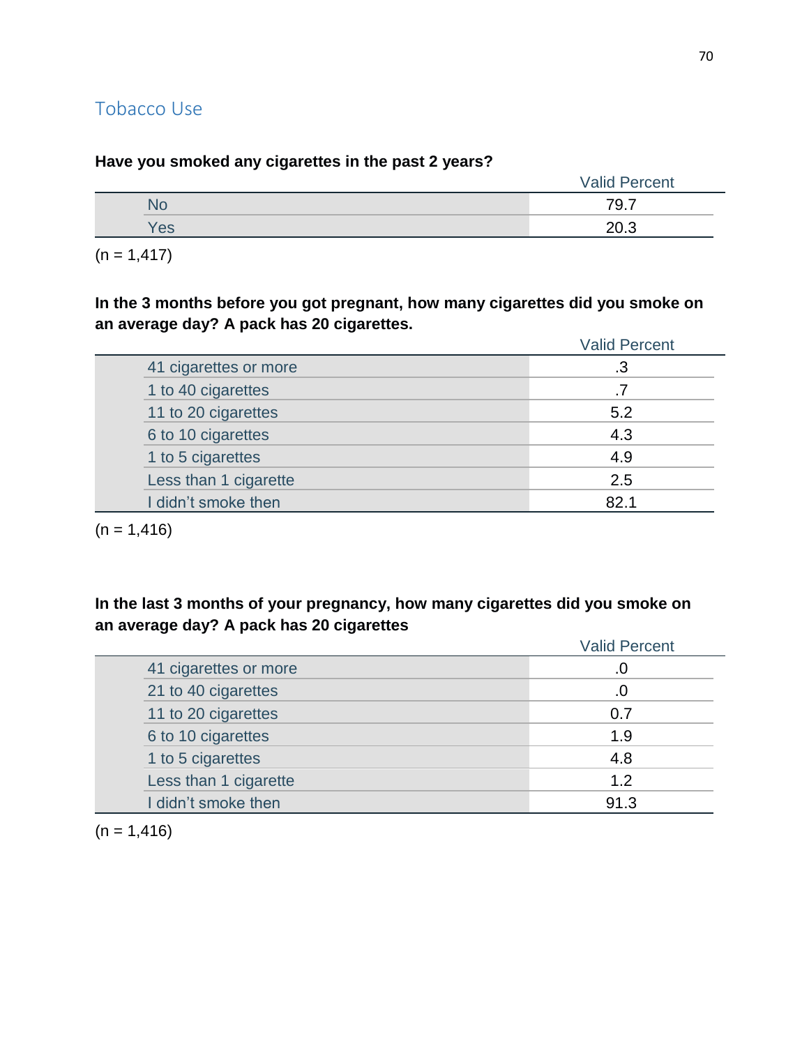## Tobacco Use

**Have you smoked any cigarettes in the past 2 years?**

| | Valid Percent |
|---|---|
| No | 79.7 |
| Yes | 20.3 |

(n = 1,417)

**In the 3 months before you got pregnant, how many cigarettes did you smoke on an average day? A pack has 20 cigarettes.**

| | Valid Percent |
|---|---|
| 41 cigarettes or more | .3 |
| 1 to 40 cigarettes | .7 |
| 11 to 20 cigarettes | 5.2 |
| 6 to 10 cigarettes | 4.3 |
| 1 to 5 cigarettes | 4.9 |
| Less than 1 cigarette | 2.5 |
| I didn't smoke then | 82.1 |

(n = 1,416)

**In the last 3 months of your pregnancy, how many cigarettes did you smoke on an average day? A pack has 20 cigarettes**

| | Valid Percent |
|---|---|
| 41 cigarettes or more | .0 |
| 21 to 40 cigarettes | .0 |
| 11 to 20 cigarettes | 0.7 |
| 6 to 10 cigarettes | 1.9 |
| 1 to 5 cigarettes | 4.8 |
| Less than 1 cigarette | 1.2 |
| I didn't smoke then | 91.3 |

(n = 1,416)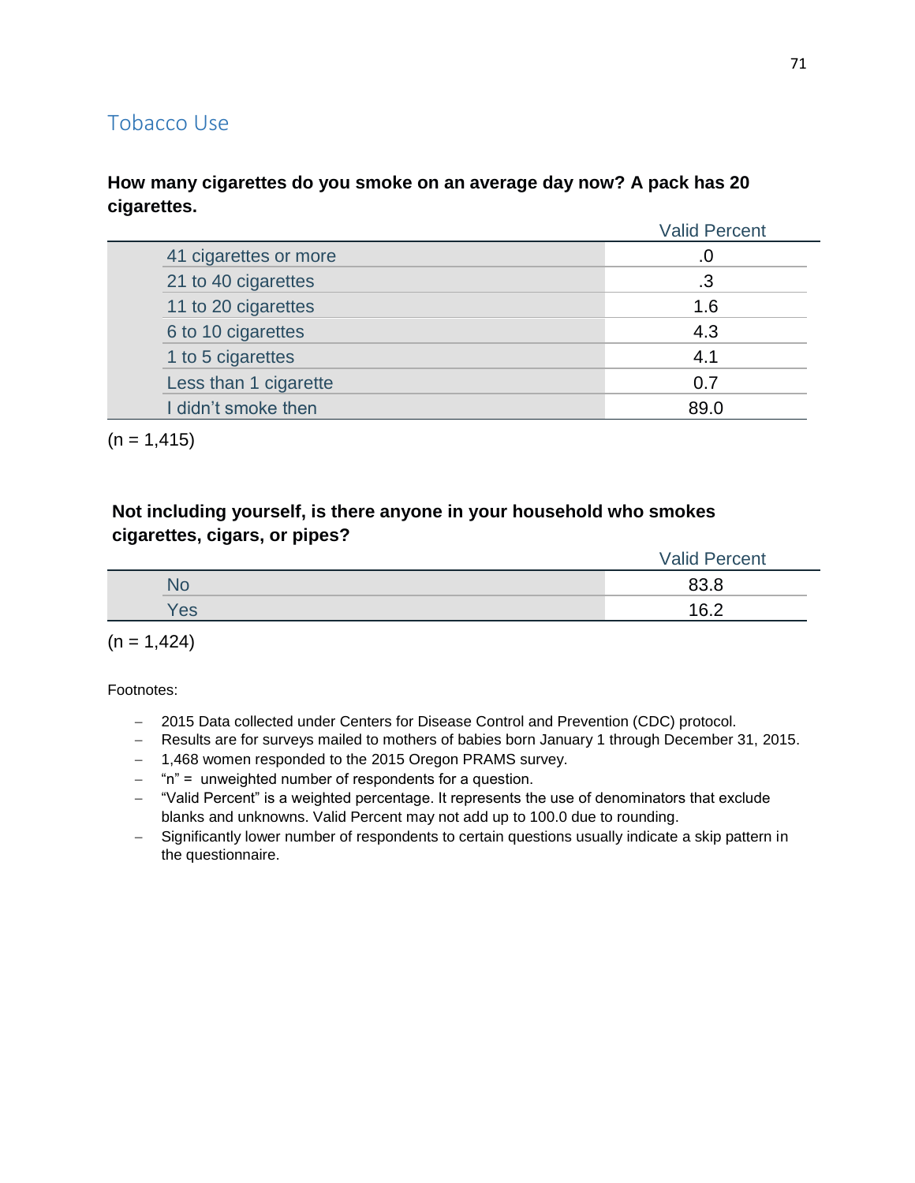## Tobacco Use

**How many cigarettes do you smoke on an average day now? A pack has 20 cigarettes.**

| | Valid Percent |
|---|---|
| 41 cigarettes or more | .0 |
| 21 to 40 cigarettes | .3 |
| 11 to 20 cigarettes | 1.6 |
| 6 to 10 cigarettes | 4.3 |
| 1 to 5 cigarettes | 4.1 |
| Less than 1 cigarette | 0.7 |
| I didn't smoke then | 89.0 |

(n = 1,415)

**Not including yourself, is there anyone in your household who smokes cigarettes, cigars, or pipes?**

| | Valid Percent |
|---|---|
| No | 83.8 |
| Yes | 16.2 |

(n = 1,424)

Footnotes:

- 2015 Data collected under Centers for Disease Control and Prevention (CDC) protocol.
- Results are for surveys mailed to mothers of babies born January 1 through December 31, 2015.
- 1,468 women responded to the 2015 Oregon PRAMS survey.
- "n" = unweighted number of respondents for a question.
- "Valid Percent" is a weighted percentage. It represents the use of denominators that exclude blanks and unknowns. Valid Percent may not add up to 100.0 due to rounding.
- Significantly lower number of respondents to certain questions usually indicate a skip pattern in the questionnaire.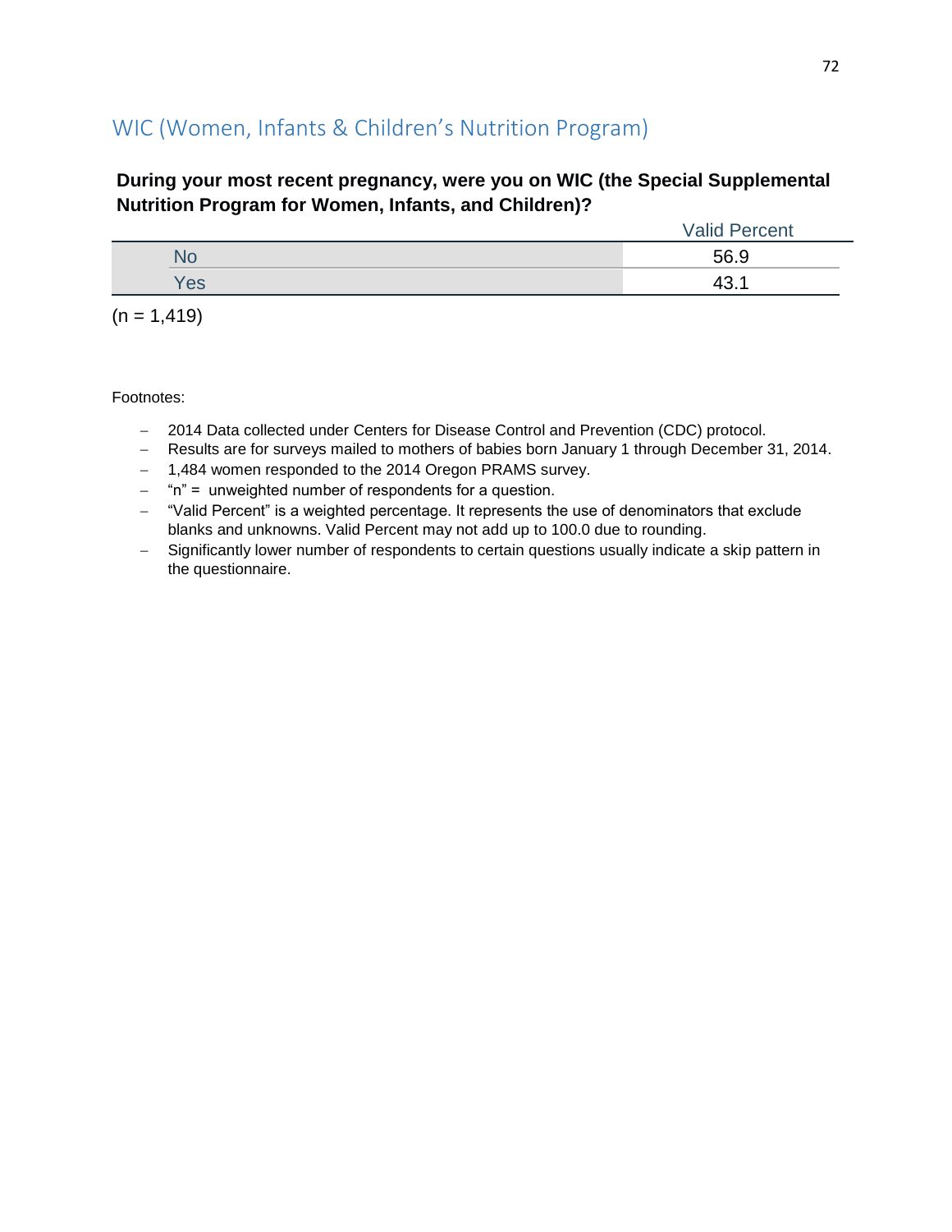## WIC (Women, Infants & Children's Nutrition Program)

**During your most recent pregnancy, were you on WIC (the Special Supplemental Nutrition Program for Women, Infants, and Children)?**

| | Valid Percent |
|---|---|
| No | 56.9 |
| Yes | 43.1 |

(n = 1,419)

Footnotes:

- 2014 Data collected under Centers for Disease Control and Prevention (CDC) protocol.
- Results are for surveys mailed to mothers of babies born January 1 through December 31, 2014.
- 1,484 women responded to the 2014 Oregon PRAMS survey.
- "n" = unweighted number of respondents for a question.
- "Valid Percent" is a weighted percentage. It represents the use of denominators that exclude blanks and unknowns. Valid Percent may not add up to 100.0 due to rounding.
- Significantly lower number of respondents to certain questions usually indicate a skip pattern in the questionnaire.